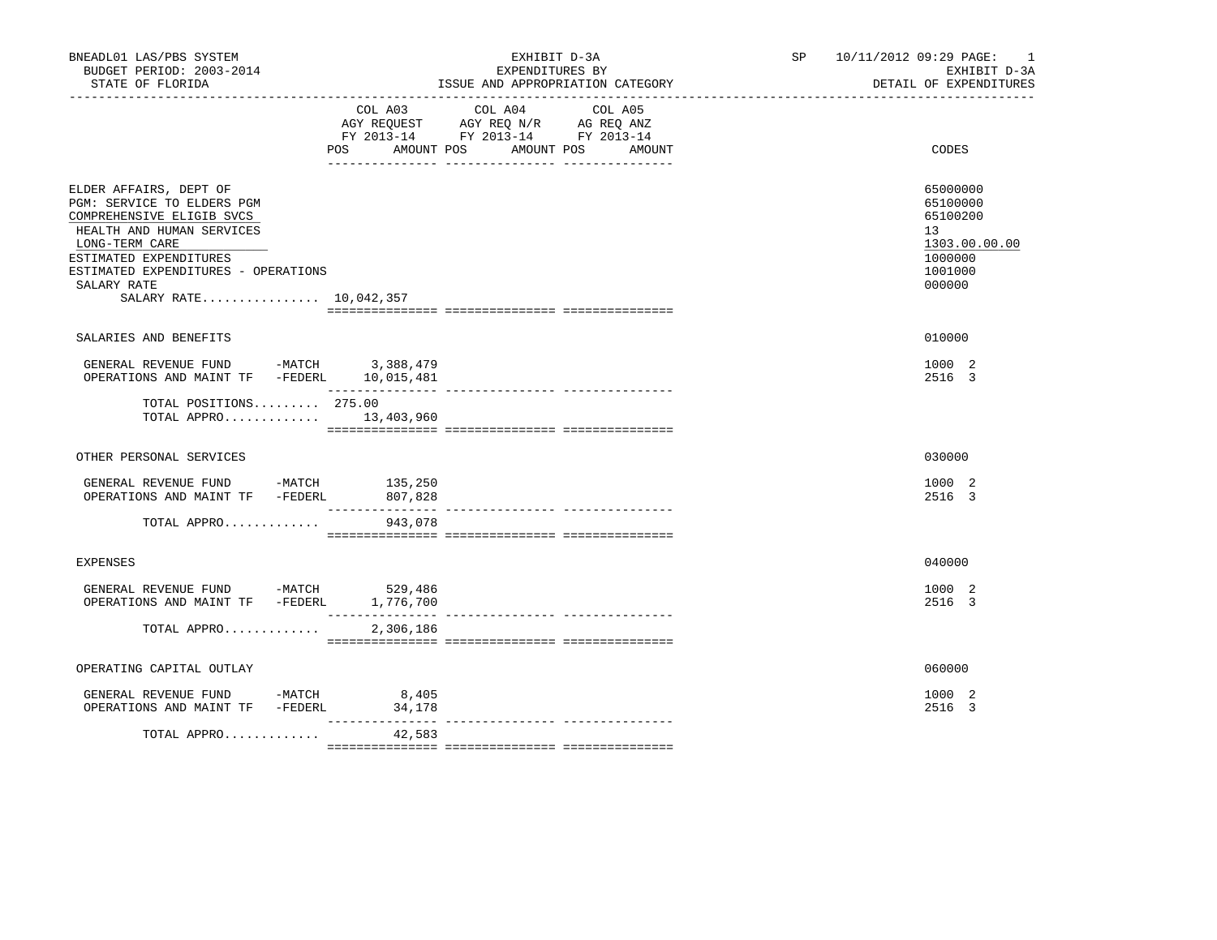BNEADL01 LAS/PBS SYSTEM | EXHIBIT D-3A | SP 10/11/2012 09:29 PAGE: 1
BUDGET PERIOD: 2003-2014 | EXPENDITURES BY | EXHIBIT D-3A
STATE OF FLORIDA | ISSUE AND APPROPRIATION CATEGORY | DETAIL OF EXPENDITURES

| | COL A03 AGY REQUEST FY 2013-14 POS AMOUNT | COL A04 AGY REQ N/R FY 2013-14 POS AMOUNT | COL A05 AG REQ ANZ FY 2013-14 POS AMOUNT | CODES |
|---|---|---|---|---|
| ELDER AFFAIRS, DEPT OF | | | | 65000000 |
| PGM: SERVICE TO ELDERS PGM | | | | 65100000 |
| COMPREHENSIVE ELIGIB SVCS | | | | 65100200 |
| HEALTH AND HUMAN SERVICES | | | | 13 |
| LONG-TERM CARE | | | | 1303.00.00.00 |
| ESTIMATED EXPENDITURES | | | | 1000000 |
| ESTIMATED EXPENDITURES - OPERATIONS | | | | 1001000 |
| SALARY RATE | | | | 000000 |
| SALARY RATE................ 10,042,357 | | | | |
| SALARIES AND BENEFITS | | | | 010000 |
| GENERAL REVENUE FUND -MATCH | 3,388,479 | | | 1000 2 |
| OPERATIONS AND MAINT TF -FEDERL | 10,015,481 | | | 2516 3 |
| TOTAL POSITIONS......... | 275.00 | | | |
| TOTAL APPRO............. | 13,403,960 | | | |
| OTHER PERSONAL SERVICES | | | | 030000 |
| GENERAL REVENUE FUND -MATCH | 135,250 | | | 1000 2 |
| OPERATIONS AND MAINT TF -FEDERL | 807,828 | | | 2516 3 |
| TOTAL APPRO............. | 943,078 | | | |
| EXPENSES | | | | 040000 |
| GENERAL REVENUE FUND -MATCH | 529,486 | | | 1000 2 |
| OPERATIONS AND MAINT TF -FEDERL | 1,776,700 | | | 2516 3 |
| TOTAL APPRO............. | 2,306,186 | | | |
| OPERATING CAPITAL OUTLAY | | | | 060000 |
| GENERAL REVENUE FUND -MATCH | 8,405 | | | 1000 2 |
| OPERATIONS AND MAINT TF -FEDERL | 34,178 | | | 2516 3 |
| TOTAL APPRO............. | 42,583 | | | |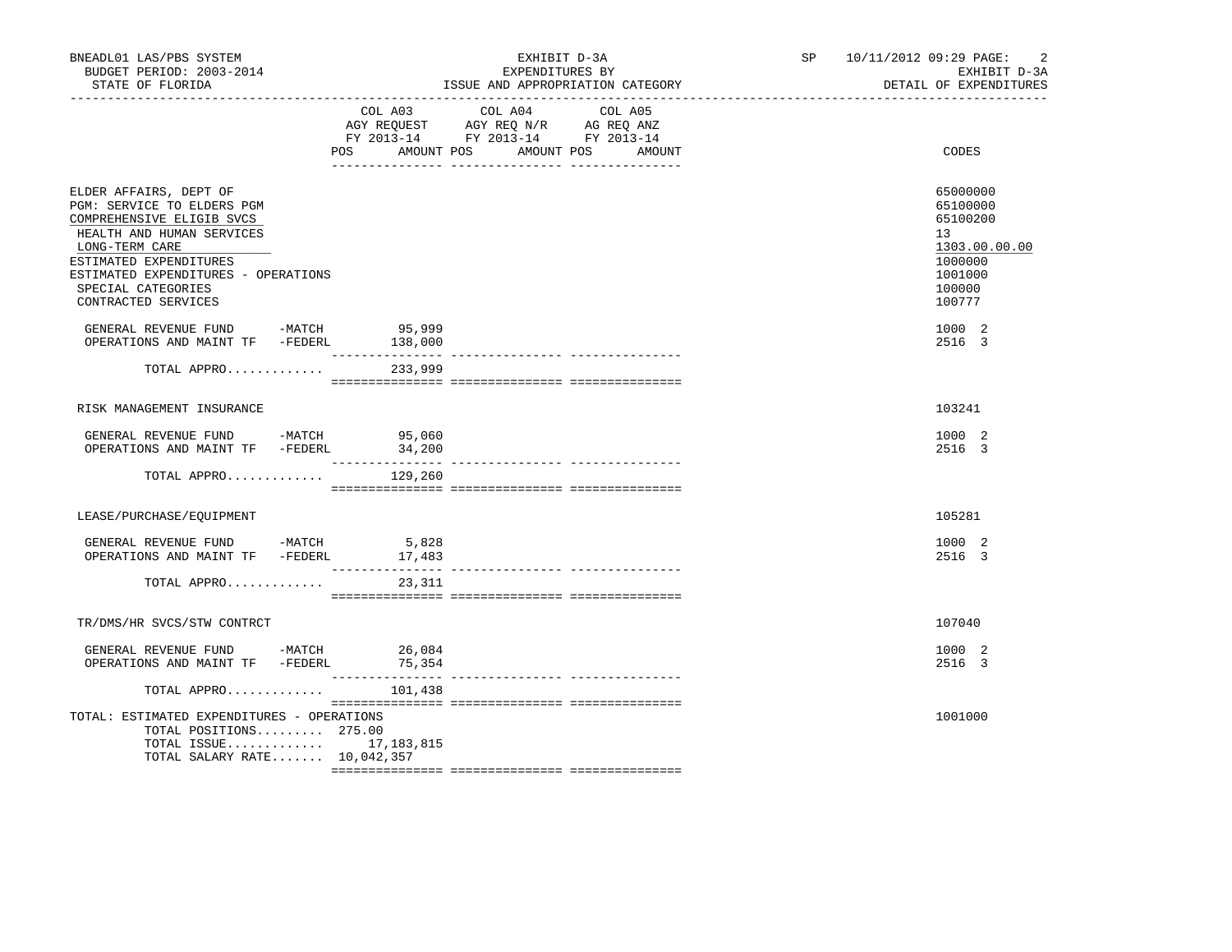BNEADL01 LAS/PBS SYSTEM | EXHIBIT D-3A | SP 10/11/2012 09:29

BUDGET PERIOD: 2003-2014 | EXPENDITURES BY | EXHIBIT D-3A

STATE OF FLORIDA | ISSUE AND APPROPRIATION CATEGORY | DETAIL OF EXPENDITURES

| | COL A03 AGY REQUEST FY 2013-14 POS AMOUNT | COL A04 AGY REQ N/R FY 2013-14 POS AMOUNT | COL A05 AG REQ ANZ FY 2013-14 POS AMOUNT | CODES |
|---|---|---|---|---|
| ELDER AFFAIRS, DEPT OF | | | | 65000000 |
| PGM: SERVICE TO ELDERS PGM | | | | 65100000 |
| COMPREHENSIVE ELIGIB SVCS | | | | 65100200 |
| HEALTH AND HUMAN SERVICES | | | | 13 |
| LONG-TERM CARE | | | | 1303.00.00.00 |
| ESTIMATED EXPENDITURES | | | | 1000000 |
| ESTIMATED EXPENDITURES - OPERATIONS | | | | 1001000 |
| SPECIAL CATEGORIES | | | | 100000 |
| CONTRACTED SERVICES | | | | 100777 |
| GENERAL REVENUE FUND -MATCH | 95,999 | | | 1000 2 |
| OPERATIONS AND MAINT TF -FEDERL | 138,000 | | | 2516 3 |
| TOTAL APPRO............ | 233,999 | | | |
| RISK MANAGEMENT INSURANCE | | | | 103241 |
| GENERAL REVENUE FUND -MATCH | 95,060 | | | 1000 2 |
| OPERATIONS AND MAINT TF -FEDERL | 34,200 | | | 2516 3 |
| TOTAL APPRO............ | 129,260 | | | |
| LEASE/PURCHASE/EQUIPMENT | | | | 105281 |
| GENERAL REVENUE FUND -MATCH | 5,828 | | | 1000 2 |
| OPERATIONS AND MAINT TF -FEDERL | 17,483 | | | 2516 3 |
| TOTAL APPRO............ | 23,311 | | | |
| TR/DMS/HR SVCS/STW CONTRCT | | | | 107040 |
| GENERAL REVENUE FUND -MATCH | 26,084 | | | 1000 2 |
| OPERATIONS AND MAINT TF -FEDERL | 75,354 | | | 2516 3 |
| TOTAL APPRO............ | 101,438 | | | |
| TOTAL: ESTIMATED EXPENDITURES - OPERATIONS | | | | 1001000 |
| TOTAL POSITIONS......... | 275.00 | | | |
| TOTAL ISSUE............ | 17,183,815 | | | |
| TOTAL SALARY RATE....... | 10,042,357 | | | |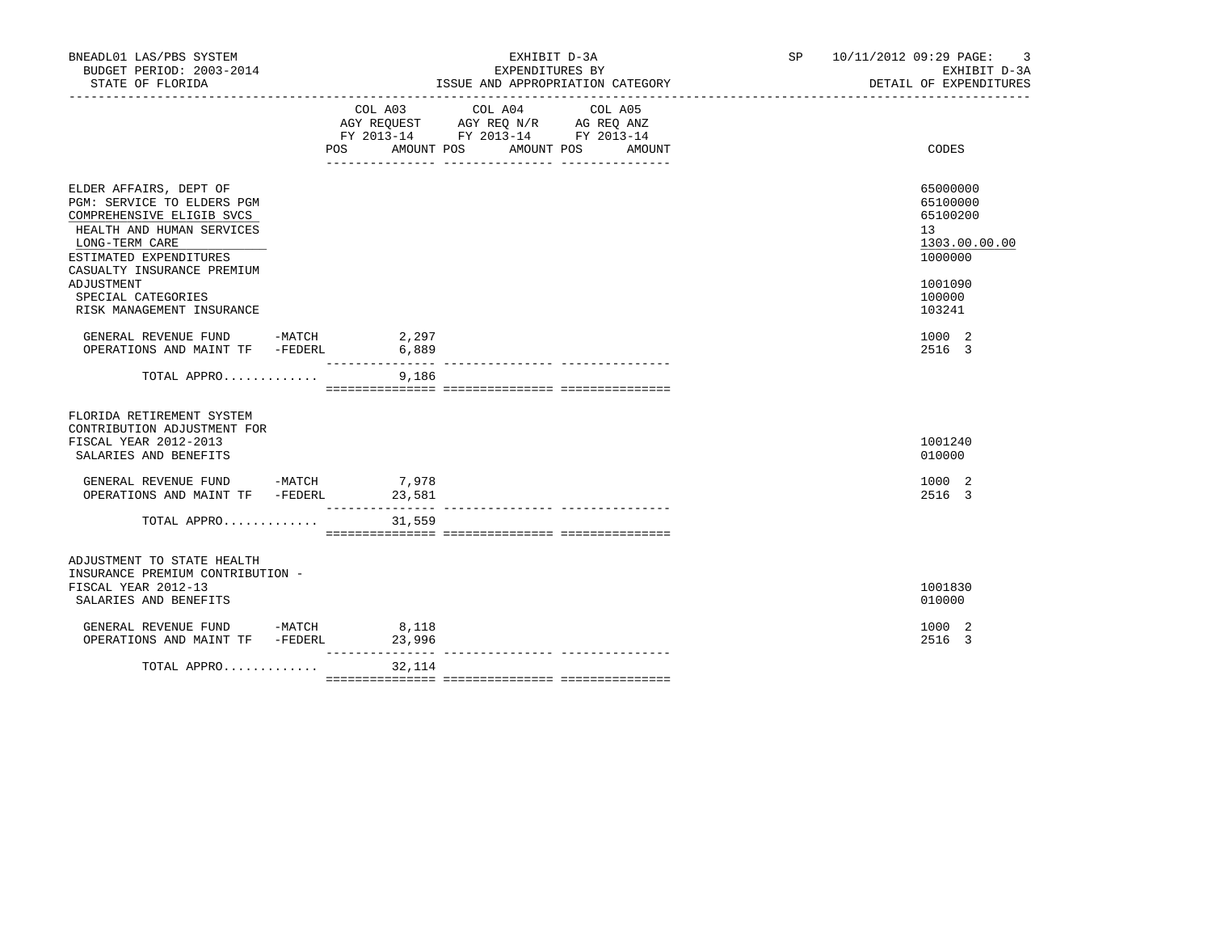BNEADL01 LAS/PBS SYSTEM — EXHIBIT D-3A — SP 10/11/2012 09:29

BUDGET PERIOD: 2003-2014 — EXPENDITURES BY — EXHIBIT D-3A

STATE OF FLORIDA — ISSUE AND APPROPRIATION CATEGORY — DETAIL OF EXPENDITURES

| | COL A03 AGY REQUEST FY 2013-14 POS AMOUNT | COL A04 AGY REQ N/R FY 2013-14 POS AMOUNT | COL A05 AG REQ ANZ FY 2013-14 POS AMOUNT | CODES |
|---|---|---|---|---|
| ELDER AFFAIRS, DEPT OF | | | | 65000000 |
| PGM: SERVICE TO ELDERS PGM | | | | 65100000 |
| COMPREHENSIVE ELIGIB SVCS | | | | 65100200 |
| HEALTH AND HUMAN SERVICES | | | | 13 |
| LONG-TERM CARE | | | | 1303.00.00.00 |
| ESTIMATED EXPENDITURES | | | | 1000000 |
| CASUALTY INSURANCE PREMIUM ADJUSTMENT | | | | 1001090 |
| SPECIAL CATEGORIES | | | | 100000 |
| RISK MANAGEMENT INSURANCE | | | | 103241 |
| GENERAL REVENUE FUND -MATCH | 2,297 | | | 1000 2 |
| OPERATIONS AND MAINT TF -FEDERL | 6,889 | | | 2516 3 |
| TOTAL APPRO............ | 9,186 | | | |
| FLORIDA RETIREMENT SYSTEM CONTRIBUTION ADJUSTMENT FOR FISCAL YEAR 2012-2013 | | | | 1001240 |
| SALARIES AND BENEFITS | | | | 010000 |
| GENERAL REVENUE FUND -MATCH | 7,978 | | | 1000 2 |
| OPERATIONS AND MAINT TF -FEDERL | 23,581 | | | 2516 3 |
| TOTAL APPRO............ | 31,559 | | | |
| ADJUSTMENT TO STATE HEALTH INSURANCE PREMIUM CONTRIBUTION - FISCAL YEAR 2012-13 | | | | 1001830 |
| SALARIES AND BENEFITS | | | | 010000 |
| GENERAL REVENUE FUND -MATCH | 8,118 | | | 1000 2 |
| OPERATIONS AND MAINT TF -FEDERL | 23,996 | | | 2516 3 |
| TOTAL APPRO............ | 32,114 | | | |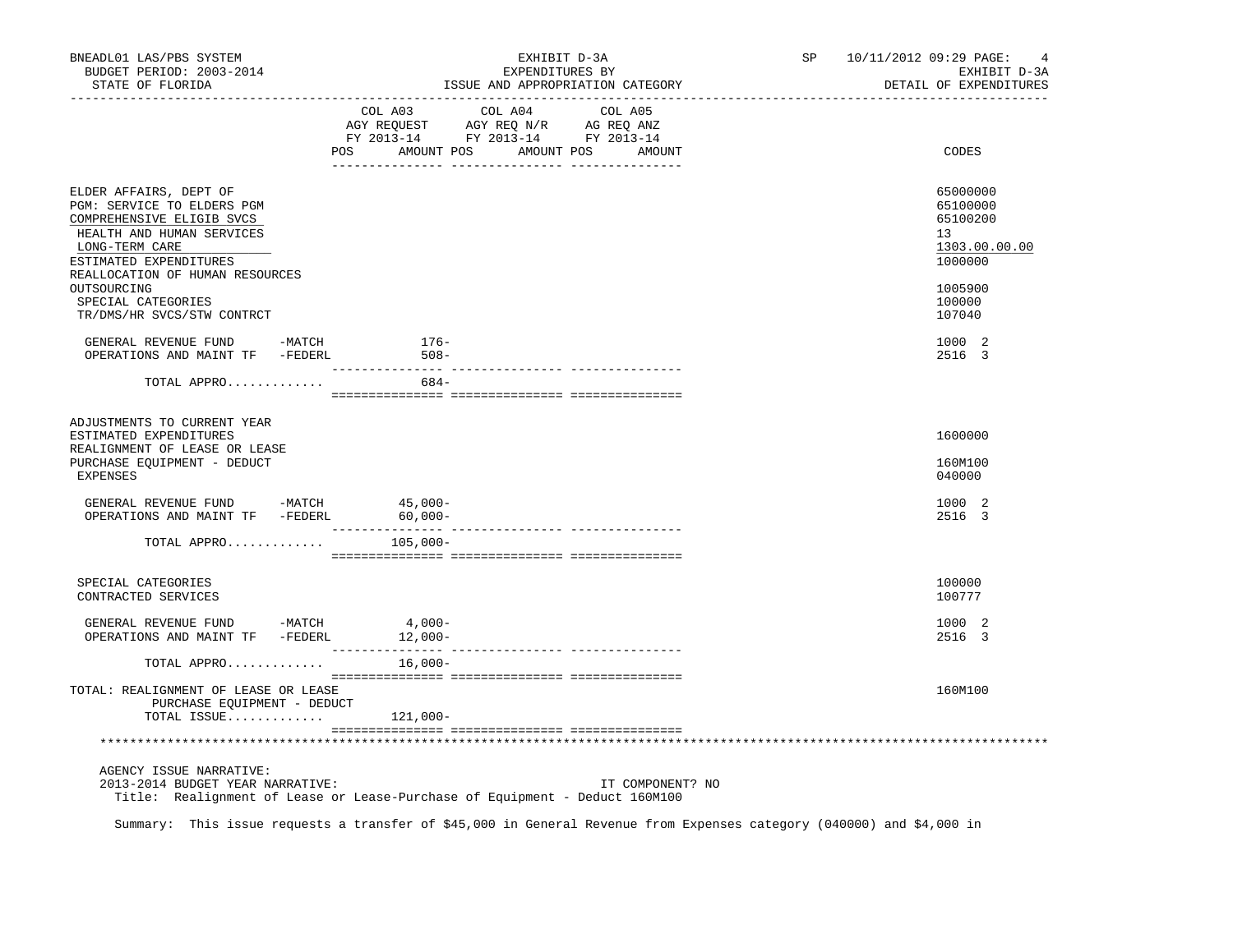| | COL A03 AGY REQUEST FY 2013-14 POS AMOUNT | COL A04 AGY REQ N/R FY 2013-14 POS AMOUNT | COL A05 AG REQ ANZ FY 2013-14 POS AMOUNT | CODES |
|---|---|---|---|---|
| ELDER AFFAIRS, DEPT OF | | | | 65000000 |
| PGM: SERVICE TO ELDERS PGM | | | | 65100000 |
| COMPREHENSIVE ELIGIB SVCS | | | | 65100200 |
| HEALTH AND HUMAN SERVICES | | | | 13 |
| LONG-TERM CARE | | | | 1303.00.00.00 |
| ESTIMATED EXPENDITURES | | | | 1000000 |
| REALLOCATION OF HUMAN RESOURCES OUTSOURCING | | | | 1005900 |
| SPECIAL CATEGORIES | | | | 100000 |
| TR/DMS/HR SVCS/STW CONTRCT | | | | 107040 |
| GENERAL REVENUE FUND -MATCH | 176- | | | 1000 2 |
| OPERATIONS AND MAINT TF -FEDERL | 508- | | | 2516 3 |
| TOTAL APPRO............ | 684- | | | |
| ADJUSTMENTS TO CURRENT YEAR ESTIMATED EXPENDITURES | | | | 1600000 |
| REALIGNMENT OF LEASE OR LEASE PURCHASE EQUIPMENT - DEDUCT | | | | 160M100 |
| EXPENSES | | | | 040000 |
| GENERAL REVENUE FUND -MATCH | 45,000- | | | 1000 2 |
| OPERATIONS AND MAINT TF -FEDERL | 60,000- | | | 2516 3 |
| TOTAL APPRO............ | 105,000- | | | |
| SPECIAL CATEGORIES | | | | 100000 |
| CONTRACTED SERVICES | | | | 100777 |
| GENERAL REVENUE FUND -MATCH | 4,000- | | | 1000 2 |
| OPERATIONS AND MAINT TF -FEDERL | 12,000- | | | 2516 3 |
| TOTAL APPRO............ | 16,000- | | | |
| TOTAL: REALIGNMENT OF LEASE OR LEASE PURCHASE EQUIPMENT - DEDUCT | | | | 160M100 |
| TOTAL ISSUE............ | 121,000- | | | |

AGENCY ISSUE NARRATIVE:

2013-2014 BUDGET YEAR NARRATIVE: IT COMPONENT? NO

Title: Realignment of Lease or Lease-Purchase of Equipment - Deduct 160M100

Summary: This issue requests a transfer of $45,000 in General Revenue from Expenses category (040000) and $4,000 in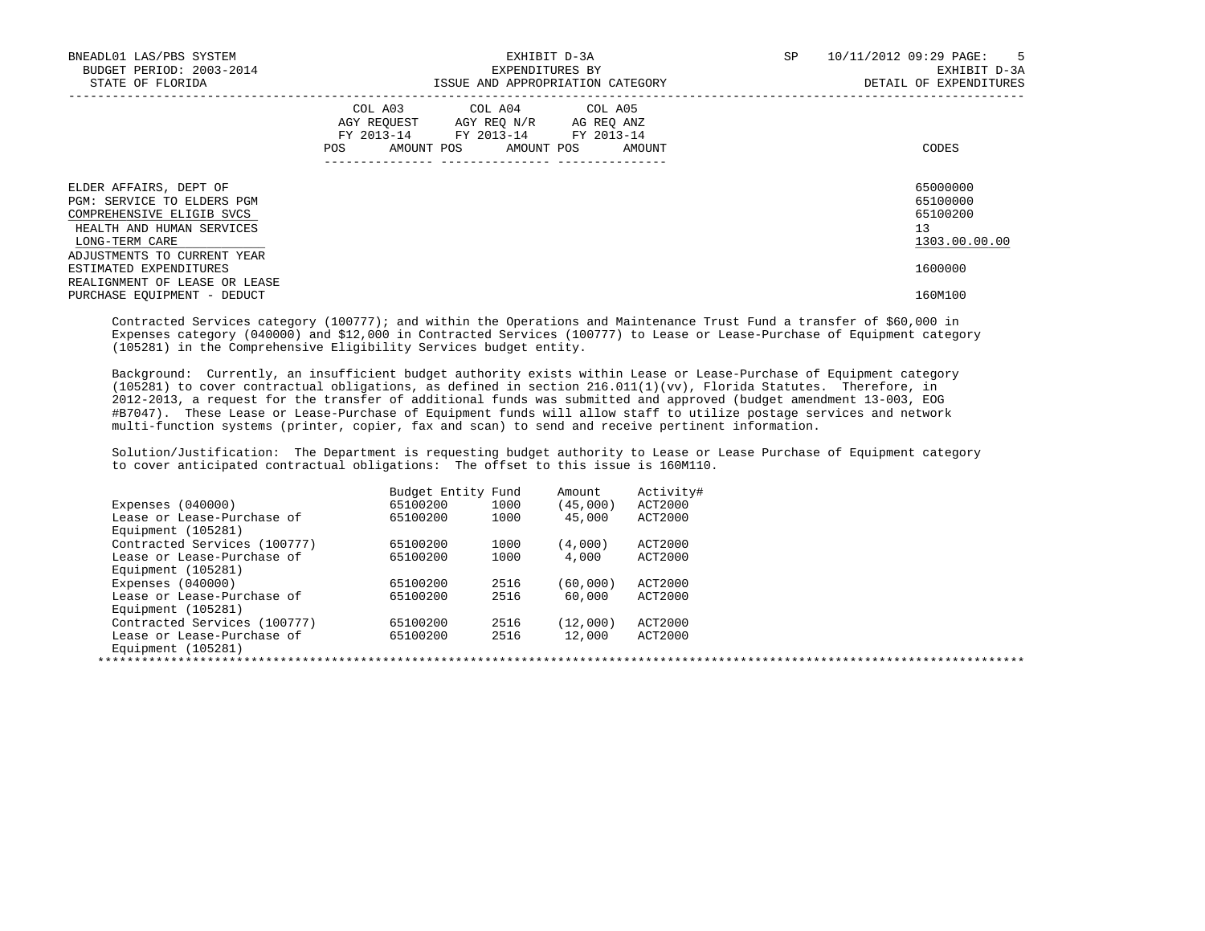| | COL A03 AGY REQUEST FY 2013-14 POS AMOUNT | COL A04 AGY REQ N/R FY 2013-14 POS AMOUNT | COL A05 AG REQ ANZ FY 2013-14 POS AMOUNT | CODES |
|---|---|---|---|---|
| ELDER AFFAIRS, DEPT OF | | | | 65000000 |
| PGM: SERVICE TO ELDERS PGM | | | | 65100000 |
| COMPREHENSIVE ELIGIB SVCS | | | | 65100200 |
| HEALTH AND HUMAN SERVICES | | | | 13 |
| LONG-TERM CARE | | | | 1303.00.00.00 |
| ADJUSTMENTS TO CURRENT YEAR ESTIMATED EXPENDITURES | | | | 1600000 |
| REALIGNMENT OF LEASE OR LEASE PURCHASE EQUIPMENT - DEDUCT | | | | 160M100 |

Contracted Services category (100777); and within the Operations and Maintenance Trust Fund a transfer of $60,000 in Expenses category (040000) and $12,000 in Contracted Services (100777) to Lease or Lease-Purchase of Equipment category (105281) in the Comprehensive Eligibility Services budget entity.

Background: Currently, an insufficient budget authority exists within Lease or Lease-Purchase of Equipment category (105281) to cover contractual obligations, as defined in section 216.011(1)(vv), Florida Statutes. Therefore, in 2012-2013, a request for the transfer of additional funds was submitted and approved (budget amendment 13-003, EOG #B7047). These Lease or Lease-Purchase of Equipment funds will allow staff to utilize postage services and network multi-function systems (printer, copier, fax and scan) to send and receive pertinent information.

Solution/Justification: The Department is requesting budget authority to Lease or Lease Purchase of Equipment category to cover anticipated contractual obligations: The offset to this issue is 160M110.

| | Budget Entity | Fund | Amount | Activity# |
|---|---|---|---|---|
| Expenses (040000) | 65100200 | 1000 | (45,000) | ACT2000 |
| Lease or Lease-Purchase of Equipment (105281) | 65100200 | 1000 | 45,000 | ACT2000 |
| Contracted Services (100777) | 65100200 | 1000 | (4,000) | ACT2000 |
| Lease or Lease-Purchase of Equipment (105281) | 65100200 | 1000 | 4,000 | ACT2000 |
| Expenses (040000) | 65100200 | 2516 | (60,000) | ACT2000 |
| Lease or Lease-Purchase of Equipment (105281) | 65100200 | 2516 | 60,000 | ACT2000 |
| Contracted Services (100777) | 65100200 | 2516 | (12,000) | ACT2000 |
| Lease or Lease-Purchase of Equipment (105281) | 65100200 | 2516 | 12,000 | ACT2000 |

*******************************************************************************************************************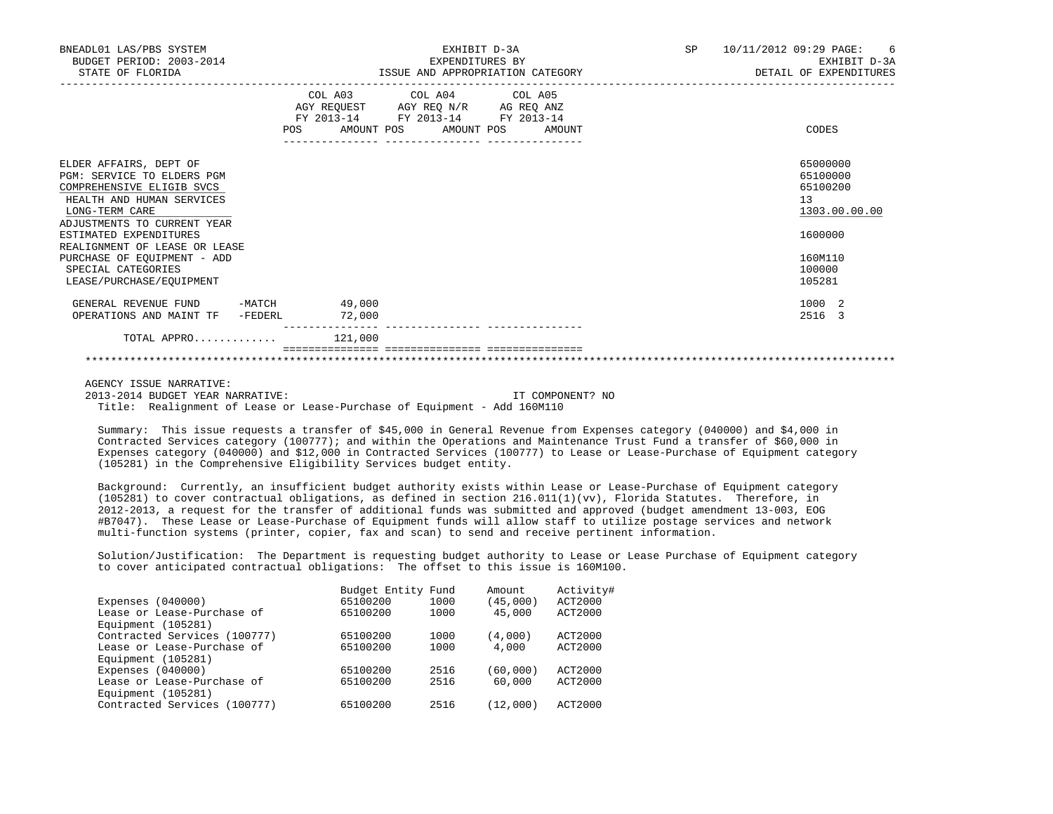BNEADL01 LAS/PBS SYSTEM — EXHIBIT D-3A — EXPENDITURES BY ISSUE AND APPROPRIATION CATEGORY — SP 10/11/2012 09:29 — EXHIBIT D-3A — DETAIL OF EXPENDITURES

BUDGET PERIOD: 2003-2014

STATE OF FLORIDA

| | COL A03 AGY REQUEST FY 2013-14 POS | AMOUNT | COL A04 AGY REQ N/R FY 2013-14 POS | AMOUNT | COL A05 AG REQ ANZ FY 2013-14 POS | AMOUNT | CODES |
|---|---|---|---|---|---|---|---|
| ELDER AFFAIRS, DEPT OF | | | | | | | 65000000 |
| PGM: SERVICE TO ELDERS PGM | | | | | | | 65100000 |
| COMPREHENSIVE ELIGIB SVCS | | | | | | | 65100200 |
| HEALTH AND HUMAN SERVICES | | | | | | | 13 |
| LONG-TERM CARE | | | | | | | 1303.00.00.00 |
| ADJUSTMENTS TO CURRENT YEAR ESTIMATED EXPENDITURES | | | | | | | 1600000 |
| REALIGNMENT OF LEASE OR LEASE PURCHASE OF EQUIPMENT - ADD | | | | | | | 160M110 |
| SPECIAL CATEGORIES | | | | | | | 100000 |
| LEASE/PURCHASE/EQUIPMENT | | | | | | | 105281 |
| GENERAL REVENUE FUND -MATCH | | 49,000 | | | | | 1000 2 |
| OPERATIONS AND MAINT TF -FEDERL | | 72,000 | | | | | 2516 3 |
| TOTAL APPRO............ | | 121,000 | | | | | |

AGENCY ISSUE NARRATIVE:

2013-2014 BUDGET YEAR NARRATIVE: IT COMPONENT? NO

Title: Realignment of Lease or Lease-Purchase of Equipment - Add 160M110

Summary: This issue requests a transfer of $45,000 in General Revenue from Expenses category (040000) and $4,000 in Contracted Services category (100777); and within the Operations and Maintenance Trust Fund a transfer of $60,000 in Expenses category (040000) and $12,000 in Contracted Services (100777) to Lease or Lease-Purchase of Equipment category (105281) in the Comprehensive Eligibility Services budget entity.

Background: Currently, an insufficient budget authority exists within Lease or Lease-Purchase of Equipment category (105281) to cover contractual obligations, as defined in section 216.011(1)(vv), Florida Statutes. Therefore, in 2012-2013, a request for the transfer of additional funds was submitted and approved (budget amendment 13-003, EOG #B7047). These Lease or Lease-Purchase of Equipment funds will allow staff to utilize postage services and network multi-function systems (printer, copier, fax and scan) to send and receive pertinent information.

Solution/Justification: The Department is requesting budget authority to Lease or Lease Purchase of Equipment category to cover anticipated contractual obligations: The offset to this issue is 160M100.

| | Budget Entity | Fund | Amount | Activity# |
|---|---|---|---|---|
| Expenses (040000) | 65100200 | 1000 | (45,000) | ACT2000 |
| Lease or Lease-Purchase of Equipment (105281) | 65100200 | 1000 | 45,000 | ACT2000 |
| Contracted Services (100777) | 65100200 | 1000 | (4,000) | ACT2000 |
| Lease or Lease-Purchase of Equipment (105281) | 65100200 | 1000 | 4,000 | ACT2000 |
| Expenses (040000) | 65100200 | 2516 | (60,000) | ACT2000 |
| Lease or Lease-Purchase of Equipment (105281) | 65100200 | 2516 | 60,000 | ACT2000 |
| Contracted Services (100777) | 65100200 | 2516 | (12,000) | ACT2000 |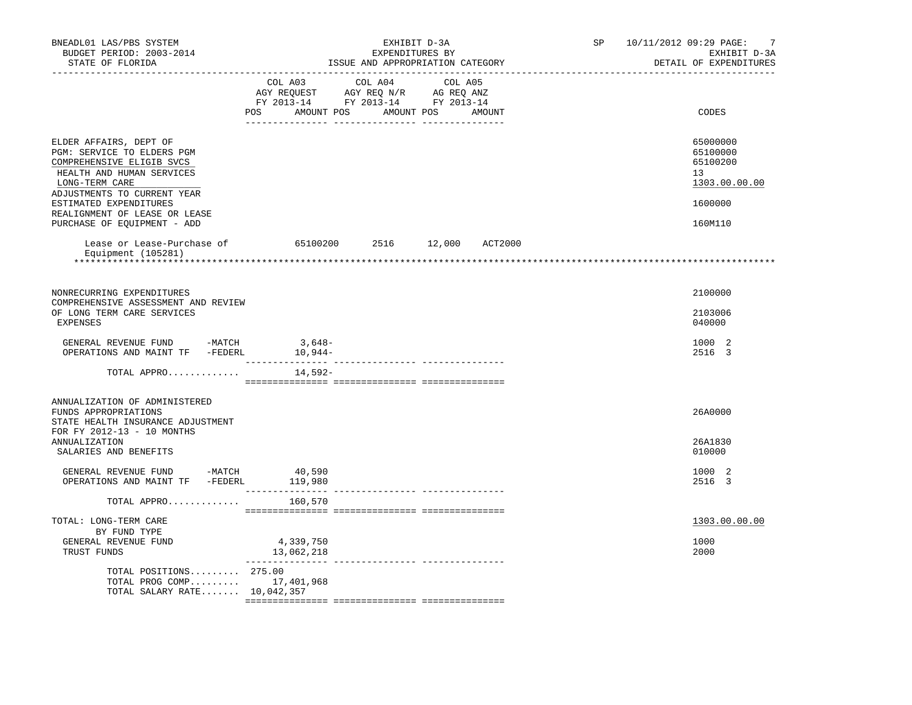BNEADL01 LAS/PBS SYSTEM — EXHIBIT D-3A — SP 10/11/2012 09:29

BUDGET PERIOD: 2003-2014 — EXPENDITURES BY — EXHIBIT D-3A

STATE OF FLORIDA — ISSUE AND APPROPRIATION CATEGORY — DETAIL OF EXPENDITURES

| | COL A03 AGY REQUEST FY 2013-14 POS AMOUNT | COL A04 AGY REQ N/R FY 2013-14 POS AMOUNT | COL A05 AG REQ ANZ FY 2013-14 POS AMOUNT | CODES |
|---|---|---|---|---|
| ELDER AFFAIRS, DEPT OF | | | | 65000000 |
| PGM: SERVICE TO ELDERS PGM | | | | 65100000 |
| COMPREHENSIVE ELIGIB SVCS | | | | 65100200 |
| HEALTH AND HUMAN SERVICES | | | | 13 |
| LONG-TERM CARE | | | | 1303.00.00.00 |
| ADJUSTMENTS TO CURRENT YEAR ESTIMATED EXPENDITURES | | | | 1600000 |
| REALIGNMENT OF LEASE OR LEASE PURCHASE OF EQUIPMENT - ADD | | | | 160M110 |
| Lease or Lease-Purchase of Equipment (105281) 65100200 2516 12,000 ACT2000 | | | | |
| NONRECURRING EXPENDITURES | | | | 2100000 |
| COMPREHENSIVE ASSESSMENT AND REVIEW OF LONG TERM CARE SERVICES | | | | 2103006 |
| EXPENSES | | | | 040000 |
| GENERAL REVENUE FUND -MATCH | 3,648- | | | 1000 2 |
| OPERATIONS AND MAINT TF -FEDERL | 10,944- | | | 2516 3 |
| TOTAL APPRO............. | 14,592- | | | |
| ANNUALIZATION OF ADMINISTERED FUNDS APPROPRIATIONS | | | | 26A0000 |
| STATE HEALTH INSURANCE ADJUSTMENT FOR FY 2012-13 - 10 MONTHS ANNUALIZATION | | | | 26A1830 |
| SALARIES AND BENEFITS | | | | 010000 |
| GENERAL REVENUE FUND -MATCH | 40,590 | | | 1000 2 |
| OPERATIONS AND MAINT TF -FEDERL | 119,980 | | | 2516 3 |
| TOTAL APPRO............. | 160,570 | | | |
| TOTAL: LONG-TERM CARE | | | | 1303.00.00.00 |
| BY FUND TYPE | | | | |
| GENERAL REVENUE FUND | 4,339,750 | | | 1000 |
| TRUST FUNDS | 13,062,218 | | | 2000 |
| TOTAL POSITIONS......... | 275.00 | | | |
| TOTAL PROG COMP......... | 17,401,968 | | | |
| TOTAL SALARY RATE....... | 10,042,357 | | | |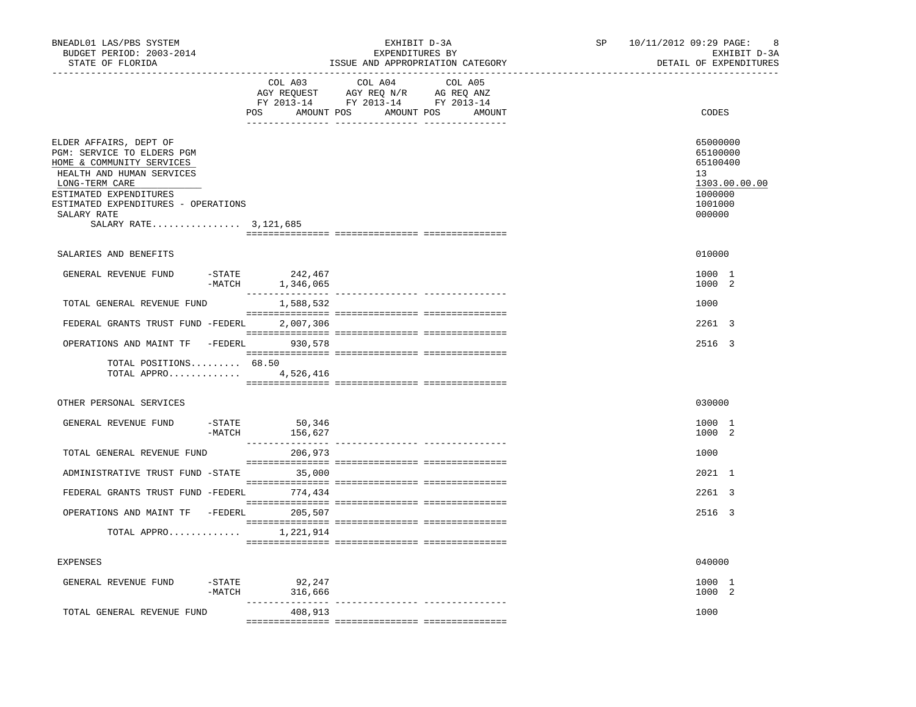BNEADL01 LAS/PBS SYSTEM
BUDGET PERIOD: 2003-2014
STATE OF FLORIDA

EXHIBIT D-3A
EXPENDITURES BY
ISSUE AND APPROPRIATION CATEGORY

SP 10/11/2012 09:29 PAGE: 8
EXHIBIT D-3A
DETAIL OF EXPENDITURES

| | | COL A03 AGY REQUEST FY 2013-14 POS | AMOUNT | COL A04 AGY REQ N/R FY 2013-14 POS | AMOUNT | COL A05 AG REQ ANZ FY 2013-14 POS | AMOUNT | CODES |
|---|---|---|---|---|---|---|---|---|
| ELDER AFFAIRS, DEPT OF | | | | | | | | 65000000 |
| PGM: SERVICE TO ELDERS PGM | | | | | | | | 65100000 |
| HOME & COMMUNITY SERVICES | | | | | | | | 65100400 |
| HEALTH AND HUMAN SERVICES | | | | | | | | 13 |
| LONG-TERM CARE | | | | | | | | 1303.00.00.00 |
| ESTIMATED EXPENDITURES | | | | | | | | 1000000 |
| ESTIMATED EXPENDITURES - OPERATIONS | | | | | | | | 1001000 |
| SALARY RATE | | | | | | | | 000000 |
| SALARY RATE................ 3,121,685 | | | | | | | | |
| SALARIES AND BENEFITS | | | | | | | | 010000 |
| GENERAL REVENUE FUND | -STATE | | 242,467 | | | | | 1000 1 |
| | -MATCH | | 1,346,065 | | | | | 1000 2 |
| TOTAL GENERAL REVENUE FUND | | | 1,588,532 | | | | | 1000 |
| FEDERAL GRANTS TRUST FUND | -FEDERL | | 2,007,306 | | | | | 2261 3 |
| OPERATIONS AND MAINT TF | -FEDERL | | 930,578 | | | | | 2516 3 |
| TOTAL POSITIONS......... | | 68.50 | | | | | | |
| TOTAL APPRO............. | | | 4,526,416 | | | | | |
| OTHER PERSONAL SERVICES | | | | | | | | 030000 |
| GENERAL REVENUE FUND | -STATE | | 50,346 | | | | | 1000 1 |
| | -MATCH | | 156,627 | | | | | 1000 2 |
| TOTAL GENERAL REVENUE FUND | | | 206,973 | | | | | 1000 |
| ADMINISTRATIVE TRUST FUND | -STATE | | 35,000 | | | | | 2021 1 |
| FEDERAL GRANTS TRUST FUND | -FEDERL | | 774,434 | | | | | 2261 3 |
| OPERATIONS AND MAINT TF | -FEDERL | | 205,507 | | | | | 2516 3 |
| TOTAL APPRO............. | | | 1,221,914 | | | | | |
| EXPENSES | | | | | | | | 040000 |
| GENERAL REVENUE FUND | -STATE | | 92,247 | | | | | 1000 1 |
| | -MATCH | | 316,666 | | | | | 1000 2 |
| TOTAL GENERAL REVENUE FUND | | | 408,913 | | | | | 1000 |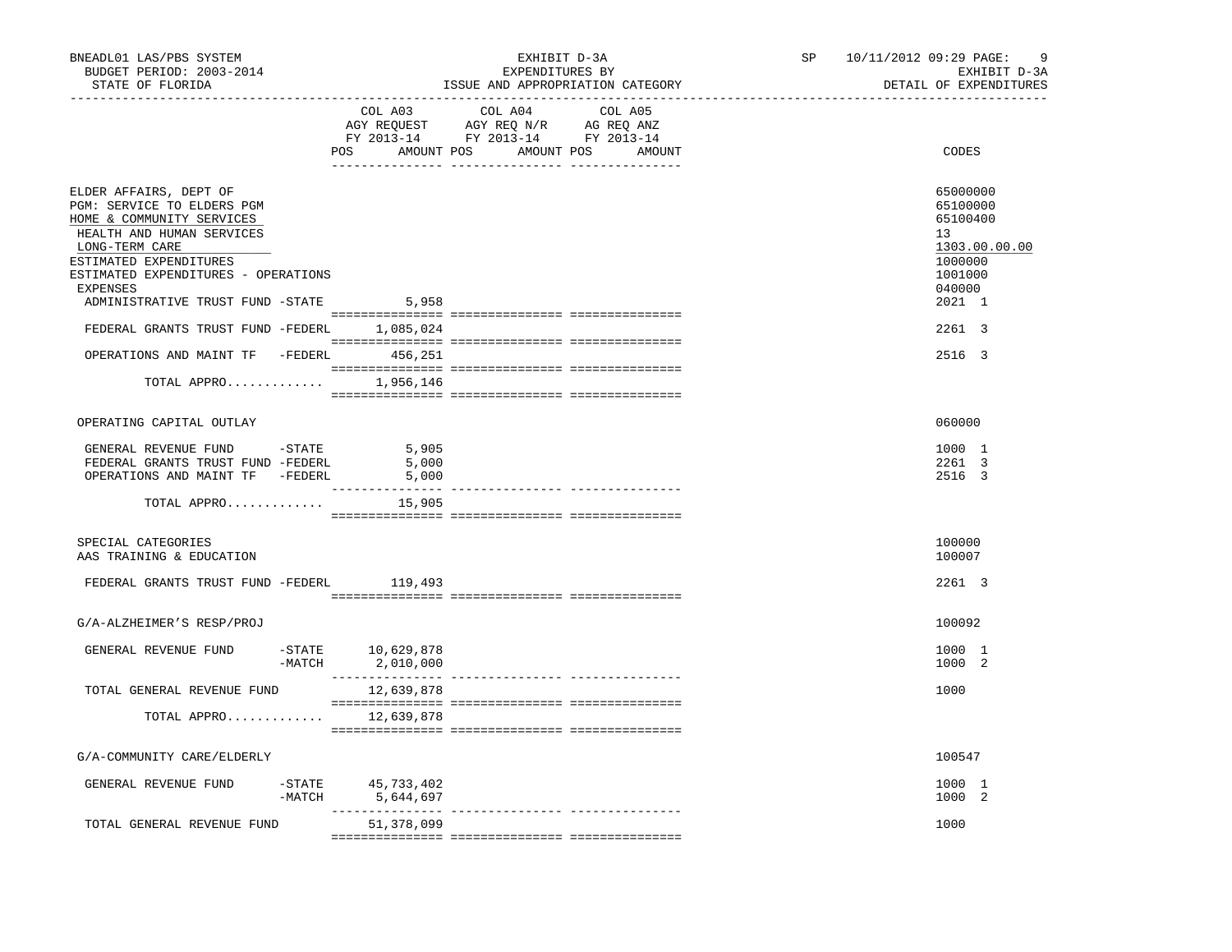BNEADL01 LAS/PBS SYSTEM | EXHIBIT D-3A | SP 10/11/2012 09:29

BUDGET PERIOD: 2003-2014 | EXPENDITURES BY | EXHIBIT D-3A

STATE OF FLORIDA | ISSUE AND APPROPRIATION CATEGORY | DETAIL OF EXPENDITURES

| | COL A03 AGY REQUEST FY 2013-14 POS AMOUNT | COL A04 AGY REQ N/R FY 2013-14 POS AMOUNT | COL A05 AG REQ ANZ FY 2013-14 POS AMOUNT | CODES |
|---|---|---|---|---|
| ELDER AFFAIRS, DEPT OF | | | | 65000000 |
| PGM: SERVICE TO ELDERS PGM | | | | 65100000 |
| HOME & COMMUNITY SERVICES | | | | 65100400 |
| HEALTH AND HUMAN SERVICES | | | | 13 |
| LONG-TERM CARE | | | | 1303.00.00.00 |
| ESTIMATED EXPENDITURES | | | | 1000000 |
| ESTIMATED EXPENDITURES - OPERATIONS | | | | 1001000 |
| EXPENSES | | | | 040000 |
| ADMINISTRATIVE TRUST FUND -STATE | 5,958 | | | 2021 1 |
| FEDERAL GRANTS TRUST FUND -FEDERL | 1,085,024 | | | 2261 3 |
| OPERATIONS AND MAINT TF -FEDERL | 456,251 | | | 2516 3 |
| TOTAL APPRO............. | 1,956,146 | | | |
| OPERATING CAPITAL OUTLAY | | | | 060000 |
| GENERAL REVENUE FUND -STATE | 5,905 | | | 1000 1 |
| FEDERAL GRANTS TRUST FUND -FEDERL | 5,000 | | | 2261 3 |
| OPERATIONS AND MAINT TF -FEDERL | 5,000 | | | 2516 3 |
| TOTAL APPRO............. | 15,905 | | | |
| SPECIAL CATEGORIES | | | | 100000 |
| AAS TRAINING & EDUCATION | | | | 100007 |
| FEDERAL GRANTS TRUST FUND -FEDERL | 119,493 | | | 2261 3 |
| G/A-ALZHEIMER'S RESP/PROJ | | | | 100092 |
| GENERAL REVENUE FUND -STATE | 10,629,878 | | | 1000 1 |
| -MATCH | 2,010,000 | | | 1000 2 |
| TOTAL GENERAL REVENUE FUND | 12,639,878 | | | 1000 |
| TOTAL APPRO............. | 12,639,878 | | | |
| G/A-COMMUNITY CARE/ELDERLY | | | | 100547 |
| GENERAL REVENUE FUND -STATE | 45,733,402 | | | 1000 1 |
| -MATCH | 5,644,697 | | | 1000 2 |
| TOTAL GENERAL REVENUE FUND | 51,378,099 | | | 1000 |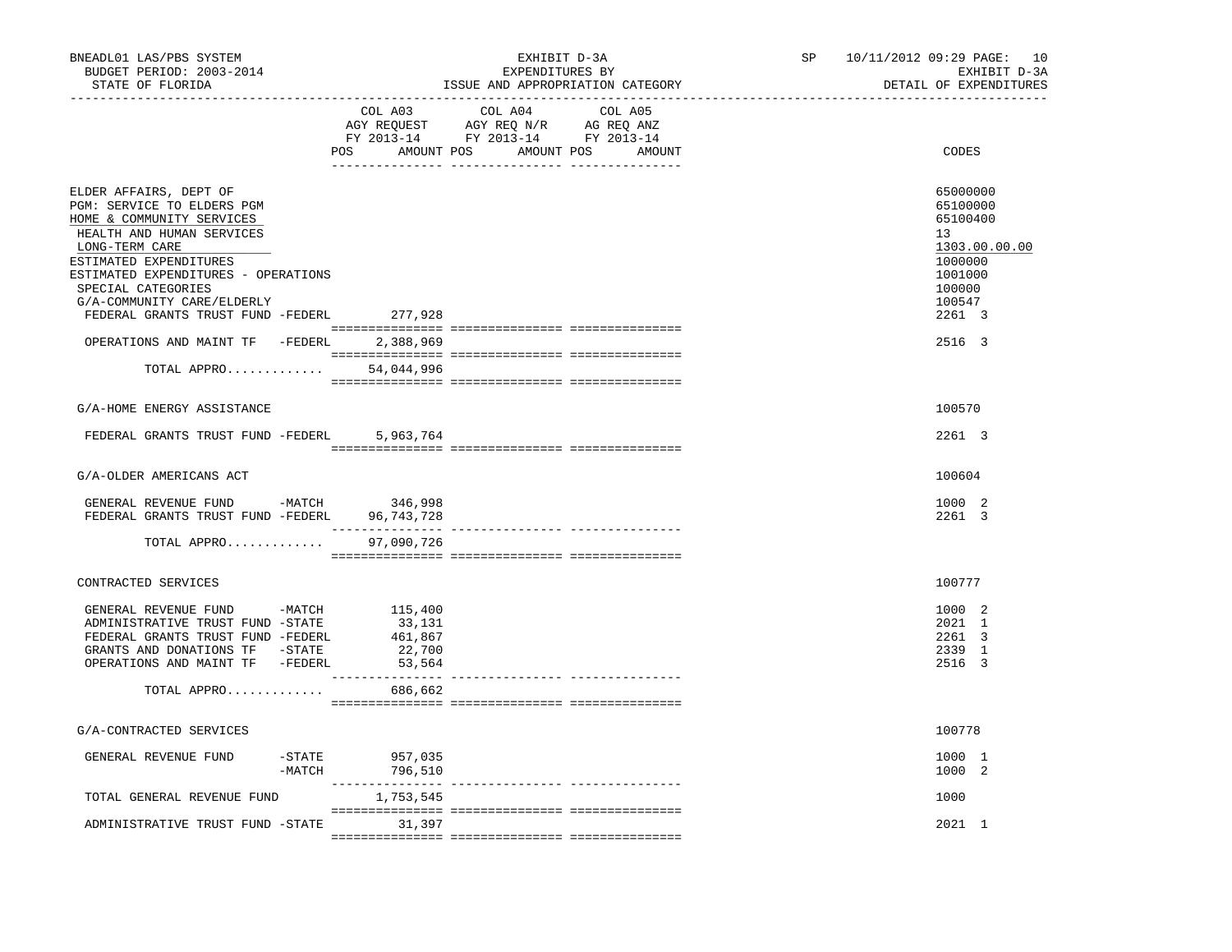BNEADL01 LAS/PBS SYSTEM — EXHIBIT D-3A — SP 10/11/2012 09:29

BUDGET PERIOD: 2003-2014 — EXPENDITURES BY — EXHIBIT D-3A

STATE OF FLORIDA — ISSUE AND APPROPRIATION CATEGORY — DETAIL OF EXPENDITURES

| | COL A03 AGY REQUEST FY 2013-14 POS AMOUNT | COL A04 AGY REQ N/R FY 2013-14 POS AMOUNT | COL A05 AG REQ ANZ FY 2013-14 POS AMOUNT | CODES |
|---|---|---|---|---|
| ELDER AFFAIRS, DEPT OF | | | | 65000000 |
| PGM: SERVICE TO ELDERS PGM | | | | 65100000 |
| HOME & COMMUNITY SERVICES | | | | 65100400 |
| HEALTH AND HUMAN SERVICES | | | | 13 |
| LONG-TERM CARE | | | | 1303.00.00.00 |
| ESTIMATED EXPENDITURES | | | | 1000000 |
| ESTIMATED EXPENDITURES - OPERATIONS | | | | 1001000 |
| SPECIAL CATEGORIES | | | | 100000 |
| G/A-COMMUNITY CARE/ELDERLY | | | | 100547 |
| FEDERAL GRANTS TRUST FUND -FEDERL | 277,928 | | | 2261 3 |
| OPERATIONS AND MAINT TF -FEDERL | 2,388,969 | | | 2516 3 |
| TOTAL APPRO............ | 54,044,996 | | | |
| G/A-HOME ENERGY ASSISTANCE | | | | 100570 |
| FEDERAL GRANTS TRUST FUND -FEDERL | 5,963,764 | | | 2261 3 |
| G/A-OLDER AMERICANS ACT | | | | 100604 |
| GENERAL REVENUE FUND -MATCH | 346,998 | | | 1000 2 |
| FEDERAL GRANTS TRUST FUND -FEDERL | 96,743,728 | | | 2261 3 |
| TOTAL APPRO............ | 97,090,726 | | | |
| CONTRACTED SERVICES | | | | 100777 |
| GENERAL REVENUE FUND -MATCH | 115,400 | | | 1000 2 |
| ADMINISTRATIVE TRUST FUND -STATE | 33,131 | | | 2021 1 |
| FEDERAL GRANTS TRUST FUND -FEDERL | 461,867 | | | 2261 3 |
| GRANTS AND DONATIONS TF -STATE | 22,700 | | | 2339 1 |
| OPERATIONS AND MAINT TF -FEDERL | 53,564 | | | 2516 3 |
| TOTAL APPRO............ | 686,662 | | | |
| G/A-CONTRACTED SERVICES | | | | 100778 |
| GENERAL REVENUE FUND -STATE | 957,035 | | | 1000 1 |
| -MATCH | 796,510 | | | 1000 2 |
| TOTAL GENERAL REVENUE FUND | 1,753,545 | | | 1000 |
| ADMINISTRATIVE TRUST FUND -STATE | 31,397 | | | 2021 1 |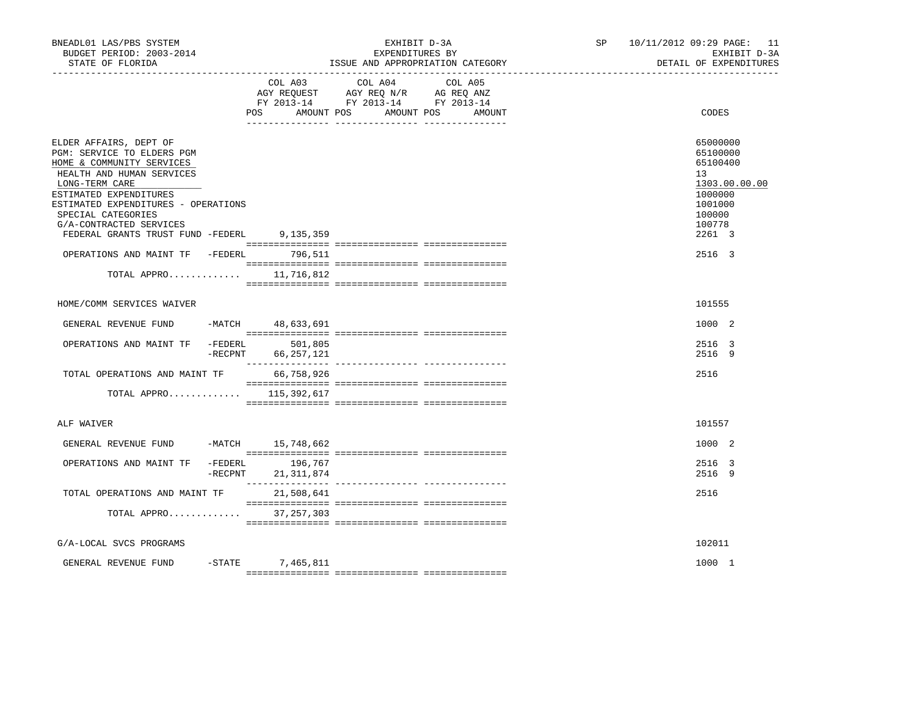BNEADL01 LAS/PBS SYSTEM
BUDGET PERIOD: 2003-2014
STATE OF FLORIDA

EXHIBIT D-3A
EXPENDITURES BY
ISSUE AND APPROPRIATION CATEGORY

SP 10/11/2012 09:29

EXHIBIT D-3A
DETAIL OF EXPENDITURES

| | COL A03 AGY REQUEST FY 2013-14 POS AMOUNT | COL A04 AGY REQ N/R FY 2013-14 POS AMOUNT | COL A05 AG REQ ANZ FY 2013-14 POS AMOUNT | CODES |
|---|---|---|---|---|
| ELDER AFFAIRS, DEPT OF | | | | 65000000 |
| PGM: SERVICE TO ELDERS PGM | | | | 65100000 |
| HOME & COMMUNITY SERVICES | | | | 65100400 |
| HEALTH AND HUMAN SERVICES | | | | 13 |
| LONG-TERM CARE | | | | 1303.00.00.00 |
| ESTIMATED EXPENDITURES | | | | 1000000 |
| ESTIMATED EXPENDITURES - OPERATIONS | | | | 1001000 |
| SPECIAL CATEGORIES | | | | 100000 |
| G/A-CONTRACTED SERVICES | | | | 100778 |
| FEDERAL GRANTS TRUST FUND -FEDERL | 9,135,359 | | | 2261 3 |
| OPERATIONS AND MAINT TF -FEDERL | 796,511 | | | 2516 3 |
| TOTAL APPRO............ | 11,716,812 | | | |
| HOME/COMM SERVICES WAIVER | | | | 101555 |
| GENERAL REVENUE FUND -MATCH | 48,633,691 | | | 1000 2 |
| OPERATIONS AND MAINT TF -FEDERL | 501,805 | | | 2516 3 |
| -RECPNT | 66,257,121 | | | 2516 9 |
| TOTAL OPERATIONS AND MAINT TF | 66,758,926 | | | 2516 |
| TOTAL APPRO............ | 115,392,617 | | | |
| ALF WAIVER | | | | 101557 |
| GENERAL REVENUE FUND -MATCH | 15,748,662 | | | 1000 2 |
| OPERATIONS AND MAINT TF -FEDERL | 196,767 | | | 2516 3 |
| -RECPNT | 21,311,874 | | | 2516 9 |
| TOTAL OPERATIONS AND MAINT TF | 21,508,641 | | | 2516 |
| TOTAL APPRO............ | 37,257,303 | | | |
| G/A-LOCAL SVCS PROGRAMS | | | | 102011 |
| GENERAL REVENUE FUND -STATE | 7,465,811 | | | 1000 1 |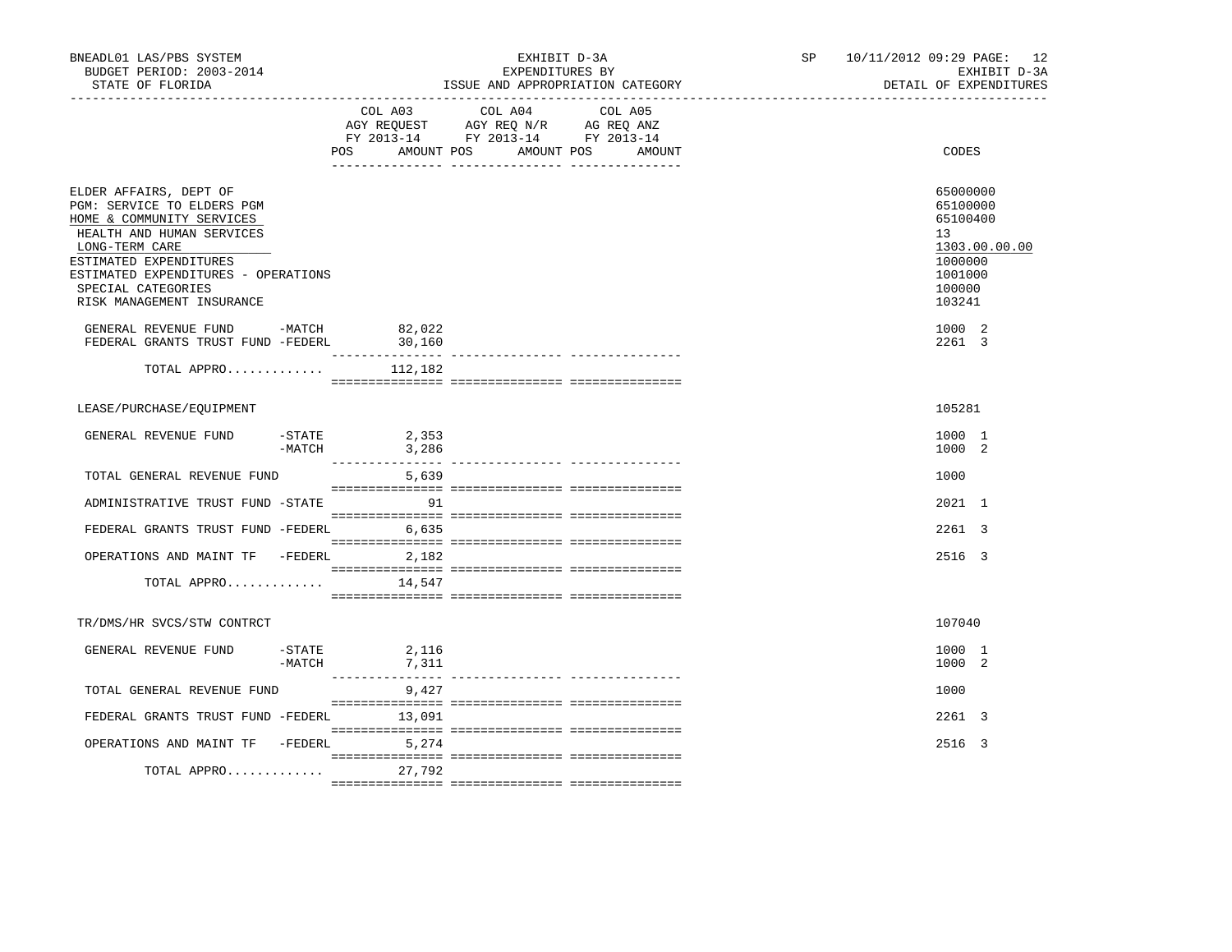BNEADL01 LAS/PBS SYSTEM
BUDGET PERIOD: 2003-2014
STATE OF FLORIDA

EXHIBIT D-3A
EXPENDITURES BY
ISSUE AND APPROPRIATION CATEGORY

SP 10/11/2012 09:29
EXHIBIT D-3A
DETAIL OF EXPENDITURES

| | COL A03 AGY REQUEST FY 2013-14 POS AMOUNT | COL A04 AGY REQ N/R FY 2013-14 POS AMOUNT | COL A05 AG REQ ANZ FY 2013-14 POS AMOUNT | CODES |
|---|---|---|---|---|
| ELDER AFFAIRS, DEPT OF | | | | 65000000 |
| PGM: SERVICE TO ELDERS PGM | | | | 65100000 |
| HOME & COMMUNITY SERVICES | | | | 65100400 |
| HEALTH AND HUMAN SERVICES | | | | 13 |
| LONG-TERM CARE | | | | 1303.00.00.00 |
| ESTIMATED EXPENDITURES | | | | 1000000 |
| ESTIMATED EXPENDITURES - OPERATIONS | | | | 1001000 |
| SPECIAL CATEGORIES | | | | 100000 |
| RISK MANAGEMENT INSURANCE | | | | 103241 |
| GENERAL REVENUE FUND -MATCH | 82,022 | | | 1000 2 |
| FEDERAL GRANTS TRUST FUND -FEDERL | 30,160 | | | 2261 3 |
| TOTAL APPRO............. | 112,182 | | | |
| LEASE/PURCHASE/EQUIPMENT | | | | 105281 |
| GENERAL REVENUE FUND -STATE | 2,353 | | | 1000 1 |
| -MATCH | 3,286 | | | 1000 2 |
| TOTAL GENERAL REVENUE FUND | 5,639 | | | 1000 |
| ADMINISTRATIVE TRUST FUND -STATE | 91 | | | 2021 1 |
| FEDERAL GRANTS TRUST FUND -FEDERL | 6,635 | | | 2261 3 |
| OPERATIONS AND MAINT TF -FEDERL | 2,182 | | | 2516 3 |
| TOTAL APPRO............. | 14,547 | | | |
| TR/DMS/HR SVCS/STW CONTRCT | | | | 107040 |
| GENERAL REVENUE FUND -STATE | 2,116 | | | 1000 1 |
| -MATCH | 7,311 | | | 1000 2 |
| TOTAL GENERAL REVENUE FUND | 9,427 | | | 1000 |
| FEDERAL GRANTS TRUST FUND -FEDERL | 13,091 | | | 2261 3 |
| OPERATIONS AND MAINT TF -FEDERL | 5,274 | | | 2516 3 |
| TOTAL APPRO............. | 27,792 | | | |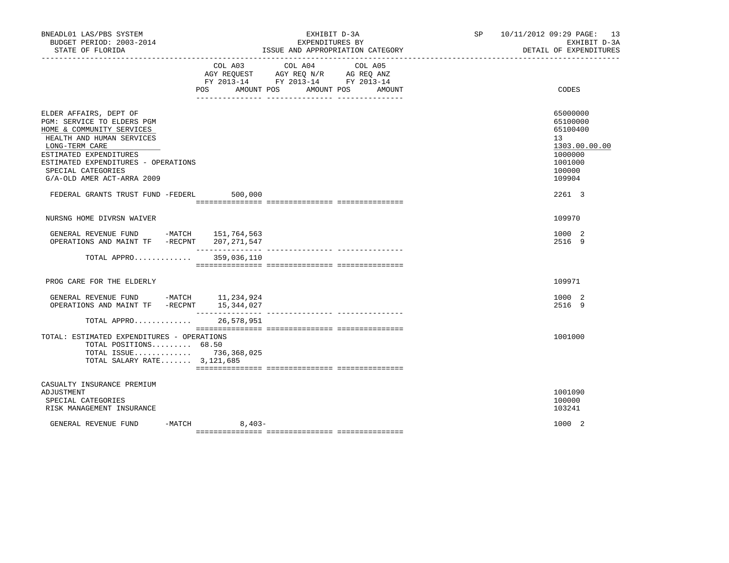BNEADL01 LAS/PBS SYSTEM — EXHIBIT D-3A — SP 10/11/2012 09:29

BUDGET PERIOD: 2003-2014 — EXPENDITURES BY — EXHIBIT D-3A

STATE OF FLORIDA — ISSUE AND APPROPRIATION CATEGORY — DETAIL OF EXPENDITURES

| | COL A03 AGY REQUEST FY 2013-14 POS AMOUNT | COL A04 AGY REQ N/R FY 2013-14 POS AMOUNT | COL A05 AG REQ ANZ FY 2013-14 POS AMOUNT | CODES |
|---|---|---|---|---|
| ELDER AFFAIRS, DEPT OF | | | | 65000000 |
| PGM: SERVICE TO ELDERS PGM | | | | 65100000 |
| HOME & COMMUNITY SERVICES | | | | 65100400 |
| HEALTH AND HUMAN SERVICES | | | | 13 |
| LONG-TERM CARE | | | | 1303.00.00.00 |
| ESTIMATED EXPENDITURES | | | | 1000000 |
| ESTIMATED EXPENDITURES - OPERATIONS | | | | 1001000 |
| SPECIAL CATEGORIES | | | | 100000 |
| G/A-OLD AMER ACT-ARRA 2009 | | | | 109904 |
| FEDERAL GRANTS TRUST FUND -FEDERL | 500,000 | | | 2261 3 |
| NURSNG HOME DIVRSN WAIVER | | | | 109970 |
| GENERAL REVENUE FUND -MATCH | 151,764,563 | | | 1000 2 |
| OPERATIONS AND MAINT TF -RECPNT | 207,271,547 | | | 2516 9 |
| TOTAL APPRO............ | 359,036,110 | | | |
| PROG CARE FOR THE ELDERLY | | | | 109971 |
| GENERAL REVENUE FUND -MATCH | 11,234,924 | | | 1000 2 |
| OPERATIONS AND MAINT TF -RECPNT | 15,344,027 | | | 2516 9 |
| TOTAL APPRO............ | 26,578,951 | | | |
| TOTAL: ESTIMATED EXPENDITURES - OPERATIONS | | | | 1001000 |
| TOTAL POSITIONS......... | 68.50 | | | |
| TOTAL ISSUE............ | 736,368,025 | | | |
| TOTAL SALARY RATE....... | 3,121,685 | | | |
| CASUALTY INSURANCE PREMIUM ADJUSTMENT | | | | 1001090 |
| SPECIAL CATEGORIES | | | | 100000 |
| RISK MANAGEMENT INSURANCE | | | | 103241 |
| GENERAL REVENUE FUND -MATCH | 8,403- | | | 1000 2 |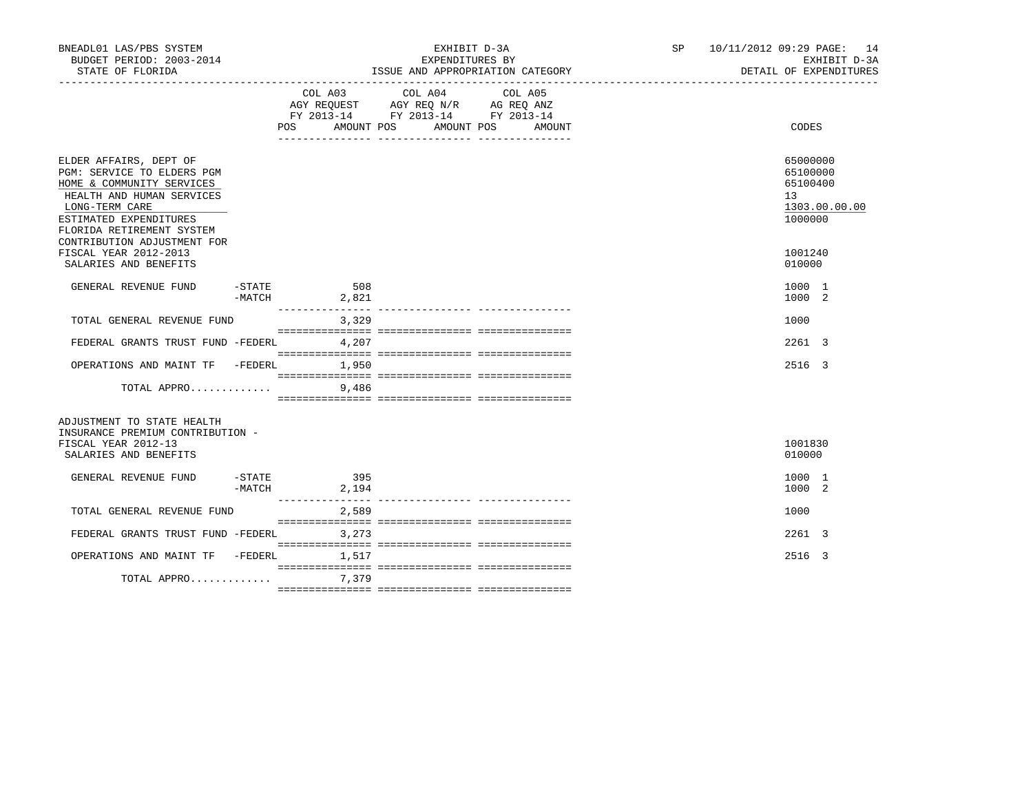BNEADL01 LAS/PBS SYSTEM
BUDGET PERIOD: 2003-2014
STATE OF FLORIDA

EXHIBIT D-3A
EXPENDITURES BY
ISSUE AND APPROPRIATION CATEGORY

SP 10/11/2012 09:29 PAGE: 14
EXHIBIT D-3A
DETAIL OF EXPENDITURES

| | COL A03 AGY REQUEST FY 2013-14 POS AMOUNT | COL A04 AGY REQ N/R FY 2013-14 POS AMOUNT | COL A05 AG REQ ANZ FY 2013-14 POS AMOUNT | CODES |
|---|---|---|---|---|
| ELDER AFFAIRS, DEPT OF | | | | 65000000 |
| PGM: SERVICE TO ELDERS PGM | | | | 65100000 |
| HOME & COMMUNITY SERVICES | | | | 65100400 |
| HEALTH AND HUMAN SERVICES | | | | 13 |
| LONG-TERM CARE | | | | 1303.00.00.00 |
| ESTIMATED EXPENDITURES | | | | 1000000 |
| FLORIDA RETIREMENT SYSTEM CONTRIBUTION ADJUSTMENT FOR FISCAL YEAR 2012-2013 | | | | 1001240 |
| SALARIES AND BENEFITS | | | | 010000 |
| GENERAL REVENUE FUND -STATE | 508 | | | 1000 1 |
| -MATCH | 2,821 | | | 1000 2 |
| TOTAL GENERAL REVENUE FUND | 3,329 | | | 1000 |
| FEDERAL GRANTS TRUST FUND -FEDERL | 4,207 | | | 2261 3 |
| OPERATIONS AND MAINT TF -FEDERL | 1,950 | | | 2516 3 |
| TOTAL APPRO............. | 9,486 | | | |
| ADJUSTMENT TO STATE HEALTH INSURANCE PREMIUM CONTRIBUTION - FISCAL YEAR 2012-13 | | | | 1001830 |
| SALARIES AND BENEFITS | | | | 010000 |
| GENERAL REVENUE FUND -STATE | 395 | | | 1000 1 |
| -MATCH | 2,194 | | | 1000 2 |
| TOTAL GENERAL REVENUE FUND | 2,589 | | | 1000 |
| FEDERAL GRANTS TRUST FUND -FEDERL | 3,273 | | | 2261 3 |
| OPERATIONS AND MAINT TF -FEDERL | 1,517 | | | 2516 3 |
| TOTAL APPRO............. | 7,379 | | | |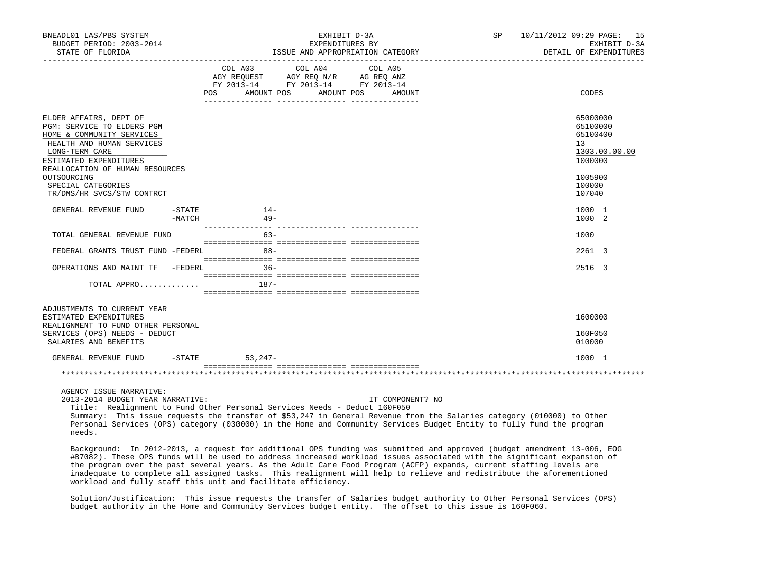BNEADL01 LAS/PBS SYSTEM
BUDGET PERIOD: 2003-2014
STATE OF FLORIDA

EXHIBIT D-3A
EXPENDITURES BY
ISSUE AND APPROPRIATION CATEGORY

SP 10/11/2012 09:29
EXHIBIT D-3A
DETAIL OF EXPENDITURES

| | COL A03 AGY REQUEST FY 2013-14 POS | AMOUNT | COL A04 AGY REQ N/R FY 2013-14 POS | AMOUNT | COL A05 AG REQ ANZ FY 2013-14 POS | AMOUNT | CODES |
|---|---|---|---|---|---|---|---|
| ELDER AFFAIRS, DEPT OF | | | | | | | 65000000 |
| PGM: SERVICE TO ELDERS PGM | | | | | | | 65100000 |
| HOME & COMMUNITY SERVICES | | | | | | | 65100400 |
| HEALTH AND HUMAN SERVICES | | | | | | | 13 |
| LONG-TERM CARE | | | | | | | 1303.00.00.00 |
| ESTIMATED EXPENDITURES | | | | | | | 1000000 |
| REALLOCATION OF HUMAN RESOURCES OUTSOURCING | | | | | | | 1005900 |
| SPECIAL CATEGORIES | | | | | | | 100000 |
| TR/DMS/HR SVCS/STW CONTRCT | | | | | | | 107040 |
| GENERAL REVENUE FUND -STATE | | 14- | | | | | 1000 1 |
| -MATCH | | 49- | | | | | 1000 2 |
| TOTAL GENERAL REVENUE FUND | | 63- | | | | | 1000 |
| FEDERAL GRANTS TRUST FUND -FEDERL | | 88- | | | | | 2261 3 |
| OPERATIONS AND MAINT TF -FEDERL | | 36- | | | | | 2516 3 |
| TOTAL APPRO............. | | 187- | | | | | |
| ADJUSTMENTS TO CURRENT YEAR ESTIMATED EXPENDITURES | | | | | | | 1600000 |
| REALIGNMENT TO FUND OTHER PERSONAL SERVICES (OPS) NEEDS - DEDUCT | | | | | | | 160F050 |
| SALARIES AND BENEFITS | | | | | | | 010000 |
| GENERAL REVENUE FUND -STATE | | 53,247- | | | | | 1000 1 |

AGENCY ISSUE NARRATIVE:
2013-2014 BUDGET YEAR NARRATIVE: IT COMPONENT? NO

Title: Realignment to Fund Other Personal Services Needs - Deduct 160F050

Summary: This issue requests the transfer of $53,247 in General Revenue from the Salaries category (010000) to Other Personal Services (OPS) category (030000) in the Home and Community Services Budget Entity to fully fund the program needs.

Background: In 2012-2013, a request for additional OPS funding was submitted and approved (budget amendment 13-006, EOG #B7082). These OPS funds will be used to address increased workload issues associated with the significant expansion of the program over the past several years. As the Adult Care Food Program (ACFP) expands, current staffing levels are inadequate to complete all assigned tasks. This realignment will help to relieve and redistribute the aforementioned workload and fully staff this unit and facilitate efficiency.

Solution/Justification: This issue requests the transfer of Salaries budget authority to Other Personal Services (OPS) budget authority in the Home and Community Services budget entity. The offset to this issue is 160F060.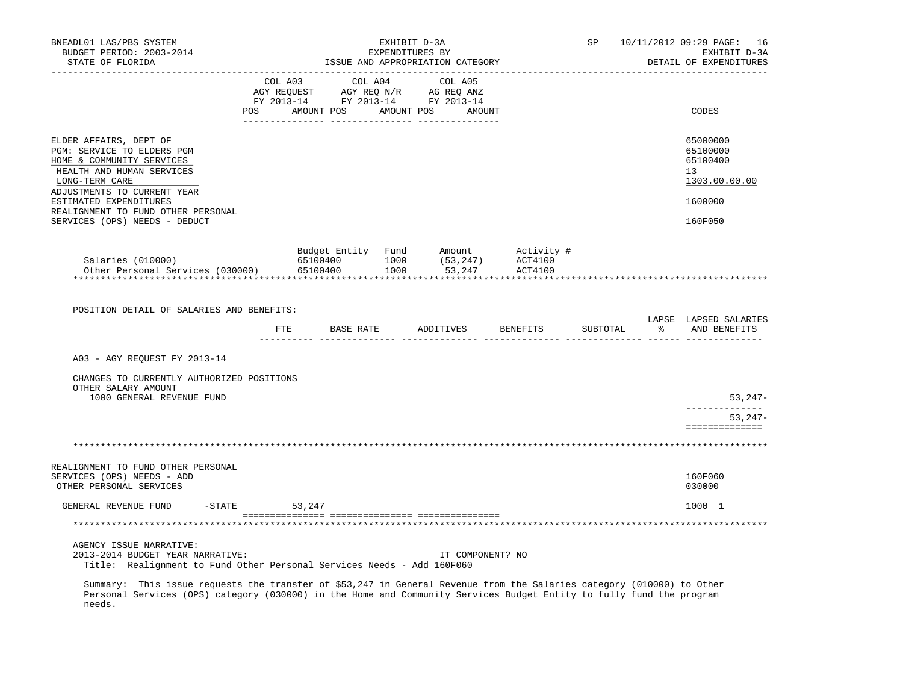BNEADL01 LAS/PBS SYSTEM — EXHIBIT D-3A — SP 10/11/2012 09:29

BUDGET PERIOD: 2003-2014 — EXPENDITURES BY — EXHIBIT D-3A

STATE OF FLORIDA — ISSUE AND APPROPRIATION CATEGORY — DETAIL OF EXPENDITURES

| | COL A03 AGY REQUEST FY 2013-14 POS AMOUNT | COL A04 AGY REQ N/R FY 2013-14 POS AMOUNT | COL A05 AG REQ ANZ FY 2013-14 POS AMOUNT | CODES |
|---|---|---|---|---|
| ELDER AFFAIRS, DEPT OF | | | | 65000000 |
| PGM: SERVICE TO ELDERS PGM | | | | 65100000 |
| HOME & COMMUNITY SERVICES | | | | 65100400 |
| HEALTH AND HUMAN SERVICES | | | | 13 |
| LONG-TERM CARE | | | | 1303.00.00.00 |
| ADJUSTMENTS TO CURRENT YEAR ESTIMATED EXPENDITURES | | | | 1600000 |
| REALIGNMENT TO FUND OTHER PERSONAL SERVICES (OPS) NEEDS - DEDUCT | | | | 160F050 |

| | Budget Entity | Fund | Amount | Activity # |
|---|---|---|---|---|
| Salaries (010000) | 65100400 | 1000 | (53,247) | ACT4100 |
| Other Personal Services (030000) | 65100400 | 1000 | 53,247 | ACT4100 |

POSITION DETAIL OF SALARIES AND BENEFITS:

| | FTE | BASE RATE | ADDITIVES | BENEFITS | SUBTOTAL | LAPSE % | LAPSED SALARIES AND BENEFITS |
|---|---|---|---|---|---|---|---|
| A03 - AGY REQUEST FY 2013-14 | | | | | | | |
| CHANGES TO CURRENTLY AUTHORIZED POSITIONS | | | | | | | |
| OTHER SALARY AMOUNT | | | | | | | |
| 1000 GENERAL REVENUE FUND | | | | | | | 53,247- |
| | | | | | | | 53,247- |

| | COL A03 | COL A04 | COL A05 | CODES |
|---|---|---|---|---|
| REALIGNMENT TO FUND OTHER PERSONAL SERVICES (OPS) NEEDS - ADD | | | | 160F060 |
| OTHER PERSONAL SERVICES | | | | 030000 |
| GENERAL REVENUE FUND -STATE | 53,247 | | | 1000 1 |

AGENCY ISSUE NARRATIVE:

2013-2014 BUDGET YEAR NARRATIVE: IT COMPONENT? NO

Title: Realignment to Fund Other Personal Services Needs - Add 160F060

Summary: This issue requests the transfer of $53,247 in General Revenue from the Salaries category (010000) to Other Personal Services (OPS) category (030000) in the Home and Community Services Budget Entity to fully fund the program needs.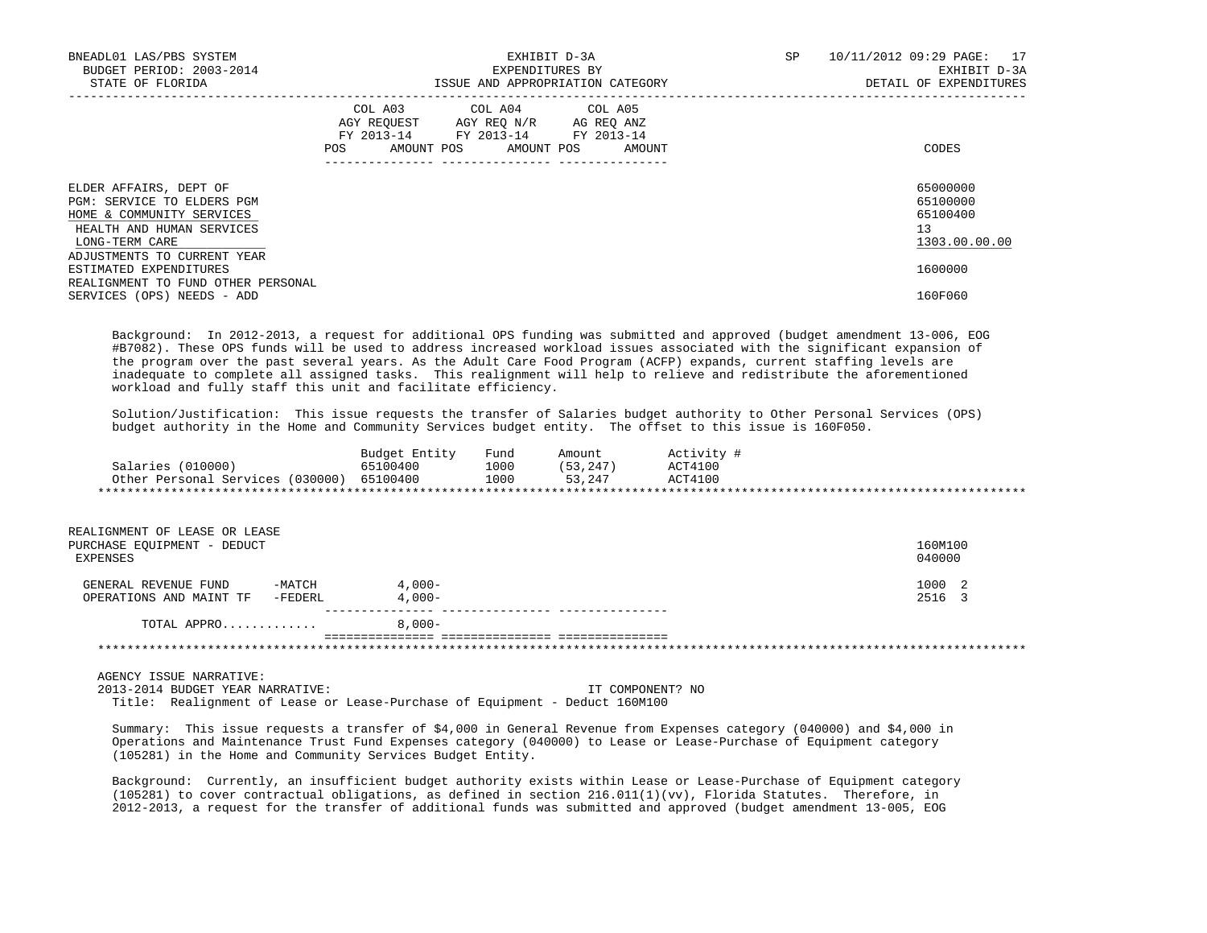| | COL A03 AGY REQUEST FY 2013-14 POS AMOUNT | COL A04 AGY REQ N/R FY 2013-14 POS AMOUNT | COL A05 AG REQ ANZ FY 2013-14 POS AMOUNT | CODES |
|---|---|---|---|---|
| ELDER AFFAIRS, DEPT OF | | | | 65000000 |
| PGM: SERVICE TO ELDERS PGM | | | | 65100000 |
| HOME & COMMUNITY SERVICES | | | | 65100400 |
| HEALTH AND HUMAN SERVICES | | | | 13 |
| LONG-TERM CARE | | | | 1303.00.00.00 |
| ADJUSTMENTS TO CURRENT YEAR ESTIMATED EXPENDITURES | | | | 1600000 |
| REALIGNMENT TO FUND OTHER PERSONAL SERVICES (OPS) NEEDS - ADD | | | | 160F060 |

Background: In 2012-2013, a request for additional OPS funding was submitted and approved (budget amendment 13-006, EOG #B7082). These OPS funds will be used to address increased workload issues associated with the significant expansion of the program over the past several years. As the Adult Care Food Program (ACFP) expands, current staffing levels are inadequate to complete all assigned tasks. This realignment will help to relieve and redistribute the aforementioned workload and fully staff this unit and facilitate efficiency.

Solution/Justification: This issue requests the transfer of Salaries budget authority to Other Personal Services (OPS) budget authority in the Home and Community Services budget entity. The offset to this issue is 160F050.

| | Budget Entity | Fund | Amount | Activity # |
|---|---|---|---|---|
| Salaries (010000) | 65100400 | 1000 | (53,247) | ACT4100 |
| Other Personal Services (030000) | 65100400 | 1000 | 53,247 | ACT4100 |

*******************************************************************************************************************

| | COL A03 | COL A04 | COL A05 | CODES |
|---|---|---|---|---|
| REALIGNMENT OF LEASE OR LEASE PURCHASE EQUIPMENT - DEDUCT | | | | 160M100 |
| EXPENSES | | | | 040000 |
| GENERAL REVENUE FUND -MATCH | 4,000- | | | 1000 2 |
| OPERATIONS AND MAINT TF -FEDERL | 4,000- | | | 2516 3 |
| TOTAL APPRO............ | 8,000- | | | |

*******************************************************************************************************************

AGENCY ISSUE NARRATIVE:
2013-2014 BUDGET YEAR NARRATIVE: IT COMPONENT? NO
Title: Realignment of Lease or Lease-Purchase of Equipment - Deduct 160M100

Summary: This issue requests a transfer of $4,000 in General Revenue from Expenses category (040000) and $4,000 in Operations and Maintenance Trust Fund Expenses category (040000) to Lease or Lease-Purchase of Equipment category (105281) in the Home and Community Services Budget Entity.

Background: Currently, an insufficient budget authority exists within Lease or Lease-Purchase of Equipment category (105281) to cover contractual obligations, as defined in section 216.011(1)(vv), Florida Statutes. Therefore, in 2012-2013, a request for the transfer of additional funds was submitted and approved (budget amendment 13-005, EOG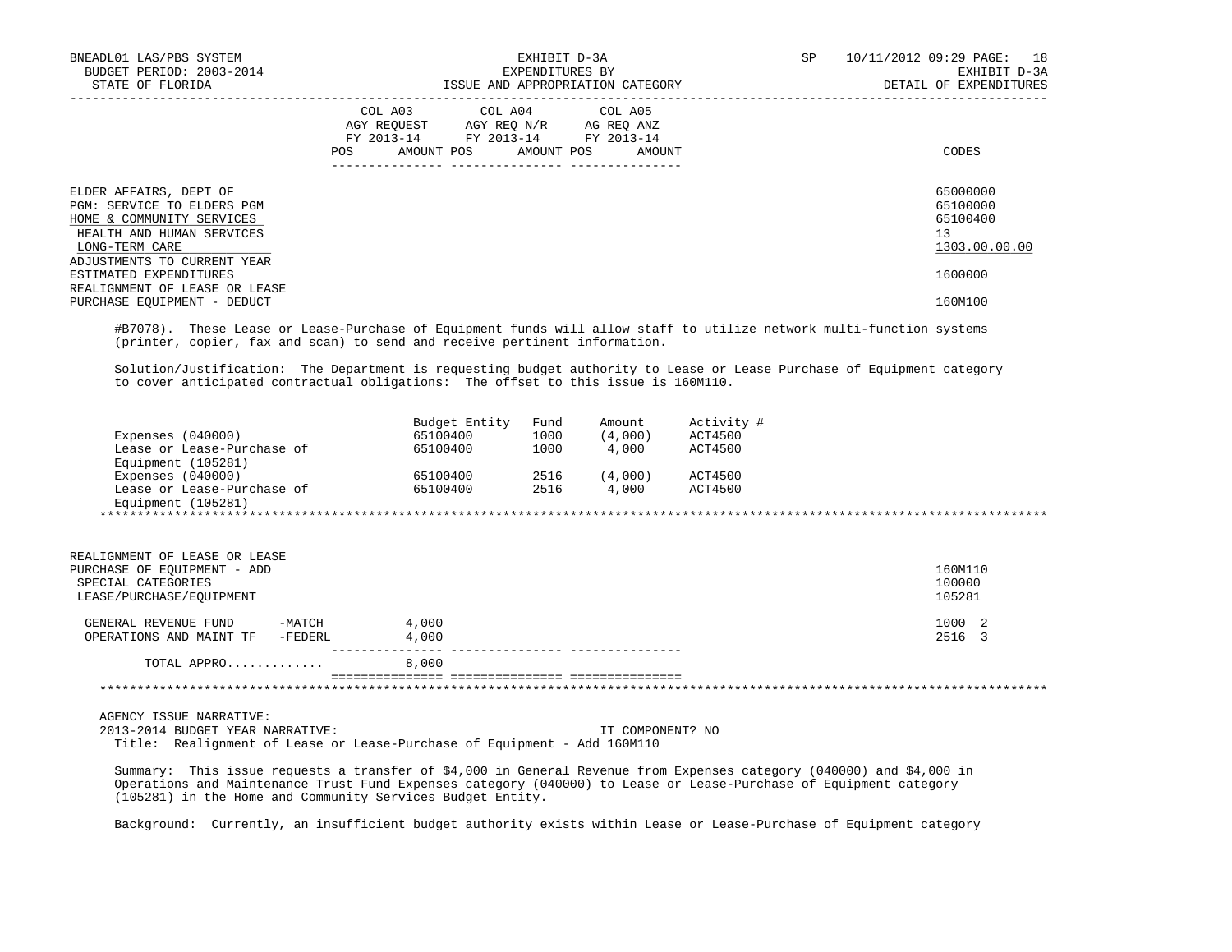BNEADL01 LAS/PBS SYSTEM | EXHIBIT D-3A | SP 10/11/2012 09:29
BUDGET PERIOD: 2003-2014 | EXPENDITURES BY | EXHIBIT D-3A
STATE OF FLORIDA | ISSUE AND APPROPRIATION CATEGORY | DETAIL OF EXPENDITURES

| | COL A03 AGY REQUEST FY 2013-14 POS AMOUNT | COL A04 AGY REQ N/R FY 2013-14 POS AMOUNT | COL A05 AG REQ ANZ FY 2013-14 POS AMOUNT | CODES |
|---|---|---|---|---|
| ELDER AFFAIRS, DEPT OF | | | | 65000000 |
| PGM: SERVICE TO ELDERS PGM | | | | 65100000 |
| HOME & COMMUNITY SERVICES | | | | 65100400 |
| HEALTH AND HUMAN SERVICES | | | | 13 |
| LONG-TERM CARE | | | | 1303.00.00.00 |
| ADJUSTMENTS TO CURRENT YEAR ESTIMATED EXPENDITURES | | | | 1600000 |
| REALIGNMENT OF LEASE OR LEASE PURCHASE EQUIPMENT - DEDUCT | | | | 160M100 |

#B7078). These Lease or Lease-Purchase of Equipment funds will allow staff to utilize network multi-function systems (printer, copier, fax and scan) to send and receive pertinent information.

Solution/Justification: The Department is requesting budget authority to Lease or Lease Purchase of Equipment category to cover anticipated contractual obligations: The offset to this issue is 160M110.

| | Budget Entity | Fund | Amount | Activity # |
|---|---|---|---|---|
| Expenses (040000) | 65100400 | 1000 | (4,000) | ACT4500 |
| Lease or Lease-Purchase of Equipment (105281) | 65100400 | 1000 | 4,000 | ACT4500 |
| Expenses (040000) | 65100400 | 2516 | (4,000) | ACT4500 |
| Lease or Lease-Purchase of Equipment (105281) | 65100400 | 2516 | 4,000 | ACT4500 |

*****************************************************************************************************************

| | COL A03 | COL A04 | COL A05 | CODES |
|---|---|---|---|---|
| REALIGNMENT OF LEASE OR LEASE PURCHASE OF EQUIPMENT - ADD | | | | 160M110 |
| SPECIAL CATEGORIES | | | | 100000 |
| LEASE/PURCHASE/EQUIPMENT | | | | 105281 |
| GENERAL REVENUE FUND -MATCH | 4,000 | | | 1000 2 |
| OPERATIONS AND MAINT TF -FEDERL | 4,000 | | | 2516 3 |
| TOTAL APPRO............ | 8,000 | | | |

*****************************************************************************************************************

AGENCY ISSUE NARRATIVE:
2013-2014 BUDGET YEAR NARRATIVE: IT COMPONENT? NO

Title: Realignment of Lease or Lease-Purchase of Equipment - Add 160M110

Summary: This issue requests a transfer of $4,000 in General Revenue from Expenses category (040000) and $4,000 in Operations and Maintenance Trust Fund Expenses category (040000) to Lease or Lease-Purchase of Equipment category (105281) in the Home and Community Services Budget Entity.

Background: Currently, an insufficient budget authority exists within Lease or Lease-Purchase of Equipment category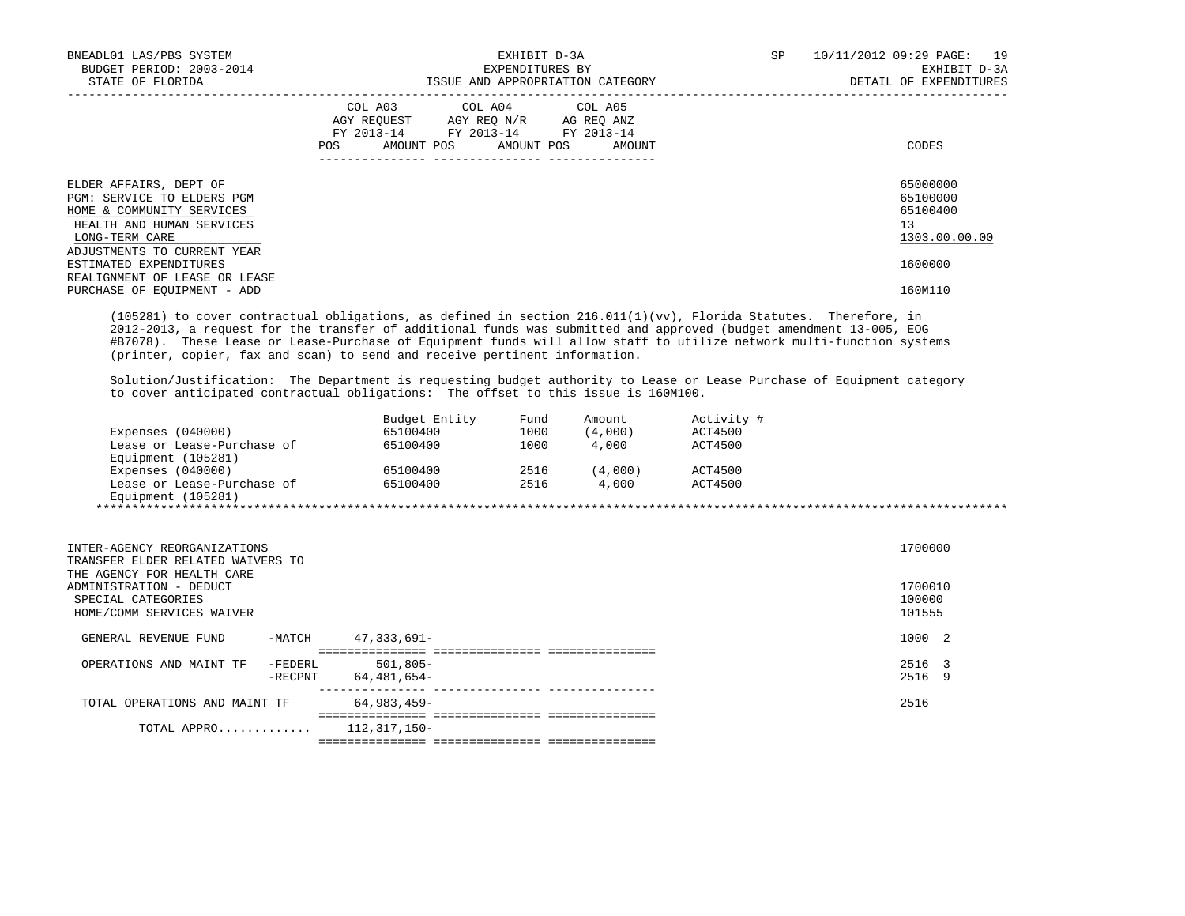| | COL A03 AGY REQUEST FY 2013-14 POS AMOUNT | COL A04 AGY REQ N/R FY 2013-14 POS AMOUNT | COL A05 AG REQ ANZ FY 2013-14 POS AMOUNT | CODES |
|---|---|---|---|---|
| ELDER AFFAIRS, DEPT OF | | | | 65000000 |
| PGM: SERVICE TO ELDERS PGM | | | | 65100000 |
| HOME & COMMUNITY SERVICES | | | | 65100400 |
| HEALTH AND HUMAN SERVICES | | | | 13 |
| LONG-TERM CARE | | | | 1303.00.00.00 |
| ADJUSTMENTS TO CURRENT YEAR ESTIMATED EXPENDITURES | | | | 1600000 |
| REALIGNMENT OF LEASE OR LEASE PURCHASE OF EQUIPMENT - ADD | | | | 160M110 |

(105281) to cover contractual obligations, as defined in section 216.011(1)(vv), Florida Statutes. Therefore, in 2012-2013, a request for the transfer of additional funds was submitted and approved (budget amendment 13-005, EOG #B7078). These Lease or Lease-Purchase of Equipment funds will allow staff to utilize network multi-function systems (printer, copier, fax and scan) to send and receive pertinent information.

Solution/Justification: The Department is requesting budget authority to Lease or Lease Purchase of Equipment category to cover anticipated contractual obligations: The offset to this issue is 160M100.

| | Budget Entity | Fund | Amount | Activity # |
|---|---|---|---|---|
| Expenses (040000) | 65100400 | 1000 | (4,000) | ACT4500 |
| Lease or Lease-Purchase of Equipment (105281) | 65100400 | 1000 | 4,000 | ACT4500 |
| Expenses (040000) | 65100400 | 2516 | (4,000) | ACT4500 |
| Lease or Lease-Purchase of Equipment (105281) | 65100400 | 2516 | 4,000 | ACT4500 |

******************************************************************************************************************

| | COL A03 | COL A04 | COL A05 | CODES |
|---|---|---|---|---|
| INTER-AGENCY REORGANIZATIONS | | | | 1700000 |
| TRANSFER ELDER RELATED WAIVERS TO THE AGENCY FOR HEALTH CARE ADMINISTRATION - DEDUCT | | | | 1700010 |
| SPECIAL CATEGORIES | | | | 100000 |
| HOME/COMM SERVICES WAIVER | | | | 101555 |
| GENERAL REVENUE FUND -MATCH | 47,333,691- | | | 1000 2 |
| OPERATIONS AND MAINT TF -FEDERL | 501,805- | | | 2516 3 |
| -RECPNT | 64,481,654- | | | 2516 9 |
| TOTAL OPERATIONS AND MAINT TF | 64,983,459- | | | 2516 |
| TOTAL APPRO............ | 112,317,150- | | | |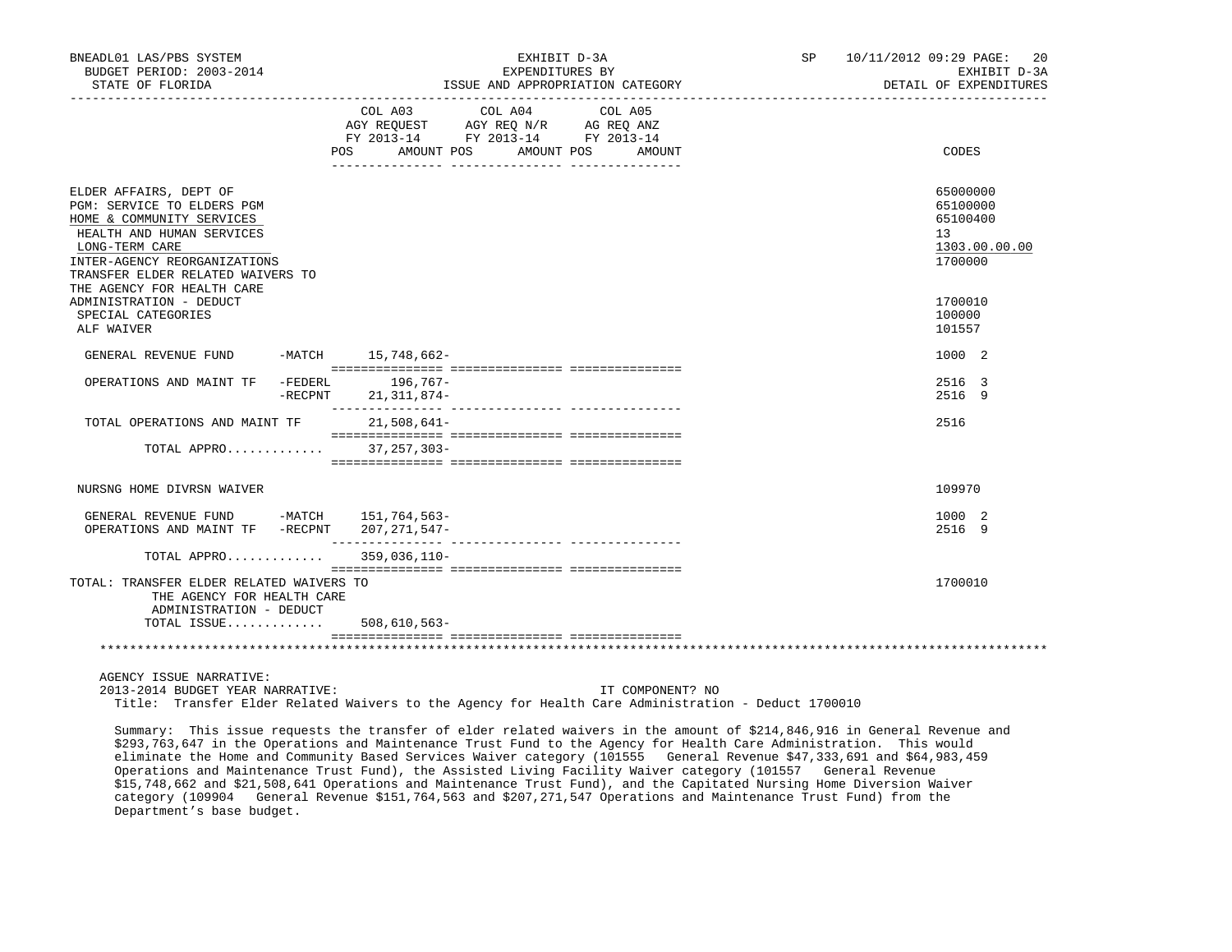BNEADL01 LAS/PBS SYSTEM
BUDGET PERIOD: 2003-2014
STATE OF FLORIDA

EXHIBIT D-3A
EXPENDITURES BY
ISSUE AND APPROPRIATION CATEGORY

SP 10/11/2012 09:29 PAGE: 20
EXHIBIT D-3A
DETAIL OF EXPENDITURES

| | COL A03 AGY REQUEST FY 2013-14 POS AMOUNT | COL A04 AGY REQ N/R FY 2013-14 POS AMOUNT | COL A05 AG REQ ANZ FY 2013-14 POS AMOUNT | CODES |
|---|---|---|---|---|
| ELDER AFFAIRS, DEPT OF | | | | 65000000 |
| PGM: SERVICE TO ELDERS PGM | | | | 65100000 |
| HOME & COMMUNITY SERVICES | | | | 65100400 |
| HEALTH AND HUMAN SERVICES | | | | 13 |
| LONG-TERM CARE | | | | 1303.00.00.00 |
| INTER-AGENCY REORGANIZATIONS | | | | 1700000 |
| TRANSFER ELDER RELATED WAIVERS TO THE AGENCY FOR HEALTH CARE ADMINISTRATION - DEDUCT | | | | 1700010 |
| SPECIAL CATEGORIES | | | | 100000 |
| ALF WAIVER | | | | 101557 |
| GENERAL REVENUE FUND -MATCH | 15,748,662- | | | 1000 2 |
| OPERATIONS AND MAINT TF -FEDERL | 196,767- | | | 2516 3 |
| -RECPNT | 21,311,874- | | | 2516 9 |
| TOTAL OPERATIONS AND MAINT TF | 21,508,641- | | | 2516 |
| TOTAL APPRO............ | 37,257,303- | | | |
| NURSNG HOME DIVRSN WAIVER | | | | 109970 |
| GENERAL REVENUE FUND -MATCH | 151,764,563- | | | 1000 2 |
| OPERATIONS AND MAINT TF -RECPNT | 207,271,547- | | | 2516 9 |
| TOTAL APPRO............ | 359,036,110- | | | |
| TOTAL: TRANSFER ELDER RELATED WAIVERS TO THE AGENCY FOR HEALTH CARE ADMINISTRATION - DEDUCT | | | | 1700010 |
| TOTAL ISSUE............ | 508,610,563- | | | |

AGENCY ISSUE NARRATIVE:
2013-2014 BUDGET YEAR NARRATIVE: IT COMPONENT? NO

Title: Transfer Elder Related Waivers to the Agency for Health Care Administration - Deduct 1700010

Summary: This issue requests the transfer of elder related waivers in the amount of $214,846,916 in General Revenue and $293,763,647 in the Operations and Maintenance Trust Fund to the Agency for Health Care Administration. This would eliminate the Home and Community Based Services Waiver category (101555 General Revenue $47,333,691 and $64,983,459 Operations and Maintenance Trust Fund), the Assisted Living Facility Waiver category (101557 General Revenue $15,748,662 and $21,508,641 Operations and Maintenance Trust Fund), and the Capitated Nursing Home Diversion Waiver category (109904 General Revenue $151,764,563 and $207,271,547 Operations and Maintenance Trust Fund) from the Department's base budget.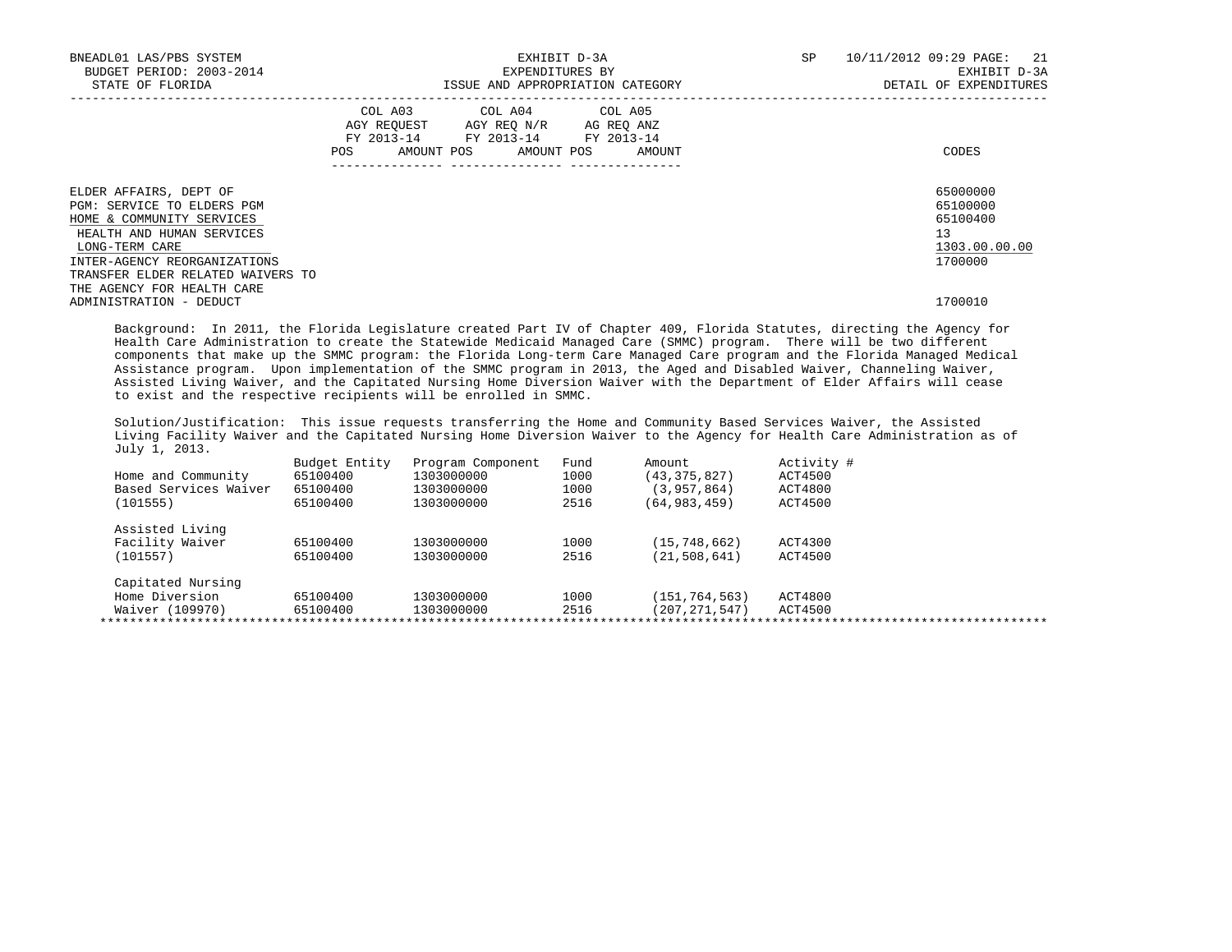| | COL A03 AGY REQUEST FY 2013-14 | | COL A04 AGY REQ N/R FY 2013-14 | | COL A05 AG REQ ANZ FY 2013-14 | | |
|---|---|---|---|---|---|---|---|
| | POS | AMOUNT | POS | AMOUNT | POS | AMOUNT | CODES |
| ELDER AFFAIRS, DEPT OF | | | | | | | 65000000 |
| PGM: SERVICE TO ELDERS PGM | | | | | | | 65100000 |
| HOME & COMMUNITY SERVICES | | | | | | | 65100400 |
| HEALTH AND HUMAN SERVICES | | | | | | | 13 |
| LONG-TERM CARE | | | | | | | 1303.00.00.00 |
| INTER-AGENCY REORGANIZATIONS | | | | | | | 1700000 |
| TRANSFER ELDER RELATED WAIVERS TO THE AGENCY FOR HEALTH CARE ADMINISTRATION - DEDUCT | | | | | | | 1700010 |

Background: In 2011, the Florida Legislature created Part IV of Chapter 409, Florida Statutes, directing the Agency for Health Care Administration to create the Statewide Medicaid Managed Care (SMMC) program. There will be two different components that make up the SMMC program: the Florida Long-term Care Managed Care program and the Florida Managed Medical Assistance program. Upon implementation of the SMMC program in 2013, the Aged and Disabled Waiver, Channeling Waiver, Assisted Living Waiver, and the Capitated Nursing Home Diversion Waiver with the Department of Elder Affairs will cease to exist and the respective recipients will be enrolled in SMMC.

Solution/Justification: This issue requests transferring the Home and Community Based Services Waiver, the Assisted Living Facility Waiver and the Capitated Nursing Home Diversion Waiver to the Agency for Health Care Administration as of July 1, 2013.

| | Budget Entity | Program Component | Fund | Amount | Activity # |
|---|---|---|---|---|---|
| Home and Community | 65100400 | 1303000000 | 1000 | (43,375,827) | ACT4500 |
| Based Services Waiver | 65100400 | 1303000000 | 1000 | (3,957,864) | ACT4800 |
| (101555) | 65100400 | 1303000000 | 2516 | (64,983,459) | ACT4500 |
| Assisted Living | | | | | |
| Facility Waiver | 65100400 | 1303000000 | 1000 | (15,748,662) | ACT4300 |
| (101557) | 65100400 | 1303000000 | 2516 | (21,508,641) | ACT4500 |
| Capitated Nursing | | | | | |
| Home Diversion | 65100400 | 1303000000 | 1000 | (151,764,563) | ACT4800 |
| Waiver (109970) | 65100400 | 1303000000 | 2516 | (207,271,547) | ACT4500 |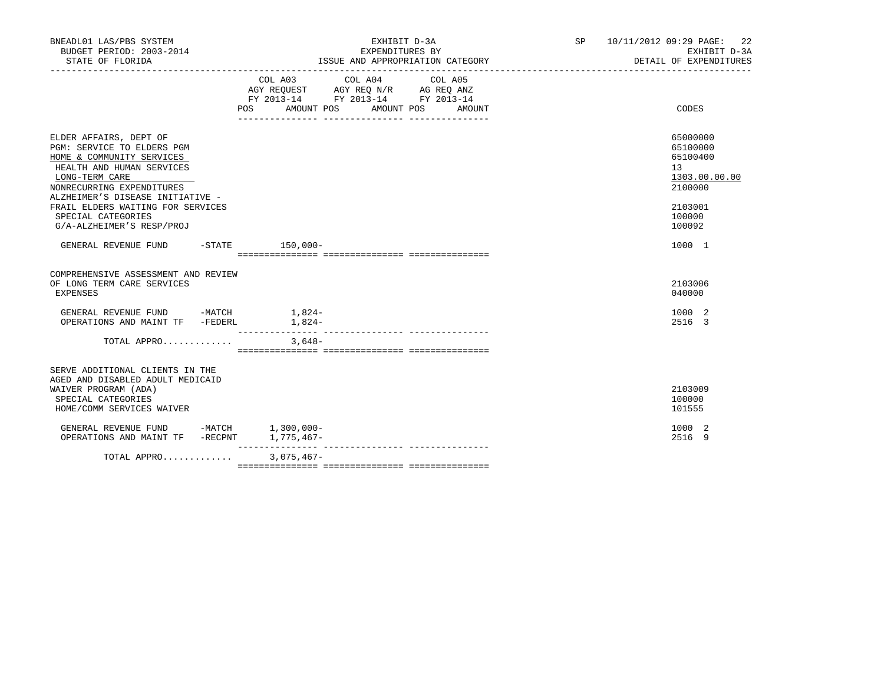BNEADL01 LAS/PBS SYSTEM | EXHIBIT D-3A | SP 10/11/2012 09:29 PAGE: 22
BUDGET PERIOD: 2003-2014 | EXPENDITURES BY | EXHIBIT D-3A
STATE OF FLORIDA | ISSUE AND APPROPRIATION CATEGORY | DETAIL OF EXPENDITURES

| | COL A03 AGY REQUEST FY 2013-14 POS AMOUNT | COL A04 AGY REQ N/R FY 2013-14 POS AMOUNT | COL A05 AG REQ ANZ FY 2013-14 POS AMOUNT | CODES |
|---|---|---|---|---|
| ELDER AFFAIRS, DEPT OF | | | | 65000000 |
| PGM: SERVICE TO ELDERS PGM | | | | 65100000 |
| HOME & COMMUNITY SERVICES | | | | 65100400 |
| HEALTH AND HUMAN SERVICES | | | | 13 |
| LONG-TERM CARE | | | | 1303.00.00.00 |
| NONRECURRING EXPENDITURES | | | | 2100000 |
| ALZHEIMER'S DISEASE INITIATIVE - FRAIL ELDERS WAITING FOR SERVICES | | | | 2103001 |
| SPECIAL CATEGORIES | | | | 100000 |
| G/A-ALZHEIMER'S RESP/PROJ | | | | 100092 |
| GENERAL REVENUE FUND -STATE | 150,000- | | | 1000 1 |
| COMPREHENSIVE ASSESSMENT AND REVIEW OF LONG TERM CARE SERVICES | | | | 2103006 |
| EXPENSES | | | | 040000 |
| GENERAL REVENUE FUND -MATCH | 1,824- | | | 1000 2 |
| OPERATIONS AND MAINT TF -FEDERL | 1,824- | | | 2516 3 |
| TOTAL APPRO............. | 3,648- | | | |
| SERVE ADDITIONAL CLIENTS IN THE AGED AND DISABLED ADULT MEDICAID WAIVER PROGRAM (ADA) | | | | 2103009 |
| SPECIAL CATEGORIES | | | | 100000 |
| HOME/COMM SERVICES WAIVER | | | | 101555 |
| GENERAL REVENUE FUND -MATCH | 1,300,000- | | | 1000 2 |
| OPERATIONS AND MAINT TF -RECPNT | 1,775,467- | | | 2516 9 |
| TOTAL APPRO............. | 3,075,467- | | | |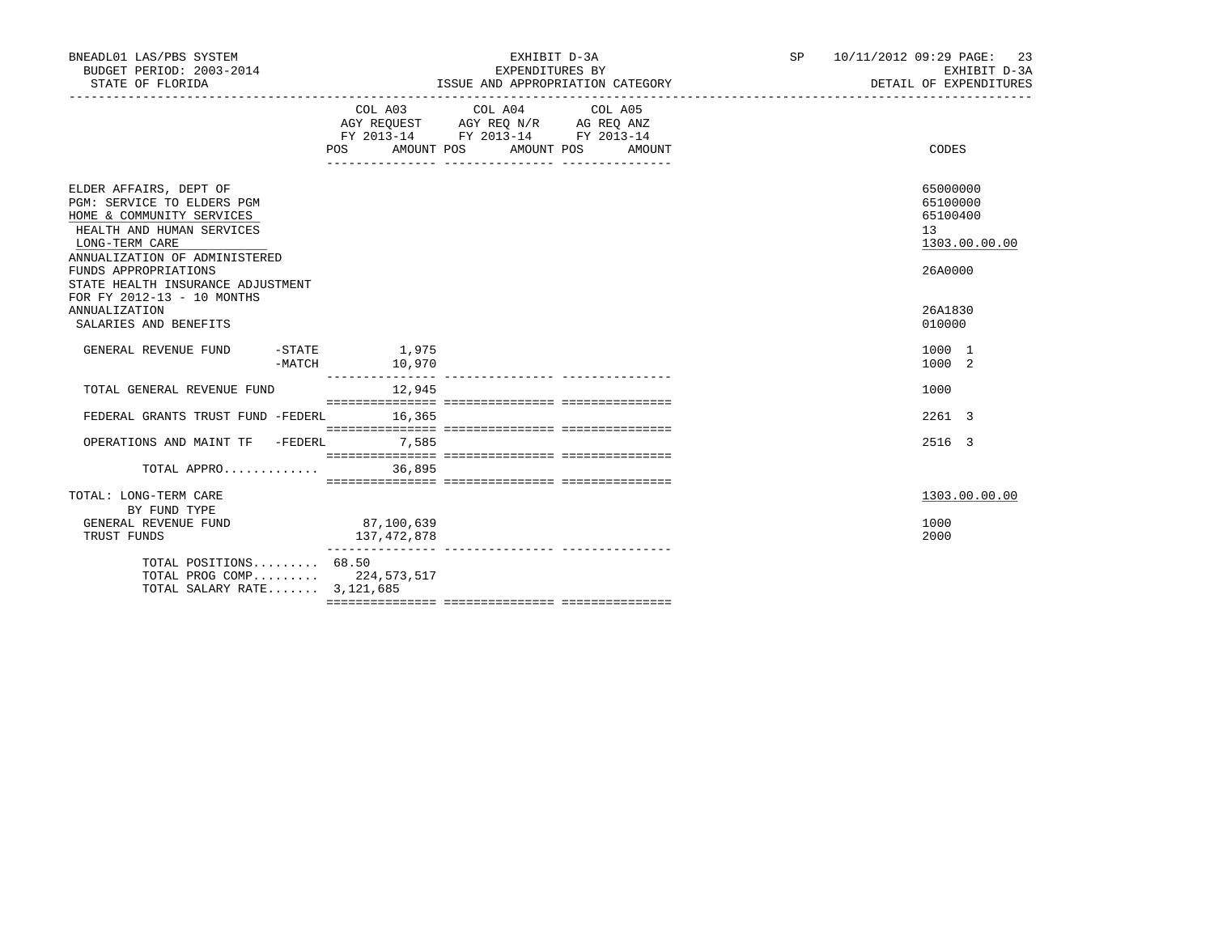BNEADL01 LAS/PBS SYSTEM — EXHIBIT D-3A — SP 10/11/2012 09:29
BUDGET PERIOD: 2003-2014 — EXPENDITURES BY — EXHIBIT D-3A
STATE OF FLORIDA — ISSUE AND APPROPRIATION CATEGORY — DETAIL OF EXPENDITURES

| | COL A03 AGY REQUEST FY 2013-14 POS | AMOUNT | COL A04 AGY REQ N/R FY 2013-14 POS | AMOUNT | COL A05 AG REQ ANZ FY 2013-14 POS | AMOUNT | CODES |
|---|---|---|---|---|---|---|---|
| ELDER AFFAIRS, DEPT OF | | | | | | | 65000000 |
| PGM: SERVICE TO ELDERS PGM | | | | | | | 65100000 |
| HOME & COMMUNITY SERVICES | | | | | | | 65100400 |
| HEALTH AND HUMAN SERVICES | | | | | | | 13 |
| LONG-TERM CARE | | | | | | | 1303.00.00.00 |
| ANNUALIZATION OF ADMINISTERED FUNDS APPROPRIATIONS | | | | | | | 26A0000 |
| STATE HEALTH INSURANCE ADJUSTMENT FOR FY 2012-13 - 10 MONTHS ANNUALIZATION | | | | | | | 26A1830 |
| SALARIES AND BENEFITS | | | | | | | 010000 |
| GENERAL REVENUE FUND -STATE | | 1,975 | | | | | 1000 1 |
| -MATCH | | 10,970 | | | | | 1000 2 |
| TOTAL GENERAL REVENUE FUND | | 12,945 | | | | | 1000 |
| FEDERAL GRANTS TRUST FUND -FEDERL | | 16,365 | | | | | 2261 3 |
| OPERATIONS AND MAINT TF -FEDERL | | 7,585 | | | | | 2516 3 |
| TOTAL APPRO............. | | 36,895 | | | | | |
| TOTAL: LONG-TERM CARE | | | | | | | 1303.00.00.00 |
| BY FUND TYPE | | | | | | | |
| GENERAL REVENUE FUND | | 87,100,639 | | | | | 1000 |
| TRUST FUNDS | | 137,472,878 | | | | | 2000 |
| TOTAL POSITIONS......... | 68.50 | | | | | | |
| TOTAL PROG COMP......... | | 224,573,517 | | | | | |
| TOTAL SALARY RATE....... | | 3,121,685 | | | | | |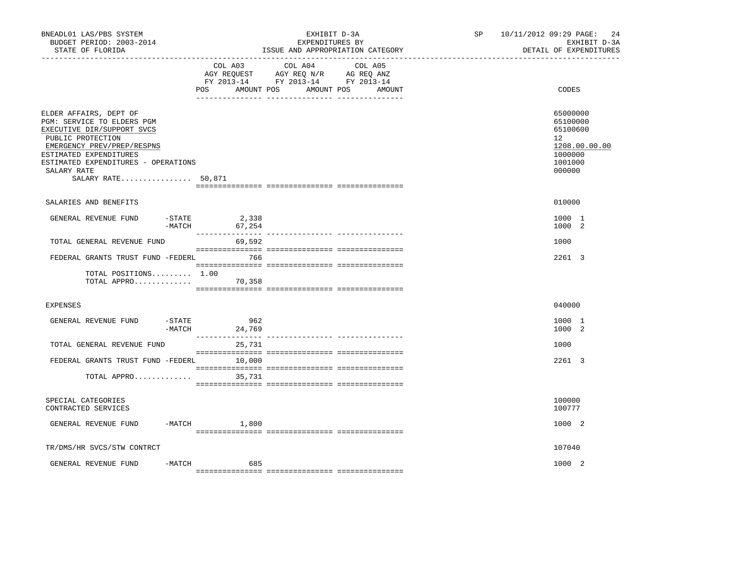BNEADL01 LAS/PBS SYSTEM | EXHIBIT D-3A | SP 10/11/2012 09:29 PAGE: 24
BUDGET PERIOD: 2003-2014 | EXPENDITURES BY | EXHIBIT D-3A
STATE OF FLORIDA | ISSUE AND APPROPRIATION CATEGORY | DETAIL OF EXPENDITURES

| | COL A03 AGY REQUEST FY 2013-14 POS | AMOUNT | COL A04 AGY REQ N/R FY 2013-14 POS | AMOUNT | COL A05 AG REQ ANZ FY 2013-14 POS | AMOUNT | CODES |
|---|---|---|---|---|---|---|---|
| ELDER AFFAIRS, DEPT OF | | | | | | | 65000000 |
| PGM: SERVICE TO ELDERS PGM | | | | | | | 65100000 |
| EXECUTIVE DIR/SUPPORT SVCS | | | | | | | 65100600 |
| PUBLIC PROTECTION | | | | | | | 12 |
| EMERGENCY PREV/PREP/RESPNS | | | | | | | 1208.00.00.00 |
| ESTIMATED EXPENDITURES | | | | | | | 1000000 |
| ESTIMATED EXPENDITURES - OPERATIONS | | | | | | | 1001000 |
| SALARY RATE | | | | | | | 000000 |
| SALARY RATE................ | 50,871 | | | | | | |
| SALARIES AND BENEFITS | | | | | | | 010000 |
| GENERAL REVENUE FUND -STATE | | 2,338 | | | | | 1000 1 |
| -MATCH | | 67,254 | | | | | 1000 2 |
| TOTAL GENERAL REVENUE FUND | | 69,592 | | | | | 1000 |
| FEDERAL GRANTS TRUST FUND -FEDERL | | 766 | | | | | 2261 3 |
| TOTAL POSITIONS......... | 1.00 | | | | | | |
| TOTAL APPRO............. | | 70,358 | | | | | |
| EXPENSES | | | | | | | 040000 |
| GENERAL REVENUE FUND -STATE | | 962 | | | | | 1000 1 |
| -MATCH | | 24,769 | | | | | 1000 2 |
| TOTAL GENERAL REVENUE FUND | | 25,731 | | | | | 1000 |
| FEDERAL GRANTS TRUST FUND -FEDERL | | 10,000 | | | | | 2261 3 |
| TOTAL APPRO............. | | 35,731 | | | | | |
| SPECIAL CATEGORIES | | | | | | | 100000 |
| CONTRACTED SERVICES | | | | | | | 100777 |
| GENERAL REVENUE FUND -MATCH | | 1,800 | | | | | 1000 2 |
| TR/DMS/HR SVCS/STW CONTRCT | | | | | | | 107040 |
| GENERAL REVENUE FUND -MATCH | | 685 | | | | | 1000 2 |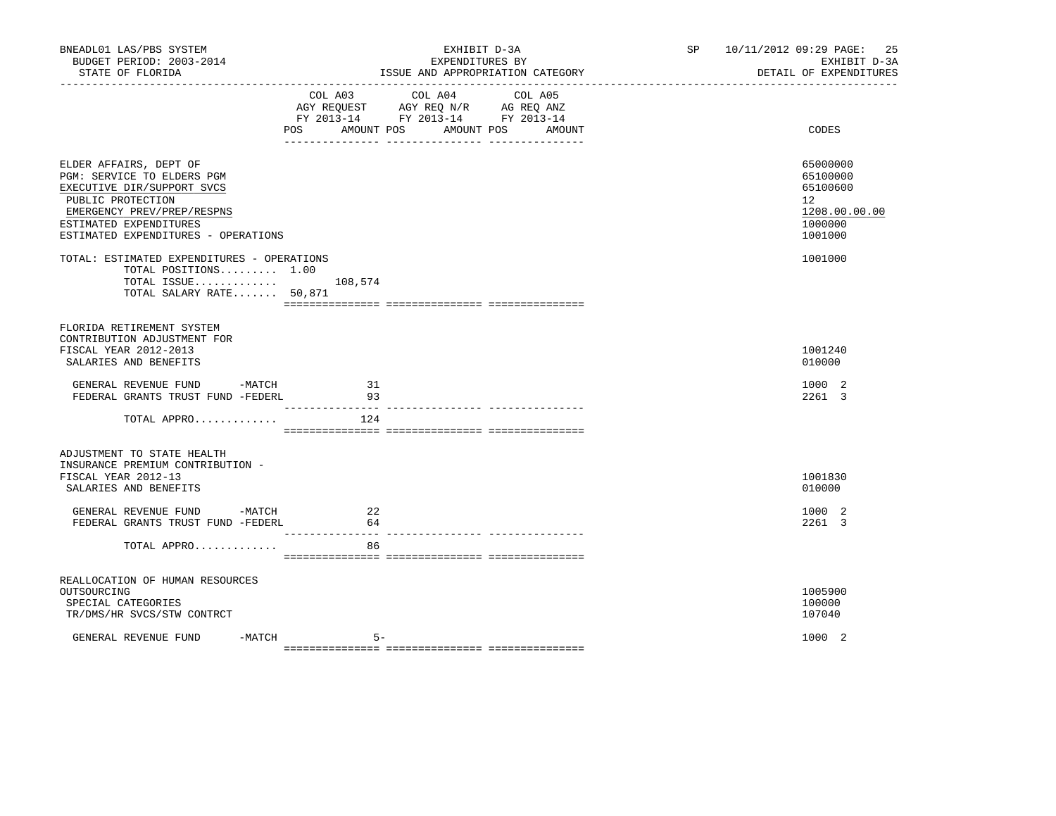BNEADL01 LAS/PBS SYSTEM | EXHIBIT D-3A | SP 10/11/2012 09:29

BUDGET PERIOD: 2003-2014 | EXPENDITURES BY | EXHIBIT D-3A

STATE OF FLORIDA | ISSUE AND APPROPRIATION CATEGORY | DETAIL OF EXPENDITURES

| | COL A03 AGY REQUEST FY 2013-14 POS AMOUNT | COL A04 AGY REQ N/R FY 2013-14 POS AMOUNT | COL A05 AG REQ ANZ FY 2013-14 POS AMOUNT | CODES |
|---|---|---|---|---|
| ELDER AFFAIRS, DEPT OF | | | | 65000000 |
| PGM: SERVICE TO ELDERS PGM | | | | 65100000 |
| EXECUTIVE DIR/SUPPORT SVCS | | | | 65100600 |
| PUBLIC PROTECTION | | | | 12 |
| EMERGENCY PREV/PREP/RESPNS | | | | 1208.00.00.00 |
| ESTIMATED EXPENDITURES | | | | 1000000 |
| ESTIMATED EXPENDITURES - OPERATIONS | | | | 1001000 |
| TOTAL: ESTIMATED EXPENDITURES - OPERATIONS | | | | 1001000 |
| TOTAL POSITIONS......... | 1.00 | | | |
| TOTAL ISSUE............. | 108,574 | | | |
| TOTAL SALARY RATE....... | 50,871 | | | |
| FLORIDA RETIREMENT SYSTEM CONTRIBUTION ADJUSTMENT FOR FISCAL YEAR 2012-2013 | | | | 1001240 |
| SALARIES AND BENEFITS | | | | 010000 |
| GENERAL REVENUE FUND -MATCH | 31 | | | 1000 2 |
| FEDERAL GRANTS TRUST FUND -FEDERL | 93 | | | 2261 3 |
| TOTAL APPRO............. | 124 | | | |
| ADJUSTMENT TO STATE HEALTH INSURANCE PREMIUM CONTRIBUTION - FISCAL YEAR 2012-13 | | | | 1001830 |
| SALARIES AND BENEFITS | | | | 010000 |
| GENERAL REVENUE FUND -MATCH | 22 | | | 1000 2 |
| FEDERAL GRANTS TRUST FUND -FEDERL | 64 | | | 2261 3 |
| TOTAL APPRO............. | 86 | | | |
| REALLOCATION OF HUMAN RESOURCES OUTSOURCING | | | | 1005900 |
| SPECIAL CATEGORIES | | | | 100000 |
| TR/DMS/HR SVCS/STW CONTRCT | | | | 107040 |
| GENERAL REVENUE FUND -MATCH | 5- | | | 1000 2 |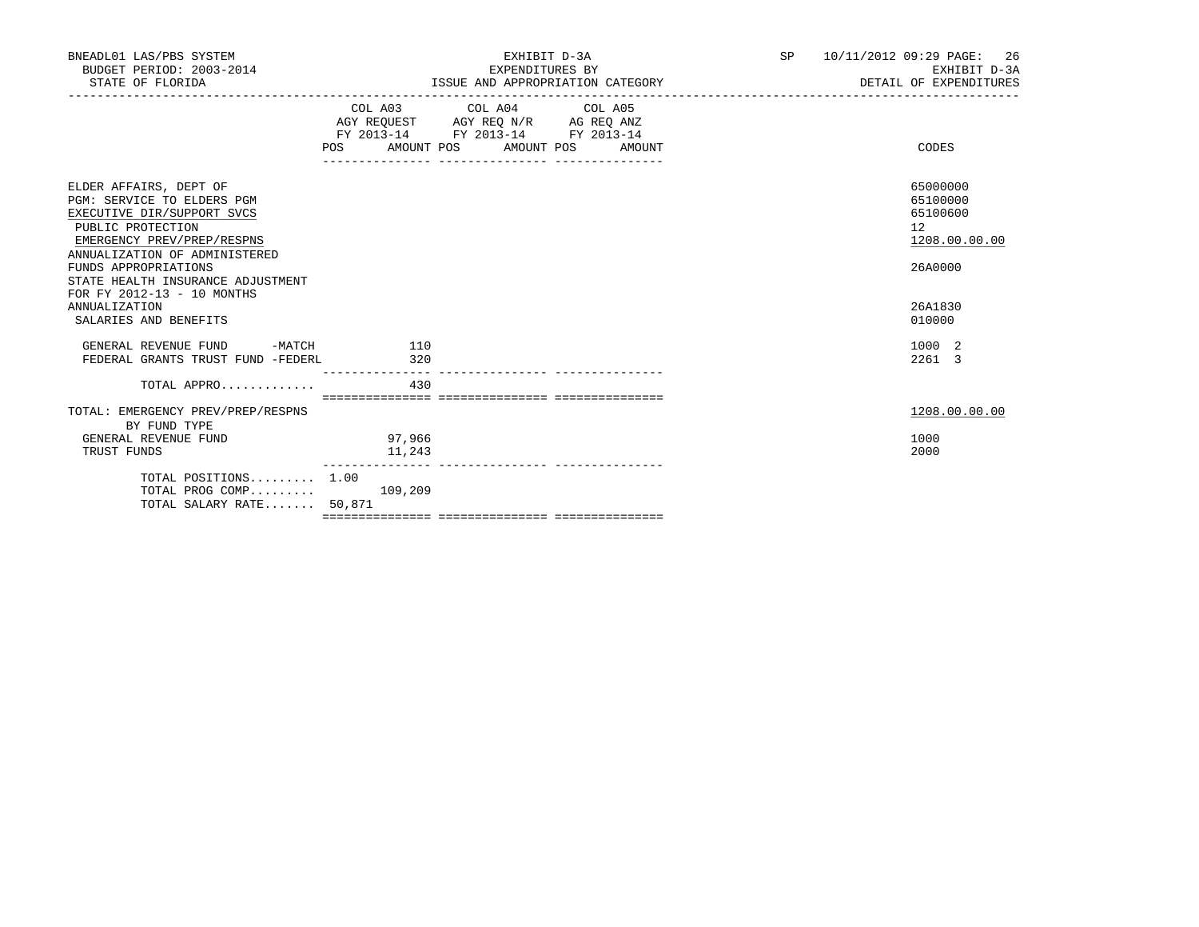BNEADL01 LAS/PBS SYSTEM — EXHIBIT D-3A — SP 10/11/2012 09:29
BUDGET PERIOD: 2003-2014 — EXPENDITURES BY — EXHIBIT D-3A
STATE OF FLORIDA — ISSUE AND APPROPRIATION CATEGORY — DETAIL OF EXPENDITURES

| | COL A03 AGY REQUEST FY 2013-14 | | COL A04 AGY REQ N/R FY 2013-14 | | COL A05 AG REQ ANZ FY 2013-14 | | CODES |
|---|---|---|---|---|---|---|---|
| | POS | AMOUNT | POS | AMOUNT | POS | AMOUNT | |
| ELDER AFFAIRS, DEPT OF | | | | | | | 65000000 |
| PGM: SERVICE TO ELDERS PGM | | | | | | | 65100000 |
| EXECUTIVE DIR/SUPPORT SVCS | | | | | | | 65100600 |
| PUBLIC PROTECTION | | | | | | | 12 |
| EMERGENCY PREV/PREP/RESPNS | | | | | | | 1208.00.00.00 |
| ANNUALIZATION OF ADMINISTERED FUNDS APPROPRIATIONS | | | | | | | 26A0000 |
| STATE HEALTH INSURANCE ADJUSTMENT FOR FY 2012-13 - 10 MONTHS ANNUALIZATION | | | | | | | 26A1830 |
| SALARIES AND BENEFITS | | | | | | | 010000 |
| GENERAL REVENUE FUND -MATCH | | 110 | | | | | 1000 2 |
| FEDERAL GRANTS TRUST FUND -FEDERL | | 320 | | | | | 2261 3 |
| TOTAL APPRO............. | | 430 | | | | | |
| TOTAL: EMERGENCY PREV/PREP/RESPNS | | | | | | | 1208.00.00.00 |
| BY FUND TYPE | | | | | | | |
| GENERAL REVENUE FUND | | 97,966 | | | | | 1000 |
| TRUST FUNDS | | 11,243 | | | | | 2000 |
| TOTAL POSITIONS......... | 1.00 | | | | | | |
| TOTAL PROG COMP......... | | 109,209 | | | | | |
| TOTAL SALARY RATE....... | 50,871 | | | | | | |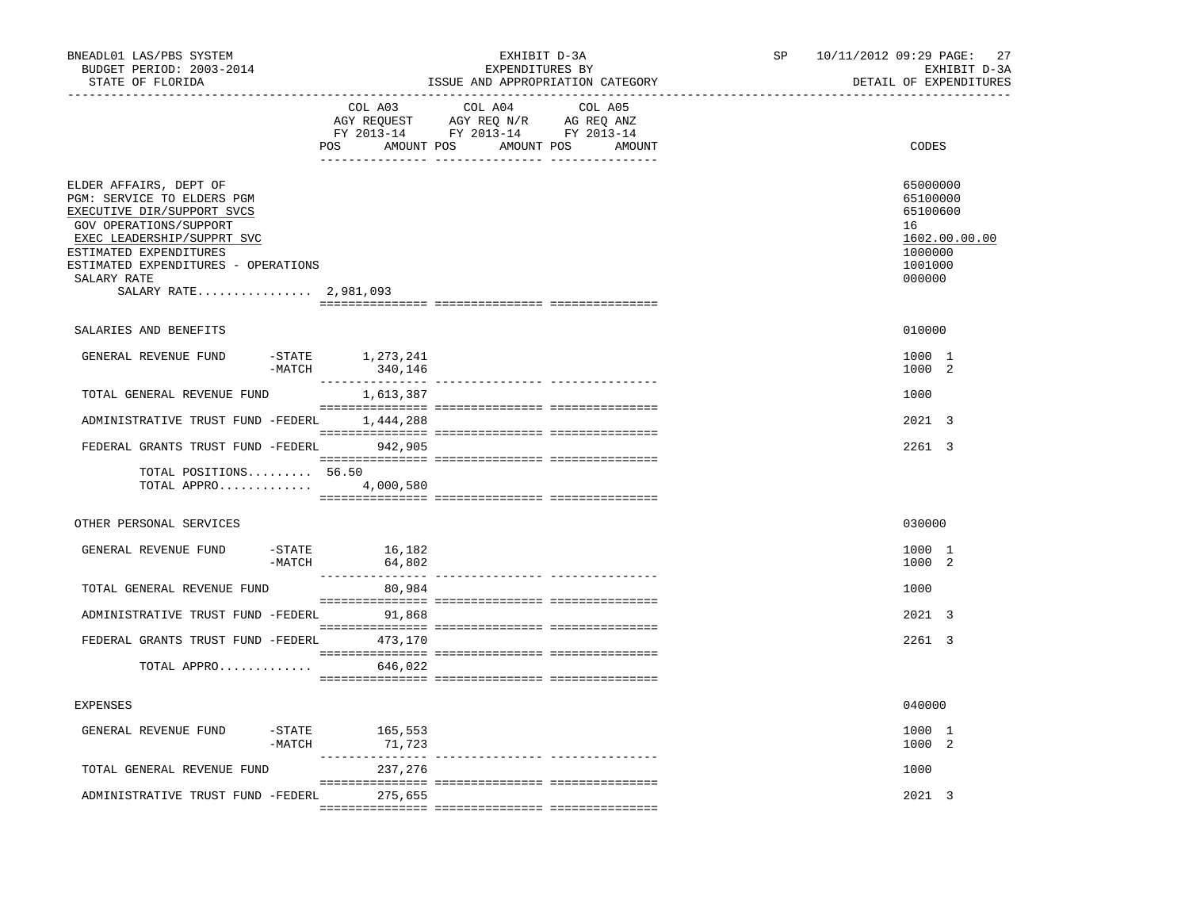BNEADL01 LAS/PBS SYSTEM — BUDGET PERIOD: 2003-2014 — STATE OF FLORIDA

EXHIBIT D-3A — EXPENDITURES BY ISSUE AND APPROPRIATION CATEGORY

SP 10/11/2012 09:29 — EXHIBIT D-3A — DETAIL OF EXPENDITURES

| | COL A03 AGY REQUEST FY 2013-14 POS AMOUNT | COL A04 AGY REQ N/R FY 2013-14 POS AMOUNT | COL A05 AG REQ ANZ FY 2013-14 POS AMOUNT | CODES |
|---|---|---|---|---|
| ELDER AFFAIRS, DEPT OF | | | | 65000000 |
| PGM: SERVICE TO ELDERS PGM | | | | 65100000 |
| EXECUTIVE DIR/SUPPORT SVCS | | | | 65100600 |
| GOV OPERATIONS/SUPPORT | | | | 16 |
| EXEC LEADERSHIP/SUPPRT SVC | | | | 1602.00.00.00 |
| ESTIMATED EXPENDITURES | | | | 1000000 |
| ESTIMATED EXPENDITURES - OPERATIONS | | | | 1001000 |
| SALARY RATE | | | | 000000 |
| SALARY RATE................ 2,981,093 | | | | |
| SALARIES AND BENEFITS | | | | 010000 |
| GENERAL REVENUE FUND -STATE | 1,273,241 | | | 1000 1 |
| -MATCH | 340,146 | | | 1000 2 |
| TOTAL GENERAL REVENUE FUND | 1,613,387 | | | 1000 |
| ADMINISTRATIVE TRUST FUND -FEDERL | 1,444,288 | | | 2021 3 |
| FEDERAL GRANTS TRUST FUND -FEDERL | 942,905 | | | 2261 3 |
| TOTAL POSITIONS......... | 56.50 | | | |
| TOTAL APPRO............. | 4,000,580 | | | |
| OTHER PERSONAL SERVICES | | | | 030000 |
| GENERAL REVENUE FUND -STATE | 16,182 | | | 1000 1 |
| -MATCH | 64,802 | | | 1000 2 |
| TOTAL GENERAL REVENUE FUND | 80,984 | | | 1000 |
| ADMINISTRATIVE TRUST FUND -FEDERL | 91,868 | | | 2021 3 |
| FEDERAL GRANTS TRUST FUND -FEDERL | 473,170 | | | 2261 3 |
| TOTAL APPRO............. | 646,022 | | | |
| EXPENSES | | | | 040000 |
| GENERAL REVENUE FUND -STATE | 165,553 | | | 1000 1 |
| -MATCH | 71,723 | | | 1000 2 |
| TOTAL GENERAL REVENUE FUND | 237,276 | | | 1000 |
| ADMINISTRATIVE TRUST FUND -FEDERL | 275,655 | | | 2021 3 |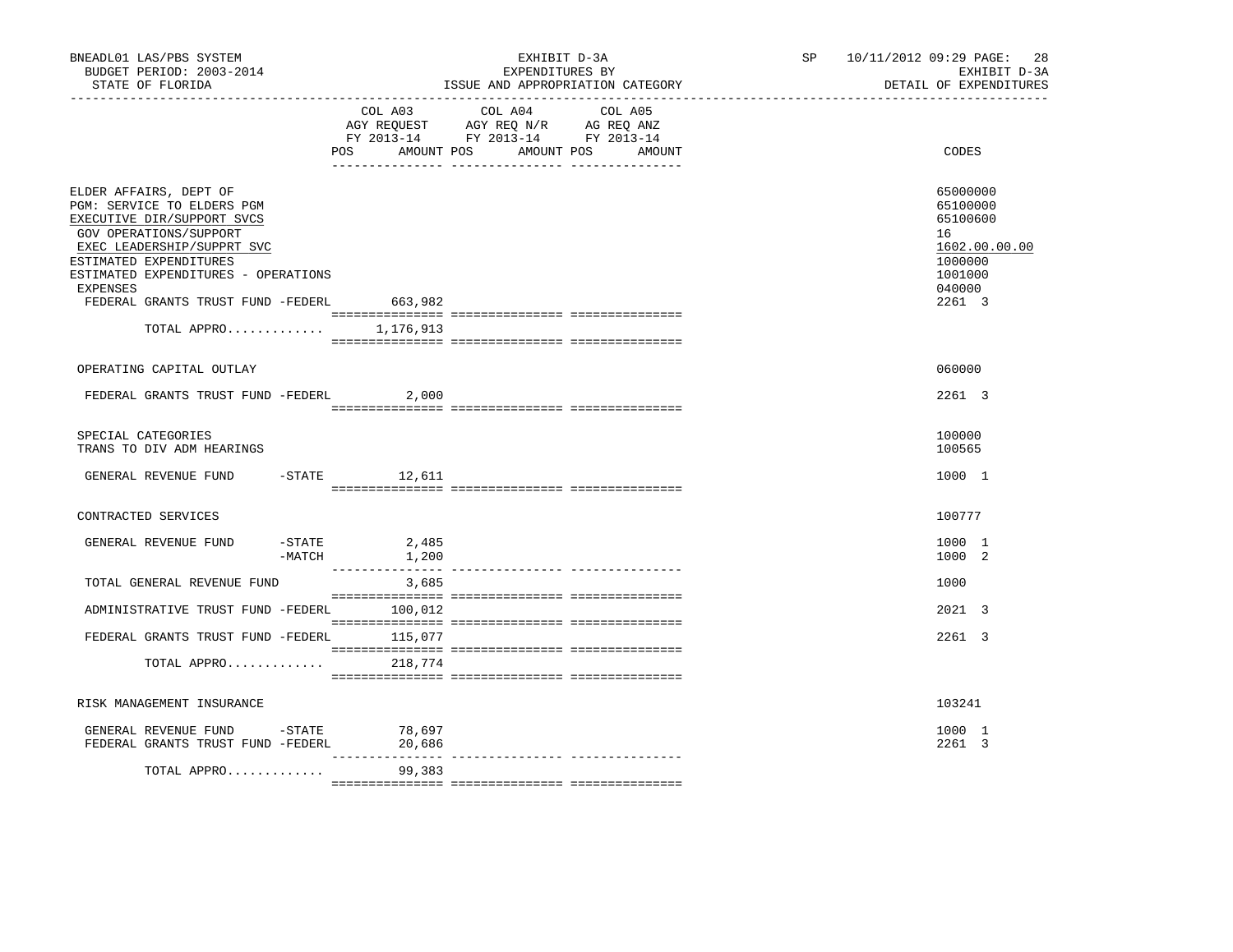BNEADL01 LAS/PBS SYSTEM — EXHIBIT D-3A — EXPENDITURES BY ISSUE AND APPROPRIATION CATEGORY — SP 10/11/2012 09:29

BUDGET PERIOD: 2003-2014 — STATE OF FLORIDA — EXHIBIT D-3A — DETAIL OF EXPENDITURES

| | COL A03 AGY REQUEST FY 2013-14 POS AMOUNT | COL A04 AGY REQ N/R FY 2013-14 POS AMOUNT | COL A05 AG REQ ANZ FY 2013-14 POS AMOUNT | CODES |
|---|---|---|---|---|
| ELDER AFFAIRS, DEPT OF | | | | 65000000 |
| PGM: SERVICE TO ELDERS PGM | | | | 65100000 |
| EXECUTIVE DIR/SUPPORT SVCS | | | | 65100600 |
| GOV OPERATIONS/SUPPORT | | | | 16 |
| EXEC LEADERSHIP/SUPPRT SVC | | | | 1602.00.00.00 |
| ESTIMATED EXPENDITURES | | | | 1000000 |
| ESTIMATED EXPENDITURES - OPERATIONS | | | | 1001000 |
| EXPENSES | | | | 040000 |
| FEDERAL GRANTS TRUST FUND -FEDERL | 663,982 | | | 2261 3 |
| TOTAL APPRO............ | 1,176,913 | | | |
| OPERATING CAPITAL OUTLAY | | | | 060000 |
| FEDERAL GRANTS TRUST FUND -FEDERL | 2,000 | | | 2261 3 |
| SPECIAL CATEGORIES | | | | 100000 |
| TRANS TO DIV ADM HEARINGS | | | | 100565 |
| GENERAL REVENUE FUND -STATE | 12,611 | | | 1000 1 |
| CONTRACTED SERVICES | | | | 100777 |
| GENERAL REVENUE FUND -STATE | 2,485 | | | 1000 1 |
| -MATCH | 1,200 | | | 1000 2 |
| TOTAL GENERAL REVENUE FUND | 3,685 | | | 1000 |
| ADMINISTRATIVE TRUST FUND -FEDERL | 100,012 | | | 2021 3 |
| FEDERAL GRANTS TRUST FUND -FEDERL | 115,077 | | | 2261 3 |
| TOTAL APPRO............ | 218,774 | | | |
| RISK MANAGEMENT INSURANCE | | | | 103241 |
| GENERAL REVENUE FUND -STATE | 78,697 | | | 1000 1 |
| FEDERAL GRANTS TRUST FUND -FEDERL | 20,686 | | | 2261 3 |
| TOTAL APPRO............ | 99,383 | | | |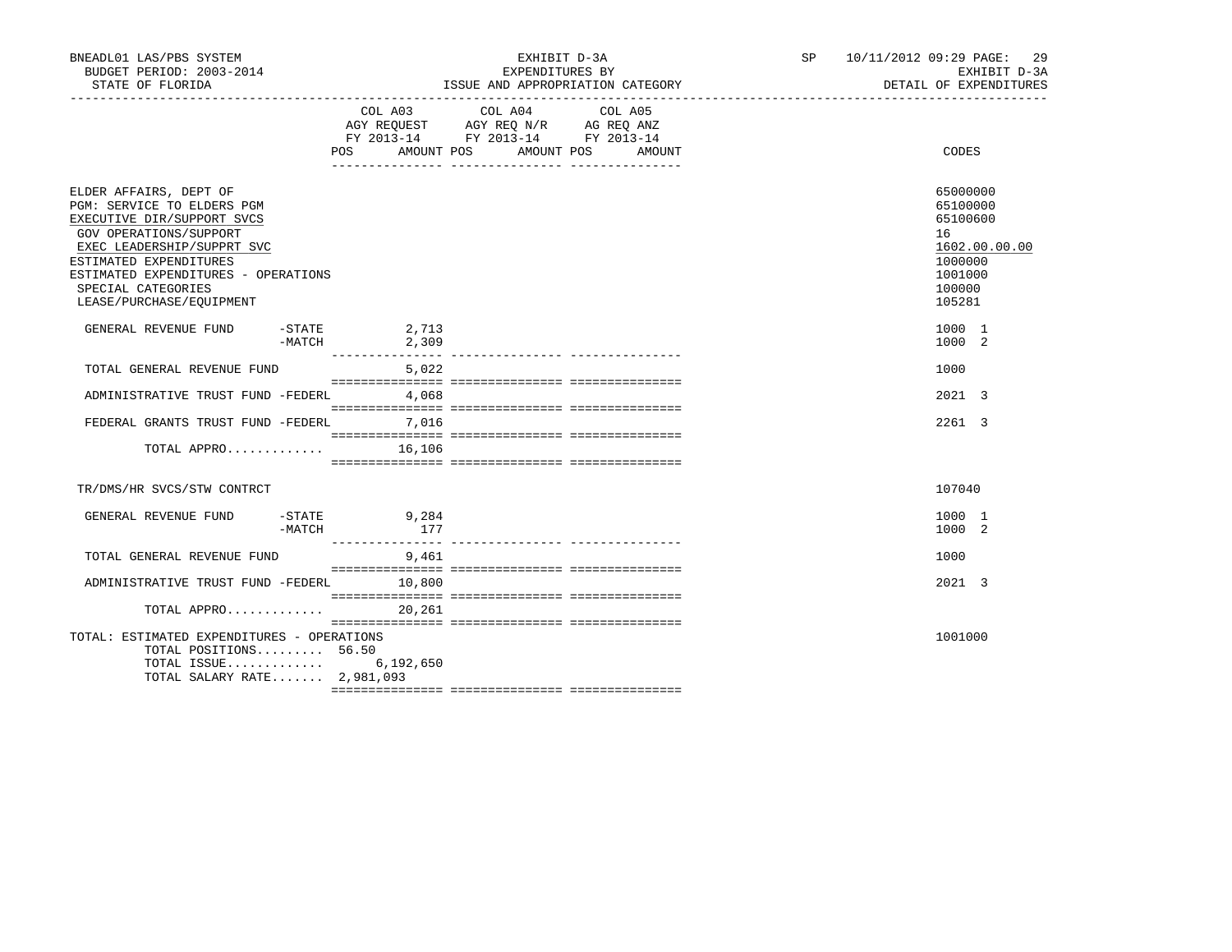BNEADL01 LAS/PBS SYSTEM — EXHIBIT D-3A — SP 10/11/2012 09:29

BUDGET PERIOD: 2003-2014 — EXPENDITURES BY — EXHIBIT D-3A

STATE OF FLORIDA — ISSUE AND APPROPRIATION CATEGORY — DETAIL OF EXPENDITURES

| | COL A03 AGY REQUEST FY 2013-14 POS AMOUNT | COL A04 AGY REQ N/R FY 2013-14 POS AMOUNT | COL A05 AG REQ ANZ FY 2013-14 POS AMOUNT | CODES |
|---|---|---|---|---|
| ELDER AFFAIRS, DEPT OF | | | | 65000000 |
| PGM: SERVICE TO ELDERS PGM | | | | 65100000 |
| EXECUTIVE DIR/SUPPORT SVCS | | | | 65100600 |
| GOV OPERATIONS/SUPPORT | | | | 16 |
| EXEC LEADERSHIP/SUPPRT SVC | | | | 1602.00.00.00 |
| ESTIMATED EXPENDITURES | | | | 1000000 |
| ESTIMATED EXPENDITURES - OPERATIONS | | | | 1001000 |
| SPECIAL CATEGORIES | | | | 100000 |
| LEASE/PURCHASE/EQUIPMENT | | | | 105281 |
| GENERAL REVENUE FUND -STATE | 2,713 | | | 1000 1 |
| GENERAL REVENUE FUND -MATCH | 2,309 | | | 1000 2 |
| TOTAL GENERAL REVENUE FUND | 5,022 | | | 1000 |
| ADMINISTRATIVE TRUST FUND -FEDERL | 4,068 | | | 2021 3 |
| FEDERAL GRANTS TRUST FUND -FEDERL | 7,016 | | | 2261 3 |
| TOTAL APPRO............ | 16,106 | | | |
| TR/DMS/HR SVCS/STW CONTRCT | | | | 107040 |
| GENERAL REVENUE FUND -STATE | 9,284 | | | 1000 1 |
| GENERAL REVENUE FUND -MATCH | 177 | | | 1000 2 |
| TOTAL GENERAL REVENUE FUND | 9,461 | | | 1000 |
| ADMINISTRATIVE TRUST FUND -FEDERL | 10,800 | | | 2021 3 |
| TOTAL APPRO............ | 20,261 | | | |
| TOTAL: ESTIMATED EXPENDITURES - OPERATIONS | | | | 1001000 |
| TOTAL POSITIONS......... | 56.50 | | | |
| TOTAL ISSUE............ | 6,192,650 | | | |
| TOTAL SALARY RATE....... | 2,981,093 | | | |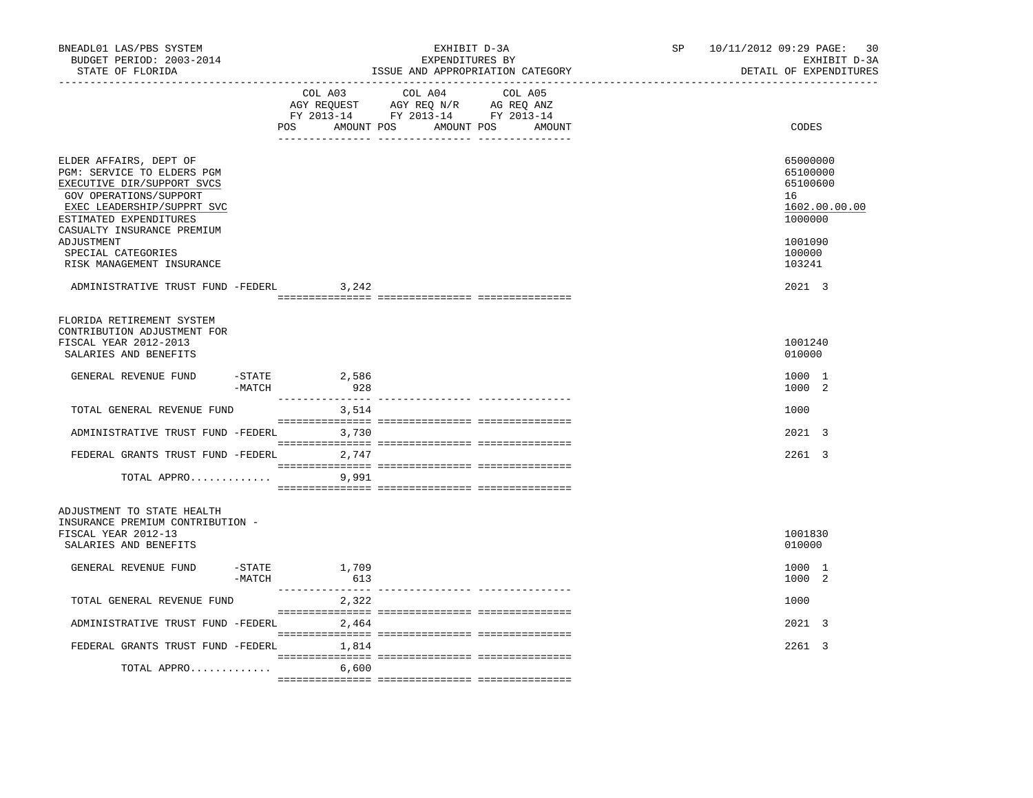BNEADL01 LAS/PBS SYSTEM
BUDGET PERIOD: 2003-2014
STATE OF FLORIDA

EXHIBIT D-3A
EXPENDITURES BY
ISSUE AND APPROPRIATION CATEGORY

SP 10/11/2012 09:29
EXHIBIT D-3A
DETAIL OF EXPENDITURES

| | COL A03 AGY REQUEST FY 2013-14 POS AMOUNT | COL A04 AGY REQ N/R FY 2013-14 POS AMOUNT | COL A05 AG REQ ANZ FY 2013-14 POS AMOUNT | CODES |
|---|---|---|---|---|
| ELDER AFFAIRS, DEPT OF | | | | 65000000 |
| PGM: SERVICE TO ELDERS PGM | | | | 65100000 |
| EXECUTIVE DIR/SUPPORT SVCS | | | | 65100600 |
| GOV OPERATIONS/SUPPORT | | | | 16 |
| EXEC LEADERSHIP/SUPPRT SVC | | | | 1602.00.00.00 |
| ESTIMATED EXPENDITURES | | | | 1000000 |
| CASUALTY INSURANCE PREMIUM ADJUSTMENT | | | | 1001090 |
| SPECIAL CATEGORIES | | | | 100000 |
| RISK MANAGEMENT INSURANCE | | | | 103241 |
| ADMINISTRATIVE TRUST FUND -FEDERL | 3,242 | | | 2021 3 |
| FLORIDA RETIREMENT SYSTEM CONTRIBUTION ADJUSTMENT FOR FISCAL YEAR 2012-2013 | | | | 1001240 |
| SALARIES AND BENEFITS | | | | 010000 |
| GENERAL REVENUE FUND -STATE | 2,586 | | | 1000 1 |
| -MATCH | 928 | | | 1000 2 |
| TOTAL GENERAL REVENUE FUND | 3,514 | | | 1000 |
| ADMINISTRATIVE TRUST FUND -FEDERL | 3,730 | | | 2021 3 |
| FEDERAL GRANTS TRUST FUND -FEDERL | 2,747 | | | 2261 3 |
| TOTAL APPRO............. | 9,991 | | | |
| ADJUSTMENT TO STATE HEALTH INSURANCE PREMIUM CONTRIBUTION - FISCAL YEAR 2012-13 | | | | 1001830 |
| SALARIES AND BENEFITS | | | | 010000 |
| GENERAL REVENUE FUND -STATE | 1,709 | | | 1000 1 |
| -MATCH | 613 | | | 1000 2 |
| TOTAL GENERAL REVENUE FUND | 2,322 | | | 1000 |
| ADMINISTRATIVE TRUST FUND -FEDERL | 2,464 | | | 2021 3 |
| FEDERAL GRANTS TRUST FUND -FEDERL | 1,814 | | | 2261 3 |
| TOTAL APPRO............. | 6,600 | | | |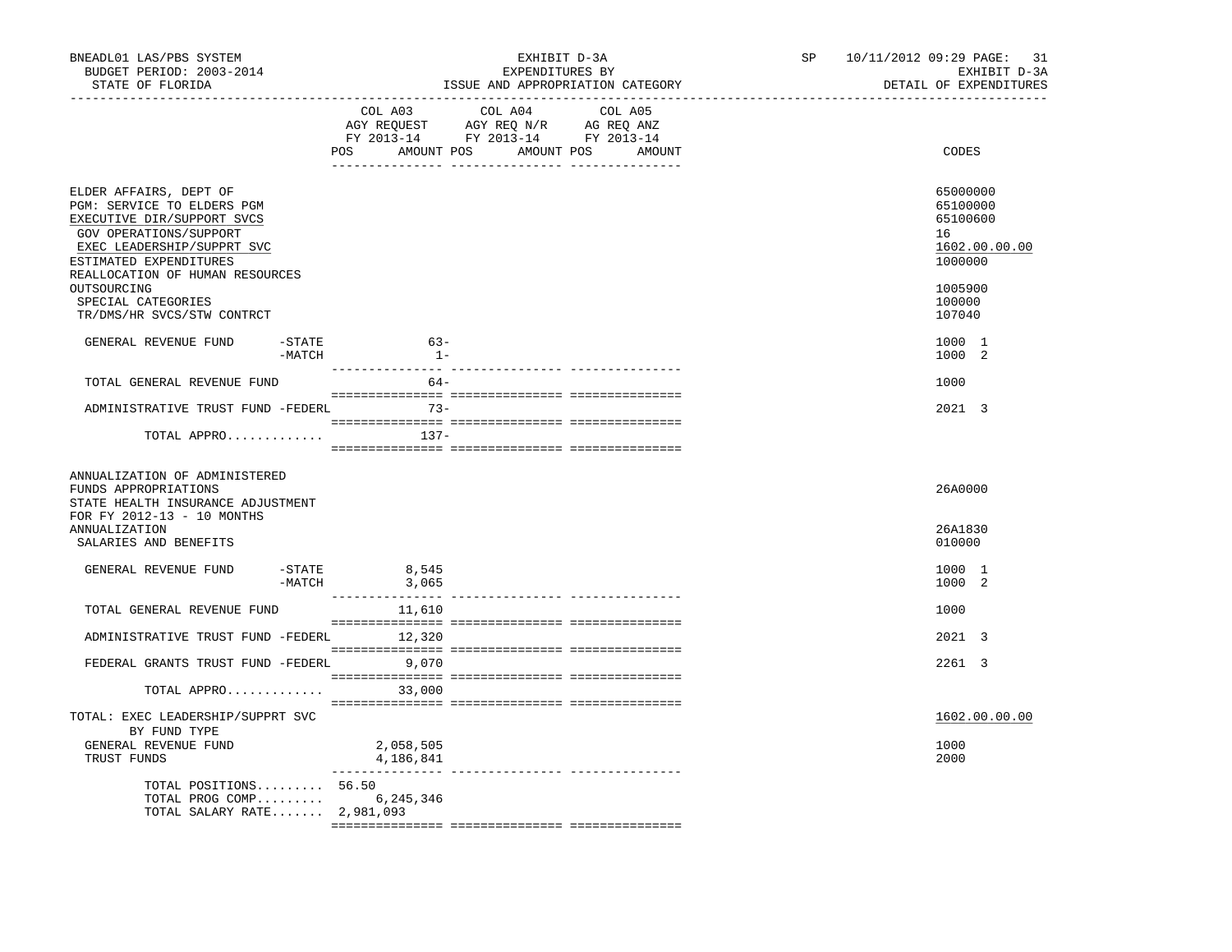BNEADL01 LAS/PBS SYSTEM — EXHIBIT D-3A — SP 10/11/2012 09:29

BUDGET PERIOD: 2003-2014 — EXPENDITURES BY — EXHIBIT D-3A

STATE OF FLORIDA — ISSUE AND APPROPRIATION CATEGORY — DETAIL OF EXPENDITURES

| | COL A03 AGY REQUEST FY 2013-14 POS AMOUNT | COL A04 AGY REQ N/R FY 2013-14 POS AMOUNT | COL A05 AG REQ ANZ FY 2013-14 POS AMOUNT | CODES |
|---|---|---|---|---|
| ELDER AFFAIRS, DEPT OF | | | | 65000000 |
| PGM: SERVICE TO ELDERS PGM | | | | 65100000 |
| EXECUTIVE DIR/SUPPORT SVCS | | | | 65100600 |
| GOV OPERATIONS/SUPPORT | | | | 16 |
| EXEC LEADERSHIP/SUPPRT SVC | | | | 1602.00.00.00 |
| ESTIMATED EXPENDITURES | | | | 1000000 |
| REALLOCATION OF HUMAN RESOURCES OUTSOURCING | | | | 1005900 |
| SPECIAL CATEGORIES | | | | 100000 |
| TR/DMS/HR SVCS/STW CONTRCT | | | | 107040 |
| GENERAL REVENUE FUND -STATE | 63- | | | 1000 1 |
| -MATCH | 1- | | | 1000 2 |
| TOTAL GENERAL REVENUE FUND | 64- | | | 1000 |
| ADMINISTRATIVE TRUST FUND -FEDERL | 73- | | | 2021 3 |
| TOTAL APPRO............. | 137- | | | |
| ANNUALIZATION OF ADMINISTERED FUNDS APPROPRIATIONS | | | | 26A0000 |
| STATE HEALTH INSURANCE ADJUSTMENT FOR FY 2012-13 - 10 MONTHS ANNUALIZATION | | | | 26A1830 |
| SALARIES AND BENEFITS | | | | 010000 |
| GENERAL REVENUE FUND -STATE | 8,545 | | | 1000 1 |
| -MATCH | 3,065 | | | 1000 2 |
| TOTAL GENERAL REVENUE FUND | 11,610 | | | 1000 |
| ADMINISTRATIVE TRUST FUND -FEDERL | 12,320 | | | 2021 3 |
| FEDERAL GRANTS TRUST FUND -FEDERL | 9,070 | | | 2261 3 |
| TOTAL APPRO............. | 33,000 | | | |
| TOTAL: EXEC LEADERSHIP/SUPPRT SVC BY FUND TYPE | | | | 1602.00.00.00 |
| GENERAL REVENUE FUND | 2,058,505 | | | 1000 |
| TRUST FUNDS | 4,186,841 | | | 2000 |
| TOTAL POSITIONS......... | 56.50 | | | |
| TOTAL PROG COMP......... | 6,245,346 | | | |
| TOTAL SALARY RATE....... | 2,981,093 | | | |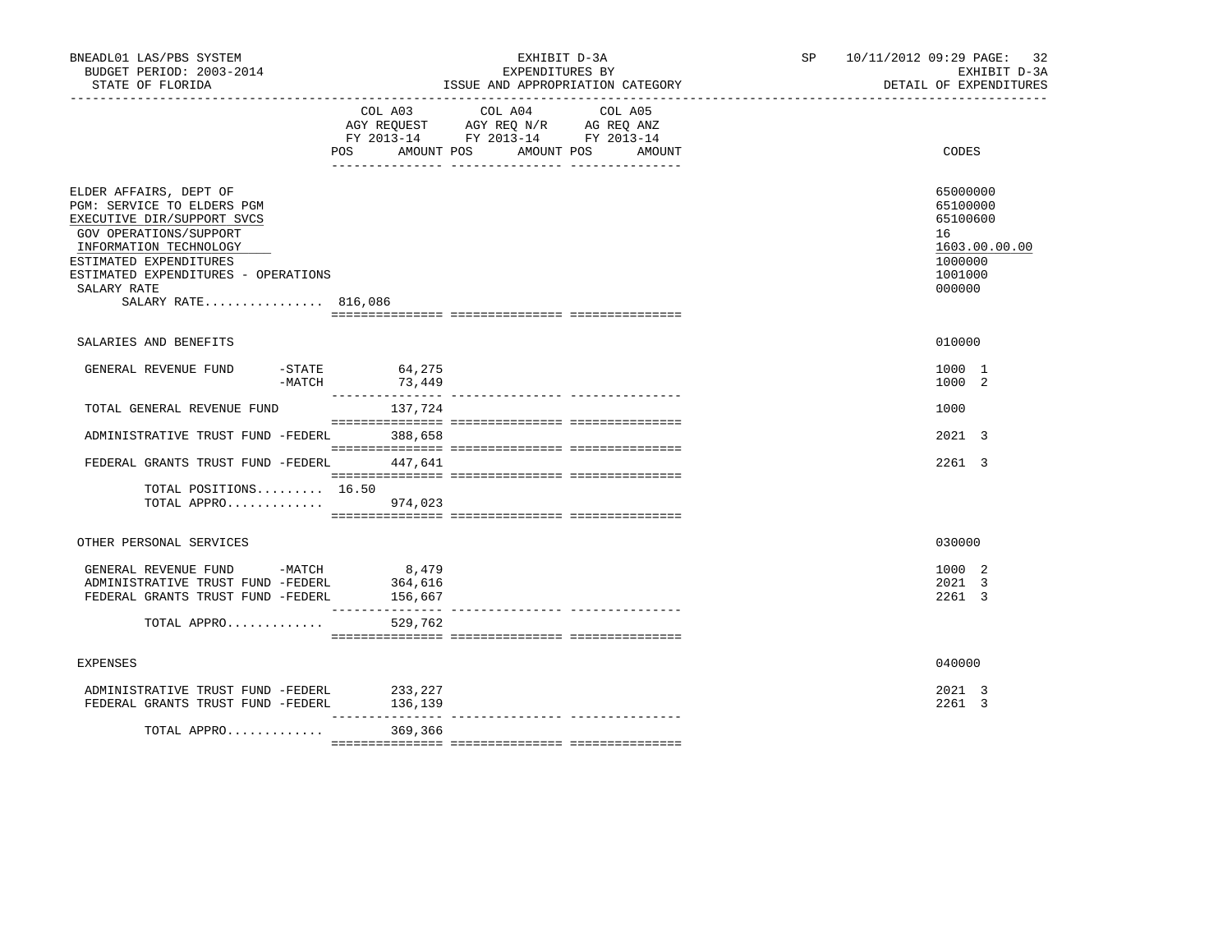BNEADL01 LAS/PBS SYSTEM
BUDGET PERIOD: 2003-2014
STATE OF FLORIDA

EXHIBIT D-3A
EXPENDITURES BY
ISSUE AND APPROPRIATION CATEGORY

SP 10/11/2012 09:29 PAGE: 32
EXHIBIT D-3A
DETAIL OF EXPENDITURES

| | COL A03 AGY REQUEST FY 2013-14 POS AMOUNT | COL A04 AGY REQ N/R FY 2013-14 POS AMOUNT | COL A05 AG REQ ANZ FY 2013-14 POS AMOUNT | CODES |
|---|---|---|---|---|
| ELDER AFFAIRS, DEPT OF | | | | 65000000 |
| PGM: SERVICE TO ELDERS PGM | | | | 65100000 |
| EXECUTIVE DIR/SUPPORT SVCS | | | | 65100600 |
| GOV OPERATIONS/SUPPORT | | | | 16 |
| INFORMATION TECHNOLOGY | | | | 1603.00.00.00 |
| ESTIMATED EXPENDITURES | | | | 1000000 |
| ESTIMATED EXPENDITURES - OPERATIONS | | | | 1001000 |
| SALARY RATE | | | | 000000 |
| SALARY RATE................ 816,086 | | | | |
| SALARIES AND BENEFITS | | | | 010000 |
| GENERAL REVENUE FUND -STATE | 64,275 | | | 1000 1 |
| -MATCH | 73,449 | | | 1000 2 |
| TOTAL GENERAL REVENUE FUND | 137,724 | | | 1000 |
| ADMINISTRATIVE TRUST FUND -FEDERL | 388,658 | | | 2021 3 |
| FEDERAL GRANTS TRUST FUND -FEDERL | 447,641 | | | 2261 3 |
| TOTAL POSITIONS......... | 16.50 | | | |
| TOTAL APPRO............. | 974,023 | | | |
| OTHER PERSONAL SERVICES | | | | 030000 |
| GENERAL REVENUE FUND -MATCH | 8,479 | | | 1000 2 |
| ADMINISTRATIVE TRUST FUND -FEDERL | 364,616 | | | 2021 3 |
| FEDERAL GRANTS TRUST FUND -FEDERL | 156,667 | | | 2261 3 |
| TOTAL APPRO............. | 529,762 | | | |
| EXPENSES | | | | 040000 |
| ADMINISTRATIVE TRUST FUND -FEDERL | 233,227 | | | 2021 3 |
| FEDERAL GRANTS TRUST FUND -FEDERL | 136,139 | | | 2261 3 |
| TOTAL APPRO............. | 369,366 | | | |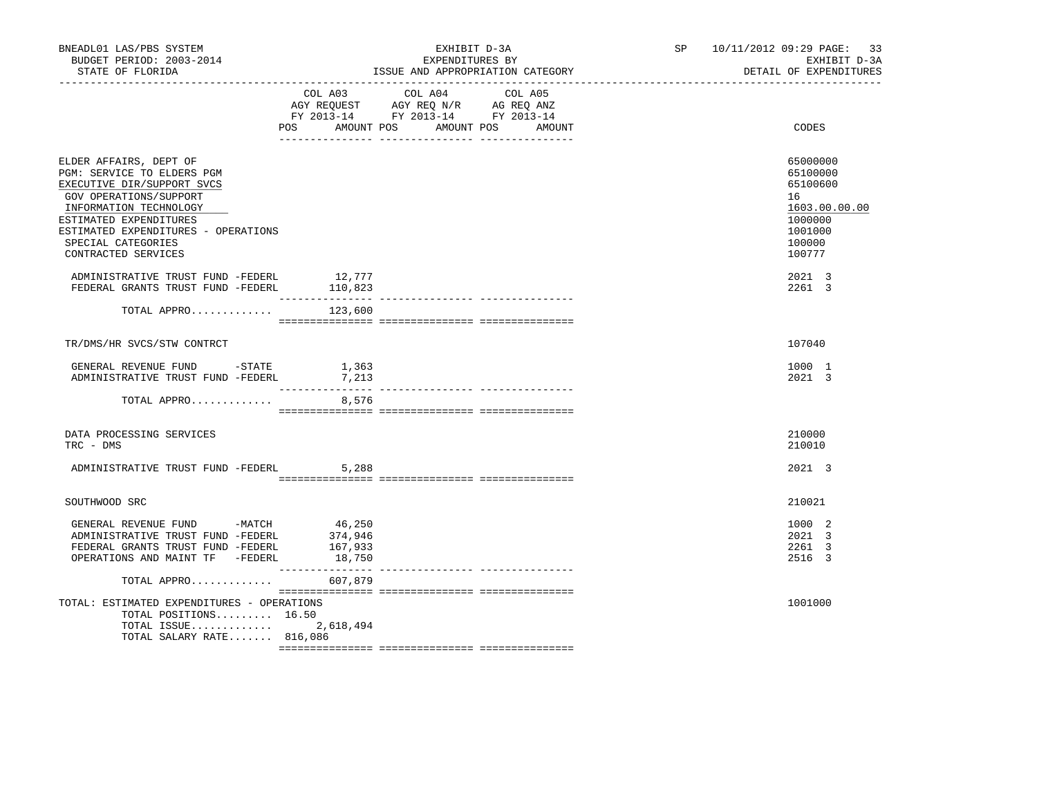BNEADL01 LAS/PBS SYSTEM — EXHIBIT D-3A — EXPENDITURES BY ISSUE AND APPROPRIATION CATEGORY — SP 10/11/2012 09:29

BUDGET PERIOD: 2003-2014 — STATE OF FLORIDA — EXHIBIT D-3A DETAIL OF EXPENDITURES

| | COL A03 AGY REQUEST FY 2013-14 POS AMOUNT | COL A04 AGY REQ N/R FY 2013-14 POS AMOUNT | COL A05 AG REQ ANZ FY 2013-14 POS AMOUNT | CODES |
|---|---|---|---|---|
| ELDER AFFAIRS, DEPT OF | | | | 65000000 |
| PGM: SERVICE TO ELDERS PGM | | | | 65100000 |
| EXECUTIVE DIR/SUPPORT SVCS | | | | 65100600 |
| GOV OPERATIONS/SUPPORT | | | | 16 |
| INFORMATION TECHNOLOGY | | | | 1603.00.00.00 |
| ESTIMATED EXPENDITURES | | | | 1000000 |
| ESTIMATED EXPENDITURES - OPERATIONS | | | | 1001000 |
| SPECIAL CATEGORIES | | | | 100000 |
| CONTRACTED SERVICES | | | | 100777 |
| ADMINISTRATIVE TRUST FUND -FEDERL | 12,777 | | | 2021 3 |
| FEDERAL GRANTS TRUST FUND -FEDERL | 110,823 | | | 2261 3 |
| TOTAL APPRO............. | 123,600 | | | |
| TR/DMS/HR SVCS/STW CONTRCT | | | | 107040 |
| GENERAL REVENUE FUND -STATE | 1,363 | | | 1000 1 |
| ADMINISTRATIVE TRUST FUND -FEDERL | 7,213 | | | 2021 3 |
| TOTAL APPRO............. | 8,576 | | | |
| DATA PROCESSING SERVICES | | | | 210000 |
| TRC - DMS | | | | 210010 |
| ADMINISTRATIVE TRUST FUND -FEDERL | 5,288 | | | 2021 3 |
| SOUTHWOOD SRC | | | | 210021 |
| GENERAL REVENUE FUND -MATCH | 46,250 | | | 1000 2 |
| ADMINISTRATIVE TRUST FUND -FEDERL | 374,946 | | | 2021 3 |
| FEDERAL GRANTS TRUST FUND -FEDERL | 167,933 | | | 2261 3 |
| OPERATIONS AND MAINT TF -FEDERL | 18,750 | | | 2516 3 |
| TOTAL APPRO............. | 607,879 | | | |
| TOTAL: ESTIMATED EXPENDITURES - OPERATIONS | | | | 1001000 |
| TOTAL POSITIONS......... | 16.50 | | | |
| TOTAL ISSUE............. | 2,618,494 | | | |
| TOTAL SALARY RATE....... | 816,086 | | | |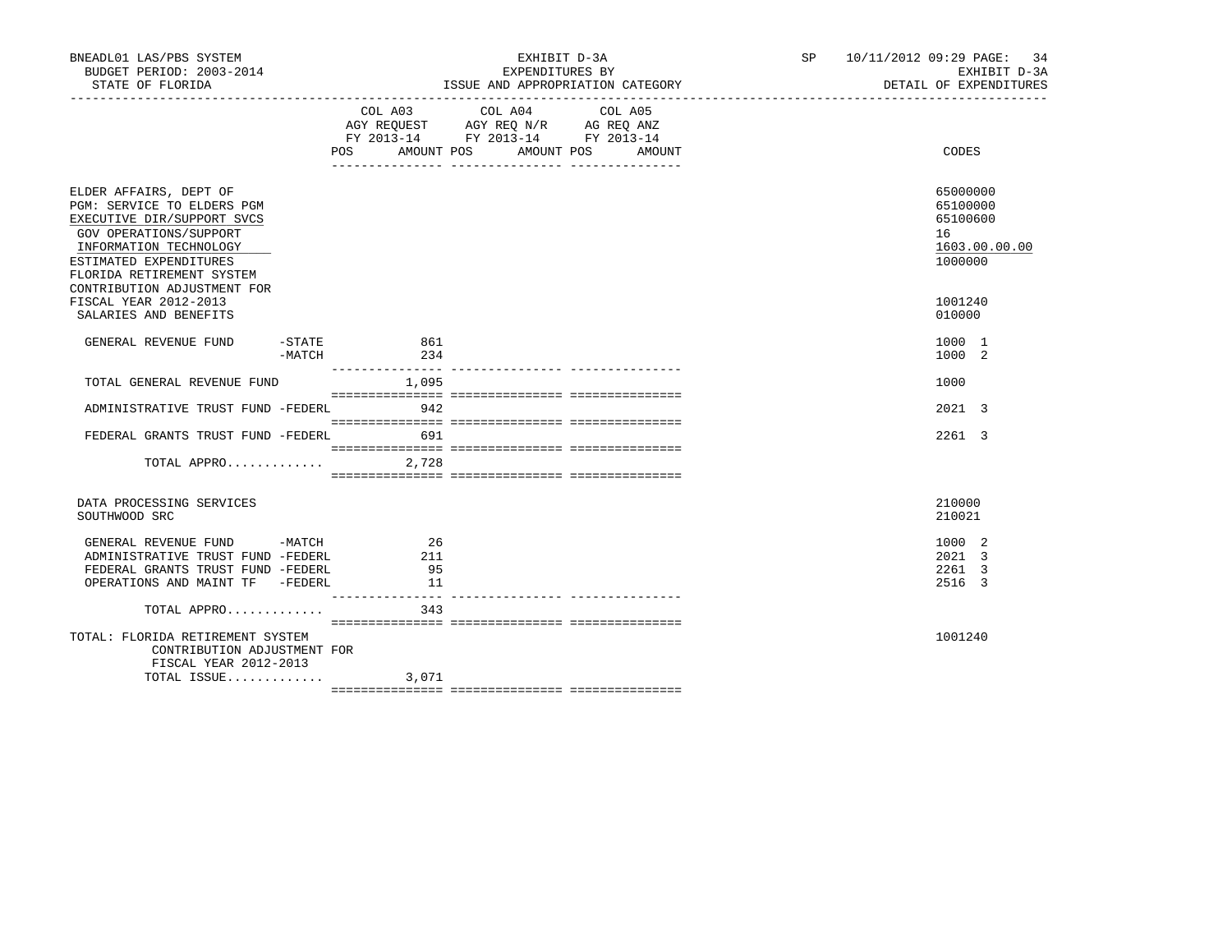BNEADL01 LAS/PBS SYSTEM | EXHIBIT D-3A | SP 10/11/2012 09:29 PAGE: 34
BUDGET PERIOD: 2003-2014 | EXPENDITURES BY | EXHIBIT D-3A
STATE OF FLORIDA | ISSUE AND APPROPRIATION CATEGORY | DETAIL OF EXPENDITURES

| | COL A03 AGY REQUEST FY 2013-14 POS AMOUNT | COL A04 AGY REQ N/R FY 2013-14 POS AMOUNT | COL A05 AG REQ ANZ FY 2013-14 POS AMOUNT | CODES |
|---|---|---|---|---|
| ELDER AFFAIRS, DEPT OF | | | | 65000000 |
| PGM: SERVICE TO ELDERS PGM | | | | 65100000 |
| EXECUTIVE DIR/SUPPORT SVCS | | | | 65100600 |
| GOV OPERATIONS/SUPPORT | | | | 16 |
| INFORMATION TECHNOLOGY | | | | 1603.00.00.00 |
| ESTIMATED EXPENDITURES | | | | 1000000 |
| FLORIDA RETIREMENT SYSTEM CONTRIBUTION ADJUSTMENT FOR FISCAL YEAR 2012-2013 | | | | 1001240 |
| SALARIES AND BENEFITS | | | | 010000 |
| GENERAL REVENUE FUND -STATE | 861 | | | 1000 1 |
| -MATCH | 234 | | | 1000 2 |
| TOTAL GENERAL REVENUE FUND | 1,095 | | | 1000 |
| ADMINISTRATIVE TRUST FUND -FEDERL | 942 | | | 2021 3 |
| FEDERAL GRANTS TRUST FUND -FEDERL | 691 | | | 2261 3 |
| TOTAL APPRO............. | 2,728 | | | |
| DATA PROCESSING SERVICES | | | | 210000 |
| SOUTHWOOD SRC | | | | 210021 |
| GENERAL REVENUE FUND -MATCH | 26 | | | 1000 2 |
| ADMINISTRATIVE TRUST FUND -FEDERL | 211 | | | 2021 3 |
| FEDERAL GRANTS TRUST FUND -FEDERL | 95 | | | 2261 3 |
| OPERATIONS AND MAINT TF -FEDERL | 11 | | | 2516 3 |
| TOTAL APPRO............. | 343 | | | |
| TOTAL: FLORIDA RETIREMENT SYSTEM CONTRIBUTION ADJUSTMENT FOR FISCAL YEAR 2012-2013 | | | | 1001240 |
| TOTAL ISSUE............. | 3,071 | | | |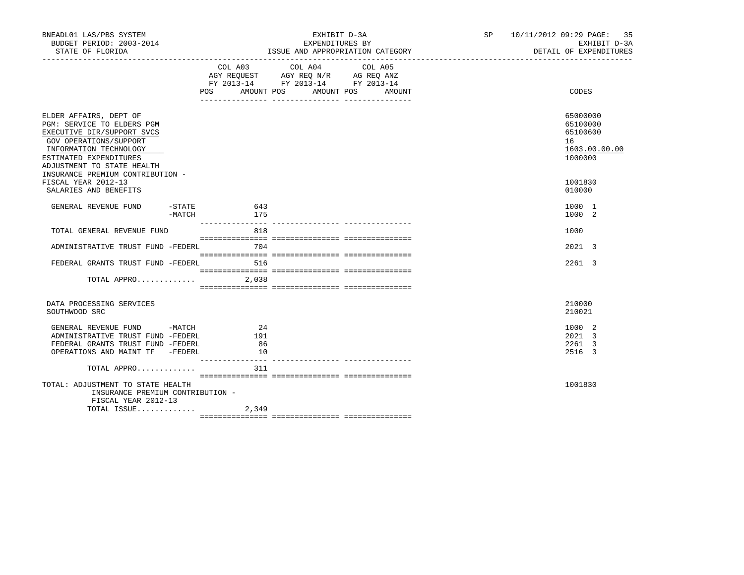BNEADL01 LAS/PBS SYSTEM — BUDGET PERIOD: 2003-2014 — STATE OF FLORIDA

EXHIBIT D-3A — EXPENDITURES BY ISSUE AND APPROPRIATION CATEGORY

SP 10/11/2012 09:29 — EXHIBIT D-3A — DETAIL OF EXPENDITURES

| | COL A03 AGY REQUEST FY 2013-14 POS | AMOUNT | COL A04 AGY REQ N/R FY 2013-14 POS | AMOUNT | COL A05 AG REQ ANZ FY 2013-14 POS | AMOUNT | CODES |
|---|---|---|---|---|---|---|---|
| ELDER AFFAIRS, DEPT OF | | | | | | | 65000000 |
| PGM: SERVICE TO ELDERS PGM | | | | | | | 65100000 |
| EXECUTIVE DIR/SUPPORT SVCS | | | | | | | 65100600 |
| GOV OPERATIONS/SUPPORT | | | | | | | 16 |
| INFORMATION TECHNOLOGY | | | | | | | 1603.00.00.00 |
| ESTIMATED EXPENDITURES | | | | | | | 1000000 |
| ADJUSTMENT TO STATE HEALTH INSURANCE PREMIUM CONTRIBUTION - FISCAL YEAR 2012-13 | | | | | | | 1001830 |
| SALARIES AND BENEFITS | | | | | | | 010000 |
| GENERAL REVENUE FUND -STATE | | 643 | | | | | 1000 1 |
| GENERAL REVENUE FUND -MATCH | | 175 | | | | | 1000 2 |
| TOTAL GENERAL REVENUE FUND | | 818 | | | | | 1000 |
| ADMINISTRATIVE TRUST FUND -FEDERL | | 704 | | | | | 2021 3 |
| FEDERAL GRANTS TRUST FUND -FEDERL | | 516 | | | | | 2261 3 |
| TOTAL APPRO............ | | 2,038 | | | | | |
| DATA PROCESSING SERVICES | | | | | | | 210000 |
| SOUTHWOOD SRC | | | | | | | 210021 |
| GENERAL REVENUE FUND -MATCH | | 24 | | | | | 1000 2 |
| ADMINISTRATIVE TRUST FUND -FEDERL | | 191 | | | | | 2021 3 |
| FEDERAL GRANTS TRUST FUND -FEDERL | | 86 | | | | | 2261 3 |
| OPERATIONS AND MAINT TF -FEDERL | | 10 | | | | | 2516 3 |
| TOTAL APPRO............ | | 311 | | | | | |
| TOTAL: ADJUSTMENT TO STATE HEALTH INSURANCE PREMIUM CONTRIBUTION - FISCAL YEAR 2012-13 | | | | | | | 1001830 |
| TOTAL ISSUE............ | | 2,349 | | | | | |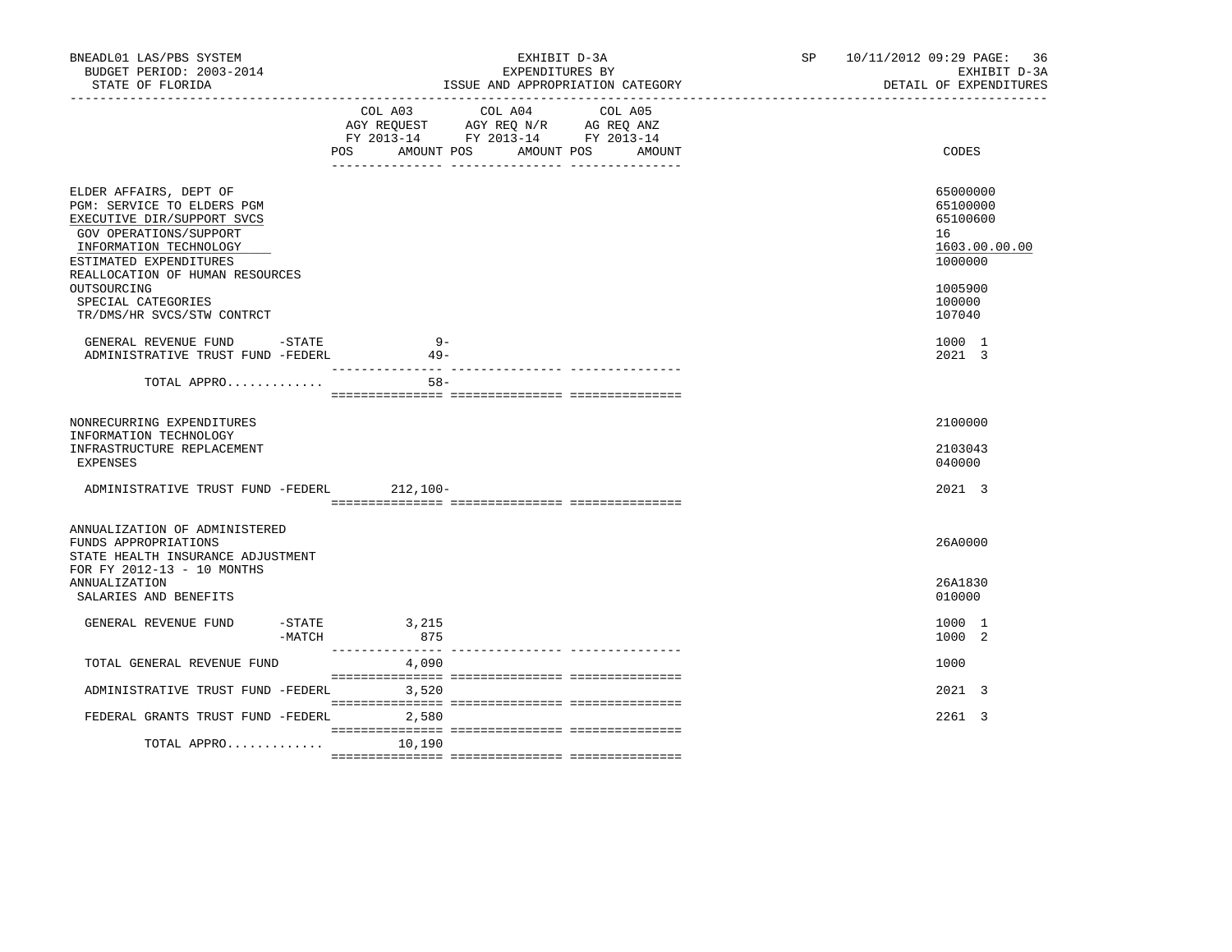BNEADL01 LAS/PBS SYSTEM | EXHIBIT D-3A | SP 10/11/2012 09:29
BUDGET PERIOD: 2003-2014 | EXPENDITURES BY | EXHIBIT D-3A
STATE OF FLORIDA | ISSUE AND APPROPRIATION CATEGORY | DETAIL OF EXPENDITURES

| | COL A03 AGY REQUEST FY 2013-14 POS AMOUNT | COL A04 AGY REQ N/R FY 2013-14 POS AMOUNT | COL A05 AG REQ ANZ FY 2013-14 POS AMOUNT | CODES |
|---|---|---|---|---|
| ELDER AFFAIRS, DEPT OF | | | | 65000000 |
| PGM: SERVICE TO ELDERS PGM | | | | 65100000 |
| EXECUTIVE DIR/SUPPORT SVCS | | | | 65100600 |
| GOV OPERATIONS/SUPPORT | | | | 16 |
| INFORMATION TECHNOLOGY | | | | 1603.00.00.00 |
| ESTIMATED EXPENDITURES | | | | 1000000 |
| REALLOCATION OF HUMAN RESOURCES OUTSOURCING | | | | 1005900 |
| SPECIAL CATEGORIES | | | | 100000 |
| TR/DMS/HR SVCS/STW CONTRCT | | | | 107040 |
| GENERAL REVENUE FUND -STATE | 9- | | | 1000 1 |
| ADMINISTRATIVE TRUST FUND -FEDERL | 49- | | | 2021 3 |
| TOTAL APPRO............. | 58- | | | |
| NONRECURRING EXPENDITURES | | | | 2100000 |
| INFORMATION TECHNOLOGY INFRASTRUCTURE REPLACEMENT | | | | 2103043 |
| EXPENSES | | | | 040000 |
| ADMINISTRATIVE TRUST FUND -FEDERL | 212,100- | | | 2021 3 |
| ANNUALIZATION OF ADMINISTERED FUNDS APPROPRIATIONS | | | | 26A0000 |
| STATE HEALTH INSURANCE ADJUSTMENT FOR FY 2012-13 - 10 MONTHS ANNUALIZATION | | | | 26A1830 |
| SALARIES AND BENEFITS | | | | 010000 |
| GENERAL REVENUE FUND -STATE | 3,215 | | | 1000 1 |
| -MATCH | 875 | | | 1000 2 |
| TOTAL GENERAL REVENUE FUND | 4,090 | | | 1000 |
| ADMINISTRATIVE TRUST FUND -FEDERL | 3,520 | | | 2021 3 |
| FEDERAL GRANTS TRUST FUND -FEDERL | 2,580 | | | 2261 3 |
| TOTAL APPRO............. | 10,190 | | | |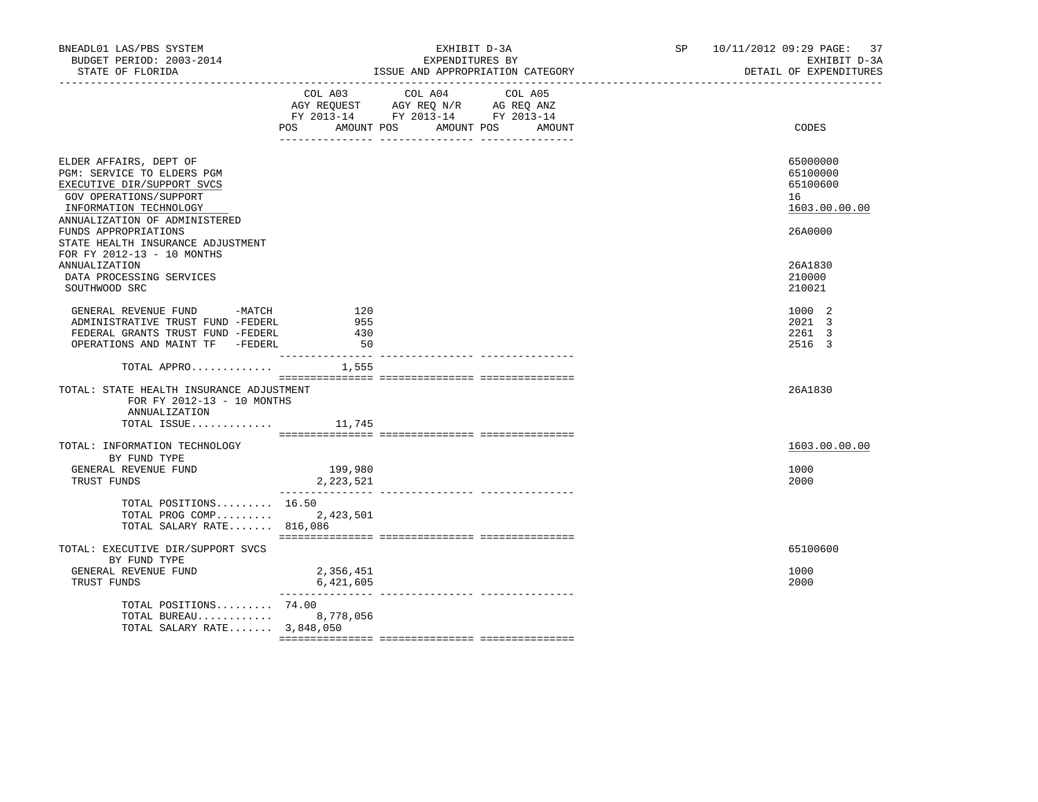BNEADL01 LAS/PBS SYSTEM — EXHIBIT D-3A — SP 10/11/2012 09:29

BUDGET PERIOD: 2003-2014 — EXPENDITURES BY — EXHIBIT D-3A

STATE OF FLORIDA — ISSUE AND APPROPRIATION CATEGORY — DETAIL OF EXPENDITURES

| | COL A03 AGY REQUEST FY 2013-14 POS AMOUNT | COL A04 AGY REQ N/R FY 2013-14 POS AMOUNT | COL A05 AG REQ ANZ FY 2013-14 POS AMOUNT | CODES |
|---|---|---|---|---|
| ELDER AFFAIRS, DEPT OF | | | | 65000000 |
| PGM: SERVICE TO ELDERS PGM | | | | 65100000 |
| EXECUTIVE DIR/SUPPORT SVCS | | | | 65100600 |
| GOV OPERATIONS/SUPPORT | | | | 16 |
| INFORMATION TECHNOLOGY | | | | 1603.00.00.00 |
| ANNUALIZATION OF ADMINISTERED FUNDS APPROPRIATIONS | | | | 26A0000 |
| STATE HEALTH INSURANCE ADJUSTMENT FOR FY 2012-13 - 10 MONTHS ANNUALIZATION | | | | 26A1830 |
| DATA PROCESSING SERVICES | | | | 210000 |
| SOUTHWOOD SRC | | | | 210021 |
| GENERAL REVENUE FUND -MATCH | 120 | | | 1000 2 |
| ADMINISTRATIVE TRUST FUND -FEDERL | 955 | | | 2021 3 |
| FEDERAL GRANTS TRUST FUND -FEDERL | 430 | | | 2261 3 |
| OPERATIONS AND MAINT TF -FEDERL | 50 | | | 2516 3 |
| TOTAL APPRO............ | 1,555 | | | |
| TOTAL: STATE HEALTH INSURANCE ADJUSTMENT FOR FY 2012-13 - 10 MONTHS ANNUALIZATION | | | | 26A1830 |
| TOTAL ISSUE............ | 11,745 | | | |
| TOTAL: INFORMATION TECHNOLOGY | | | | 1603.00.00.00 |
| BY FUND TYPE | | | | |
| GENERAL REVENUE FUND | 199,980 | | | 1000 |
| TRUST FUNDS | 2,223,521 | | | 2000 |
| TOTAL POSITIONS......... | 16.50 | | | |
| TOTAL PROG COMP......... | 2,423,501 | | | |
| TOTAL SALARY RATE....... | 816,086 | | | |
| TOTAL: EXECUTIVE DIR/SUPPORT SVCS | | | | 65100600 |
| BY FUND TYPE | | | | |
| GENERAL REVENUE FUND | 2,356,451 | | | 1000 |
| TRUST FUNDS | 6,421,605 | | | 2000 |
| TOTAL POSITIONS......... | 74.00 | | | |
| TOTAL BUREAU............ | 8,778,056 | | | |
| TOTAL SALARY RATE....... | 3,848,050 | | | |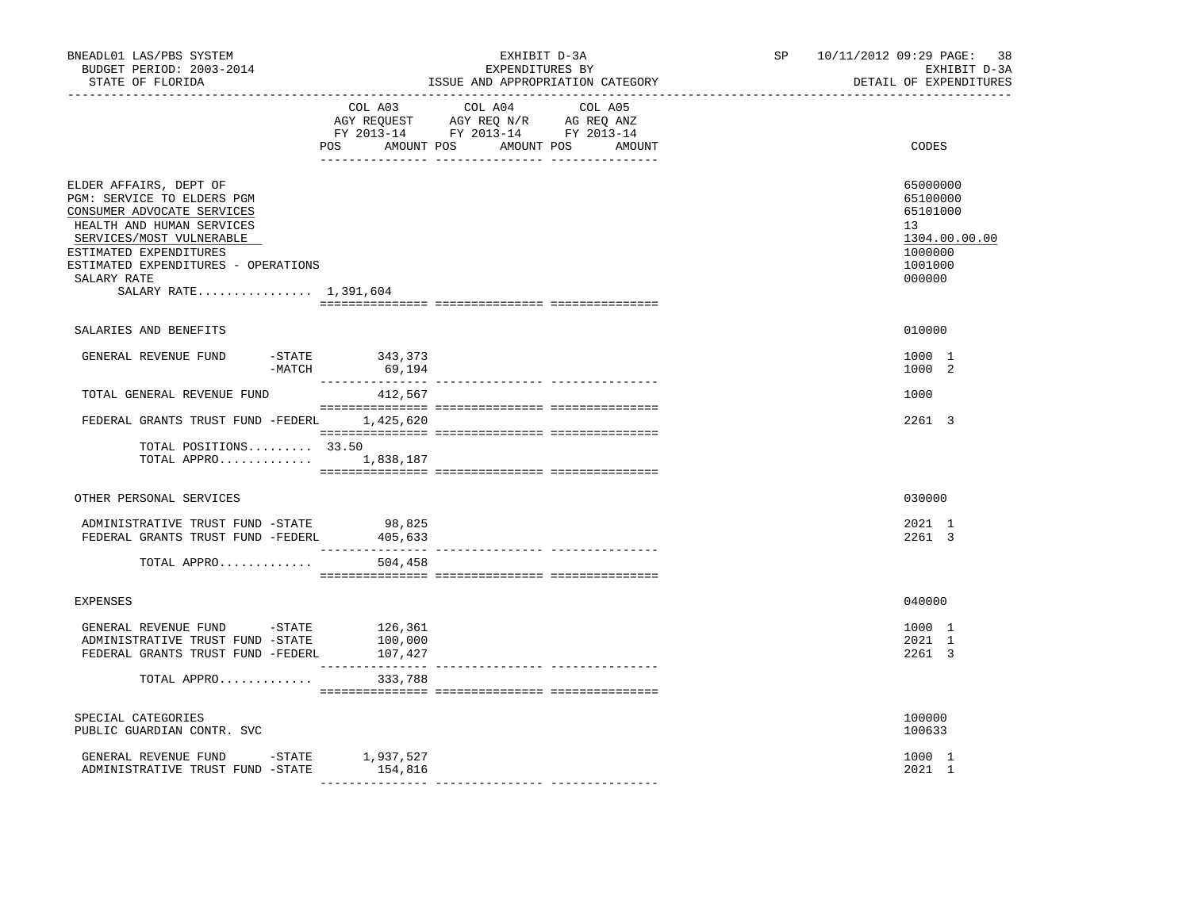BNEADL01 LAS/PBS SYSTEM | EXHIBIT D-3A | SP 10/11/2012 09:29

BUDGET PERIOD: 2003-2014 | EXPENDITURES BY | EXHIBIT D-3A

STATE OF FLORIDA | ISSUE AND APPROPRIATION CATEGORY | DETAIL OF EXPENDITURES

| | COL A03 AGY REQUEST FY 2013-14 POS AMOUNT | COL A04 AGY REQ N/R FY 2013-14 POS AMOUNT | COL A05 AG REQ ANZ FY 2013-14 POS AMOUNT | CODES |
|---|---|---|---|---|
| ELDER AFFAIRS, DEPT OF | | | | 65000000 |
| PGM: SERVICE TO ELDERS PGM | | | | 65100000 |
| CONSUMER ADVOCATE SERVICES | | | | 65101000 |
| HEALTH AND HUMAN SERVICES | | | | 13 |
| SERVICES/MOST VULNERABLE | | | | 1304.00.00.00 |
| ESTIMATED EXPENDITURES | | | | 1000000 |
| ESTIMATED EXPENDITURES - OPERATIONS | | | | 1001000 |
| SALARY RATE | | | | 000000 |
| SALARY RATE................ 1,391,604 | | | | |
| SALARIES AND BENEFITS | | | | 010000 |
| GENERAL REVENUE FUND -STATE | 343,373 | | | 1000 1 |
| -MATCH | 69,194 | | | 1000 2 |
| TOTAL GENERAL REVENUE FUND | 412,567 | | | 1000 |
| FEDERAL GRANTS TRUST FUND -FEDERL | 1,425,620 | | | 2261 3 |
| TOTAL POSITIONS......... 33.50 | | | | |
| TOTAL APPRO............. | 1,838,187 | | | |
| OTHER PERSONAL SERVICES | | | | 030000 |
| ADMINISTRATIVE TRUST FUND -STATE | 98,825 | | | 2021 1 |
| FEDERAL GRANTS TRUST FUND -FEDERL | 405,633 | | | 2261 3 |
| TOTAL APPRO............. | 504,458 | | | |
| EXPENSES | | | | 040000 |
| GENERAL REVENUE FUND -STATE | 126,361 | | | 1000 1 |
| ADMINISTRATIVE TRUST FUND -STATE | 100,000 | | | 2021 1 |
| FEDERAL GRANTS TRUST FUND -FEDERL | 107,427 | | | 2261 3 |
| TOTAL APPRO............. | 333,788 | | | |
| SPECIAL CATEGORIES | | | | 100000 |
| PUBLIC GUARDIAN CONTR. SVC | | | | 100633 |
| GENERAL REVENUE FUND -STATE | 1,937,527 | | | 1000 1 |
| ADMINISTRATIVE TRUST FUND -STATE | 154,816 | | | 2021 1 |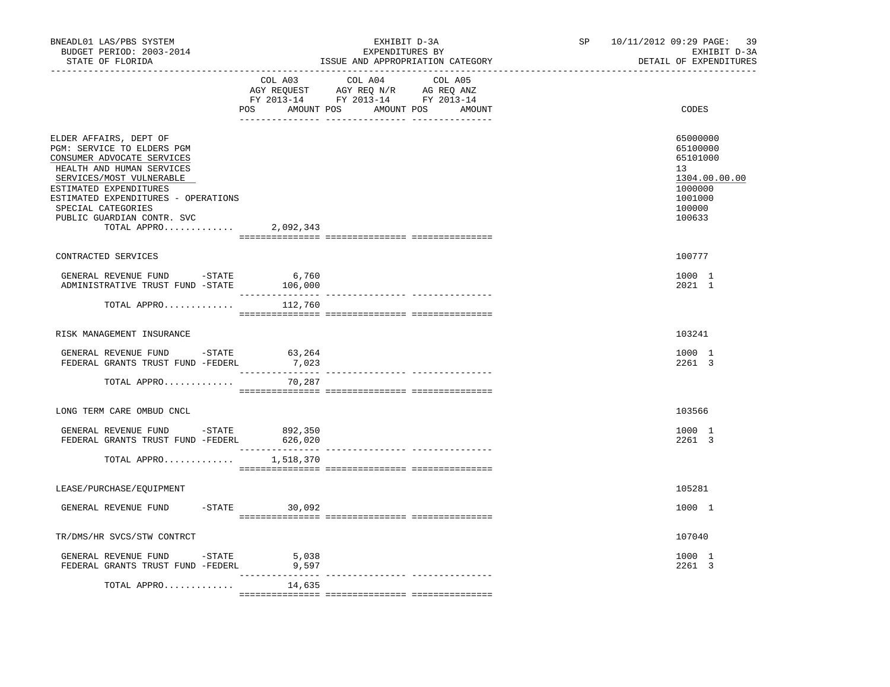BNEADL01 LAS/PBS SYSTEM | EXHIBIT D-3A | SP 10/11/2012 09:29 PAGE: 39
BUDGET PERIOD: 2003-2014 | EXPENDITURES BY | EXHIBIT D-3A
STATE OF FLORIDA | ISSUE AND APPROPRIATION CATEGORY | DETAIL OF EXPENDITURES

| | COL A03 AGY REQUEST FY 2013-14 POS AMOUNT | COL A04 AGY REQ N/R FY 2013-14 POS AMOUNT | COL A05 AG REQ ANZ FY 2013-14 POS AMOUNT | CODES |
|---|---|---|---|---|
| ELDER AFFAIRS, DEPT OF | | | | 65000000 |
| PGM: SERVICE TO ELDERS PGM | | | | 65100000 |
| CONSUMER ADVOCATE SERVICES | | | | 65101000 |
| HEALTH AND HUMAN SERVICES | | | | 13 |
| SERVICES/MOST VULNERABLE | | | | 1304.00.00.00 |
| ESTIMATED EXPENDITURES | | | | 1000000 |
| ESTIMATED EXPENDITURES - OPERATIONS | | | | 1001000 |
| SPECIAL CATEGORIES | | | | 100000 |
| PUBLIC GUARDIAN CONTR. SVC | | | | 100633 |
| TOTAL APPRO............ | 2,092,343 | | | |
| CONTRACTED SERVICES | | | | 100777 |
| GENERAL REVENUE FUND -STATE | 6,760 | | | 1000 1 |
| ADMINISTRATIVE TRUST FUND -STATE | 106,000 | | | 2021 1 |
| TOTAL APPRO............ | 112,760 | | | |
| RISK MANAGEMENT INSURANCE | | | | 103241 |
| GENERAL REVENUE FUND -STATE | 63,264 | | | 1000 1 |
| FEDERAL GRANTS TRUST FUND -FEDERL | 7,023 | | | 2261 3 |
| TOTAL APPRO............ | 70,287 | | | |
| LONG TERM CARE OMBUD CNCL | | | | 103566 |
| GENERAL REVENUE FUND -STATE | 892,350 | | | 1000 1 |
| FEDERAL GRANTS TRUST FUND -FEDERL | 626,020 | | | 2261 3 |
| TOTAL APPRO............ | 1,518,370 | | | |
| LEASE/PURCHASE/EQUIPMENT | | | | 105281 |
| GENERAL REVENUE FUND -STATE | 30,092 | | | 1000 1 |
| TR/DMS/HR SVCS/STW CONTRCT | | | | 107040 |
| GENERAL REVENUE FUND -STATE | 5,038 | | | 1000 1 |
| FEDERAL GRANTS TRUST FUND -FEDERL | 9,597 | | | 2261 3 |
| TOTAL APPRO............ | 14,635 | | | |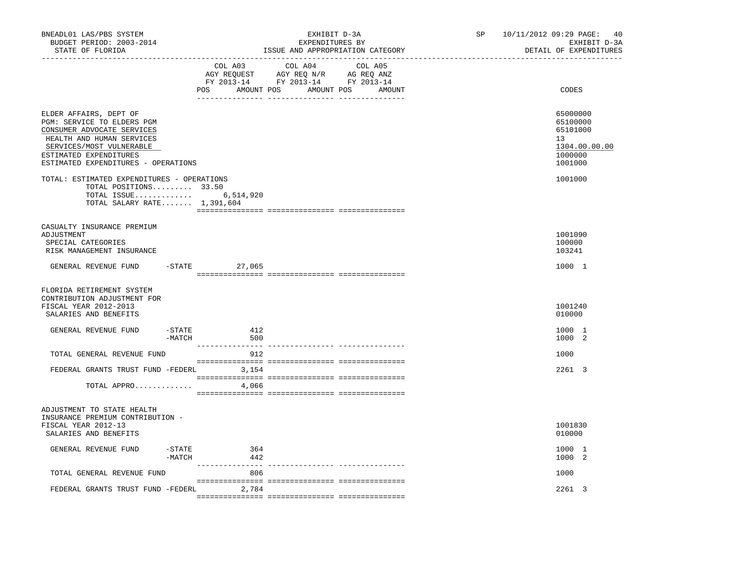BNEADL01 LAS/PBS SYSTEM | EXHIBIT D-3A | SP 10/11/2012 09:29 PAGE: 40
BUDGET PERIOD: 2003-2014 | EXPENDITURES BY | EXHIBIT D-3A
STATE OF FLORIDA | ISSUE AND APPROPRIATION CATEGORY | DETAIL OF EXPENDITURES

| | COL A03 AGY REQUEST FY 2013-14 POS AMOUNT | COL A04 AGY REQ N/R FY 2013-14 POS AMOUNT | COL A05 AG REQ ANZ FY 2013-14 POS AMOUNT | CODES |
|---|---|---|---|---|
| ELDER AFFAIRS, DEPT OF | | | | 65000000 |
| PGM: SERVICE TO ELDERS PGM | | | | 65100000 |
| CONSUMER ADVOCATE SERVICES | | | | 65101000 |
| HEALTH AND HUMAN SERVICES | | | | 13 |
| SERVICES/MOST VULNERABLE | | | | 1304.00.00.00 |
| ESTIMATED EXPENDITURES | | | | 1000000 |
| ESTIMATED EXPENDITURES - OPERATIONS | | | | 1001000 |
| TOTAL: ESTIMATED EXPENDITURES - OPERATIONS | | | | 1001000 |
| TOTAL POSITIONS......... | 33.50 | | | |
| TOTAL ISSUE............ | 6,514,920 | | | |
| TOTAL SALARY RATE....... | 1,391,604 | | | |
| CASUALTY INSURANCE PREMIUM ADJUSTMENT | | | | 1001090 |
| SPECIAL CATEGORIES | | | | 100000 |
| RISK MANAGEMENT INSURANCE | | | | 103241 |
| GENERAL REVENUE FUND -STATE | 27,065 | | | 1000 1 |
| FLORIDA RETIREMENT SYSTEM CONTRIBUTION ADJUSTMENT FOR FISCAL YEAR 2012-2013 | | | | 1001240 |
| SALARIES AND BENEFITS | | | | 010000 |
| GENERAL REVENUE FUND -STATE | 412 | | | 1000 1 |
| -MATCH | 500 | | | 1000 2 |
| TOTAL GENERAL REVENUE FUND | 912 | | | 1000 |
| FEDERAL GRANTS TRUST FUND -FEDERL | 3,154 | | | 2261 3 |
| TOTAL APPRO............ | 4,066 | | | |
| ADJUSTMENT TO STATE HEALTH INSURANCE PREMIUM CONTRIBUTION - FISCAL YEAR 2012-13 | | | | 1001830 |
| SALARIES AND BENEFITS | | | | 010000 |
| GENERAL REVENUE FUND -STATE | 364 | | | 1000 1 |
| -MATCH | 442 | | | 1000 2 |
| TOTAL GENERAL REVENUE FUND | 806 | | | 1000 |
| FEDERAL GRANTS TRUST FUND -FEDERL | 2,784 | | | 2261 3 |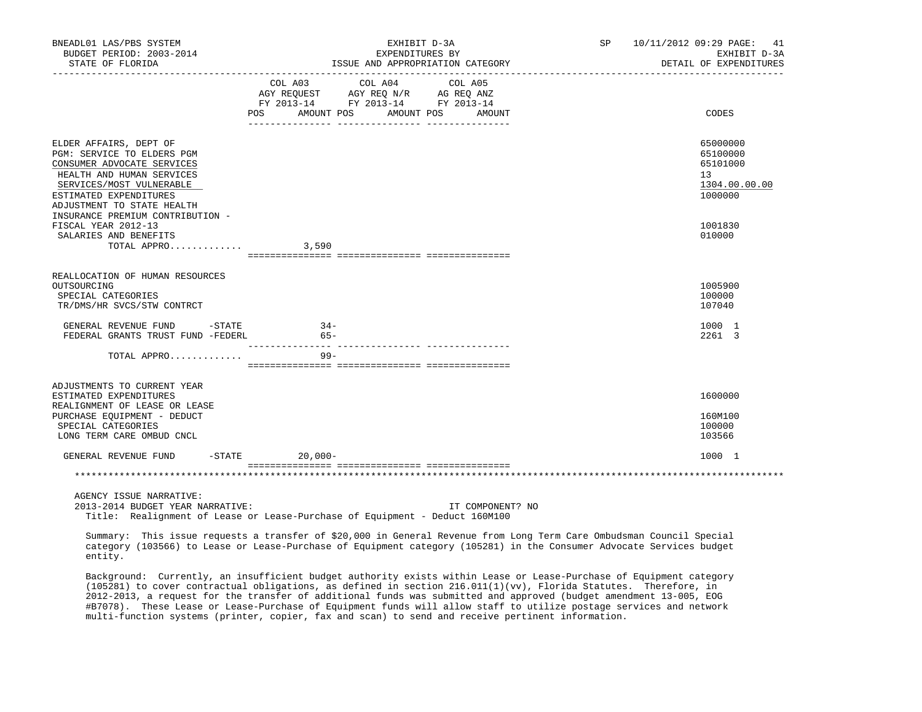| | COL A03 AGY REQUEST FY 2013-14 POS AMOUNT | COL A04 AGY REQ N/R FY 2013-14 POS AMOUNT | COL A05 AG REQ ANZ FY 2013-14 POS AMOUNT | CODES |
|---|---|---|---|---|
| ELDER AFFAIRS, DEPT OF | | | | 65000000 |
| PGM: SERVICE TO ELDERS PGM | | | | 65100000 |
| CONSUMER ADVOCATE SERVICES | | | | 65101000 |
| HEALTH AND HUMAN SERVICES | | | | 13 |
| SERVICES/MOST VULNERABLE | | | | 1304.00.00.00 |
| ESTIMATED EXPENDITURES | | | | 1000000 |
| ADJUSTMENT TO STATE HEALTH INSURANCE PREMIUM CONTRIBUTION - FISCAL YEAR 2012-13 | | | | 1001830 |
| SALARIES AND BENEFITS | | | | 010000 |
| TOTAL APPRO............. | 3,590 | | | |
| REALLOCATION OF HUMAN RESOURCES OUTSOURCING | | | | 1005900 |
| SPECIAL CATEGORIES | | | | 100000 |
| TR/DMS/HR SVCS/STW CONTRCT | | | | 107040 |
| GENERAL REVENUE FUND -STATE | 34- | | | 1000 1 |
| FEDERAL GRANTS TRUST FUND -FEDERL | 65- | | | 2261 3 |
| TOTAL APPRO............. | 99- | | | |
| ADJUSTMENTS TO CURRENT YEAR ESTIMATED EXPENDITURES | | | | 1600000 |
| REALIGNMENT OF LEASE OR LEASE PURCHASE EQUIPMENT - DEDUCT | | | | 160M100 |
| SPECIAL CATEGORIES | | | | 100000 |
| LONG TERM CARE OMBUD CNCL | | | | 103566 |
| GENERAL REVENUE FUND -STATE | 20,000- | | | 1000 1 |

AGENCY ISSUE NARRATIVE:

2013-2014 BUDGET YEAR NARRATIVE: IT COMPONENT? NO

Title: Realignment of Lease or Lease-Purchase of Equipment - Deduct 160M100

Summary: This issue requests a transfer of $20,000 in General Revenue from Long Term Care Ombudsman Council Special category (103566) to Lease or Lease-Purchase of Equipment category (105281) in the Consumer Advocate Services budget entity.

Background: Currently, an insufficient budget authority exists within Lease or Lease-Purchase of Equipment category (105281) to cover contractual obligations, as defined in section 216.011(1)(vv), Florida Statutes. Therefore, in 2012-2013, a request for the transfer of additional funds was submitted and approved (budget amendment 13-005, EOG #B7078). These Lease or Lease-Purchase of Equipment funds will allow staff to utilize postage services and network multi-function systems (printer, copier, fax and scan) to send and receive pertinent information.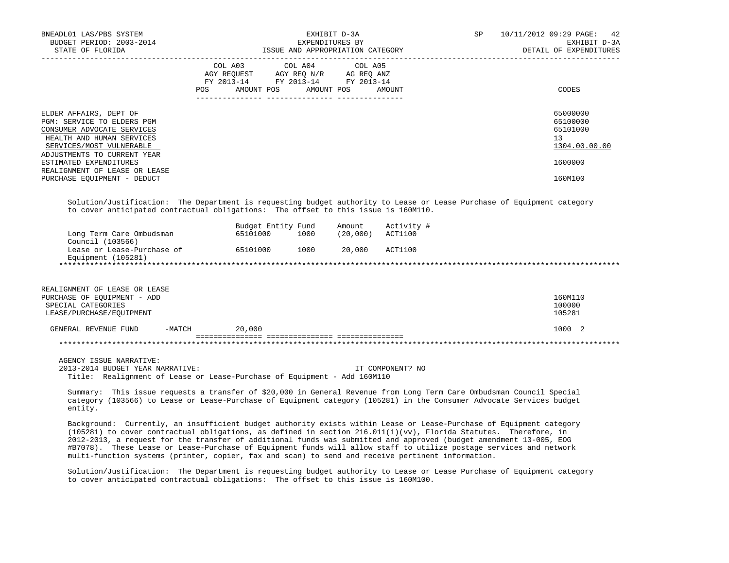| | COL A03 AGY REQUEST FY 2013-14 POS AMOUNT | COL A04 AGY REQ N/R FY 2013-14 POS AMOUNT | COL A05 AG REQ ANZ FY 2013-14 POS AMOUNT | CODES |
|---|---|---|---|---|
| ELDER AFFAIRS, DEPT OF | | | | 65000000 |
| PGM: SERVICE TO ELDERS PGM | | | | 65100000 |
| CONSUMER ADVOCATE SERVICES | | | | 65101000 |
| HEALTH AND HUMAN SERVICES | | | | 13 |
| SERVICES/MOST VULNERABLE | | | | 1304.00.00.00 |
| ADJUSTMENTS TO CURRENT YEAR ESTIMATED EXPENDITURES | | | | 1600000 |
| REALIGNMENT OF LEASE OR LEASE PURCHASE EQUIPMENT - DEDUCT | | | | 160M100 |

Solution/Justification: The Department is requesting budget authority to Lease or Lease Purchase of Equipment category to cover anticipated contractual obligations: The offset to this issue is 160M110.

| | Budget Entity | Fund | Amount | Activity # |
|---|---|---|---|---|
| Long Term Care Ombudsman Council (103566) | 65101000 | 1000 | (20,000) | ACT1100 |
| Lease or Lease-Purchase of Equipment (105281) | 65101000 | 1000 | 20,000 | ACT1100 |

| | COL A03 | COL A04 | COL A05 | CODES |
|---|---|---|---|---|
| REALIGNMENT OF LEASE OR LEASE PURCHASE OF EQUIPMENT - ADD | | | | 160M110 |
| SPECIAL CATEGORIES | | | | 100000 |
| LEASE/PURCHASE/EQUIPMENT | | | | 105281 |
| GENERAL REVENUE FUND -MATCH | 20,000 | | | 1000 2 |

AGENCY ISSUE NARRATIVE:

2013-2014 BUDGET YEAR NARRATIVE: IT COMPONENT? NO

Title: Realignment of Lease or Lease-Purchase of Equipment - Add 160M110

Summary: This issue requests a transfer of $20,000 in General Revenue from Long Term Care Ombudsman Council Special category (103566) to Lease or Lease-Purchase of Equipment category (105281) in the Consumer Advocate Services budget entity.

Background: Currently, an insufficient budget authority exists within Lease or Lease-Purchase of Equipment category (105281) to cover contractual obligations, as defined in section 216.011(1)(vv), Florida Statutes. Therefore, in 2012-2013, a request for the transfer of additional funds was submitted and approved (budget amendment 13-005, EOG #B7078). These Lease or Lease-Purchase of Equipment funds will allow staff to utilize postage services and network multi-function systems (printer, copier, fax and scan) to send and receive pertinent information.

Solution/Justification: The Department is requesting budget authority to Lease or Lease Purchase of Equipment category to cover anticipated contractual obligations: The offset to this issue is 160M100.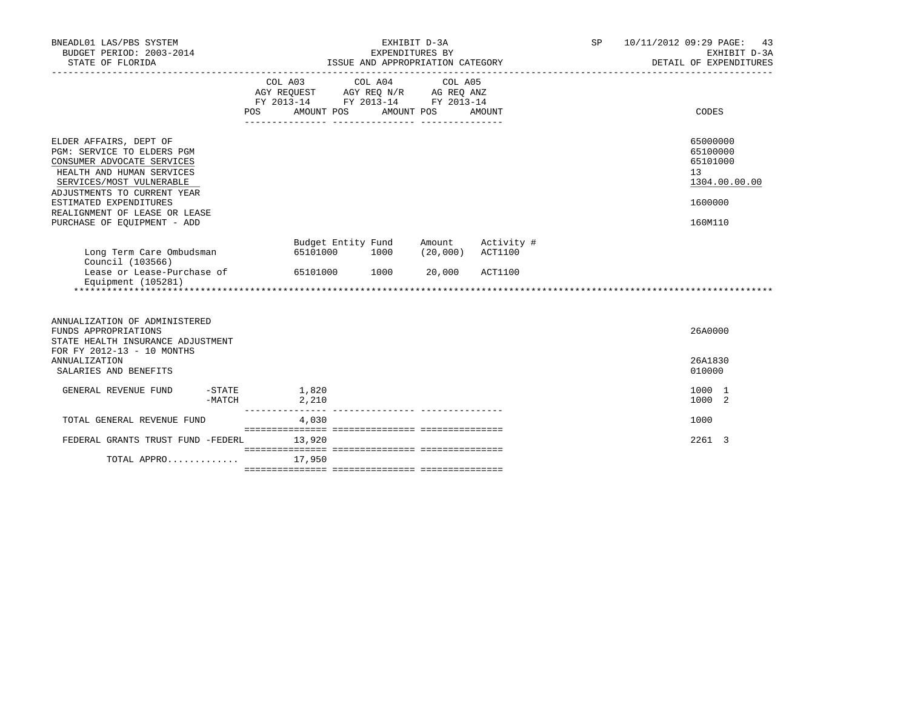BNEADL01 LAS/PBS SYSTEM — EXHIBIT D-3A — EXPENDITURES BY ISSUE AND APPROPRIATION CATEGORY — DETAIL OF EXPENDITURES

BUDGET PERIOD: 2003-2014

STATE OF FLORIDA

| | COL A03 AGY REQUEST FY 2013-14 POS AMOUNT | COL A04 AGY REQ N/R FY 2013-14 POS AMOUNT | COL A05 AG REQ ANZ FY 2013-14 POS AMOUNT | CODES |
|---|---|---|---|---|
| ELDER AFFAIRS, DEPT OF | | | | 65000000 |
| PGM: SERVICE TO ELDERS PGM | | | | 65100000 |
| CONSUMER ADVOCATE SERVICES | | | | 65101000 |
| HEALTH AND HUMAN SERVICES | | | | 13 |
| SERVICES/MOST VULNERABLE | | | | 1304.00.00.00 |
| ADJUSTMENTS TO CURRENT YEAR ESTIMATED EXPENDITURES | | | | 1600000 |
| REALIGNMENT OF LEASE OR LEASE PURCHASE OF EQUIPMENT - ADD | | | | 160M110 |

| | Budget Entity | Fund | Amount | Activity # |
|---|---|---|---|---|
| Long Term Care Ombudsman Council (103566) | 65101000 | 1000 | (20,000) | ACT1100 |
| Lease or Lease-Purchase of Equipment (105281) | 65101000 | 1000 | 20,000 | ACT1100 |

*******************************************************************************************************************

| | COL A03 AGY REQUEST FY 2013-14 POS AMOUNT | COL A04 AGY REQ N/R FY 2013-14 POS AMOUNT | COL A05 AG REQ ANZ FY 2013-14 POS AMOUNT | CODES |
|---|---|---|---|---|
| ANNUALIZATION OF ADMINISTERED FUNDS APPROPRIATIONS | | | | 26A0000 |
| STATE HEALTH INSURANCE ADJUSTMENT FOR FY 2012-13 - 10 MONTHS ANNUALIZATION | | | | 26A1830 |
| SALARIES AND BENEFITS | | | | 010000 |
| GENERAL REVENUE FUND -STATE | 1,820 | | | 1000 1 |
| -MATCH | 2,210 | | | 1000 2 |
| TOTAL GENERAL REVENUE FUND | 4,030 | | | 1000 |
| FEDERAL GRANTS TRUST FUND -FEDERL | 13,920 | | | 2261 3 |
| TOTAL APPRO............ | 17,950 | | | |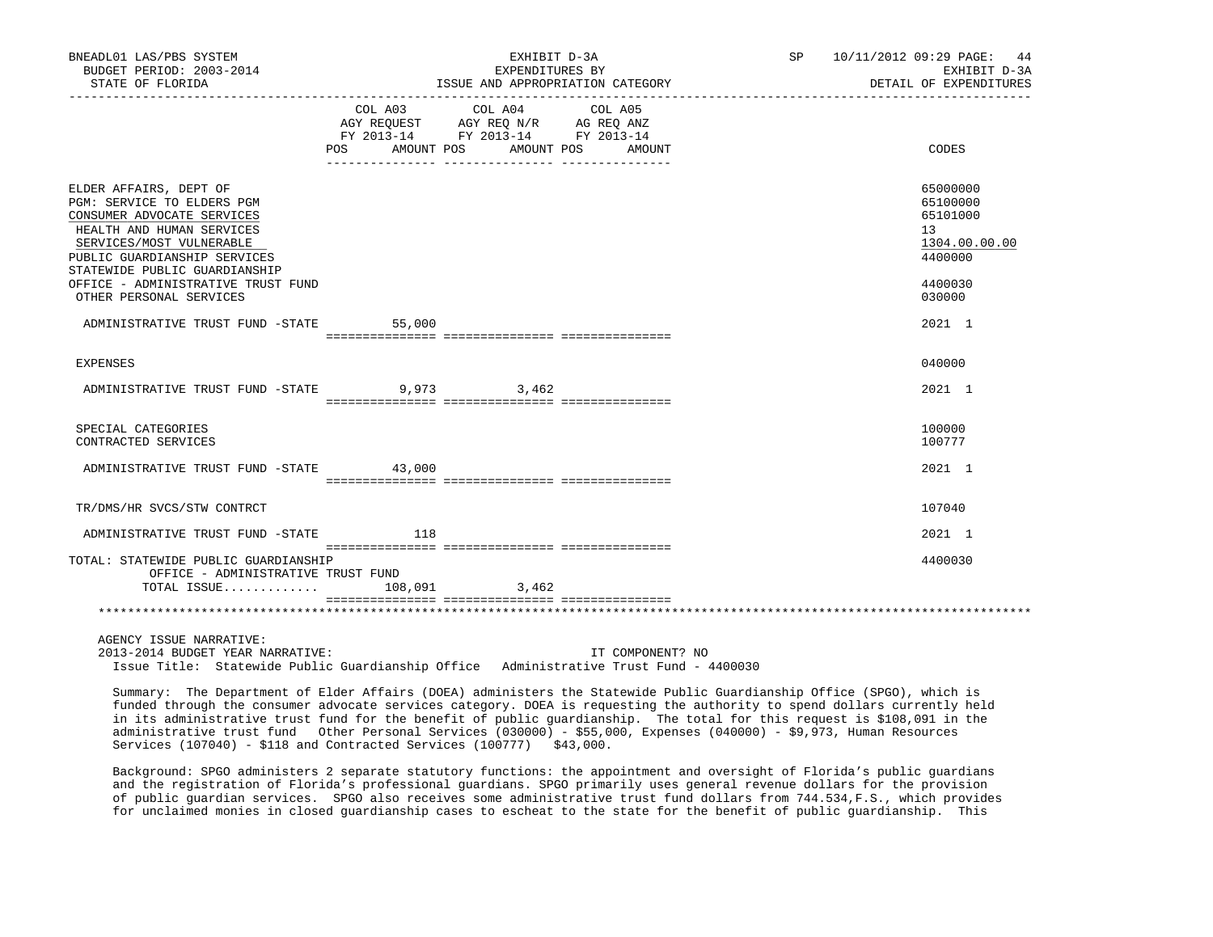BNEADL01 LAS/PBS SYSTEM | EXHIBIT D-3A | SP 10/11/2012 09:29 PAGE: 44
BUDGET PERIOD: 2003-2014 | EXPENDITURES BY | EXHIBIT D-3A
STATE OF FLORIDA | ISSUE AND APPROPRIATION CATEGORY | DETAIL OF EXPENDITURES

| | COL A03 AGY REQUEST FY 2013-14 POS AMOUNT | COL A04 AGY REQ N/R FY 2013-14 POS AMOUNT | COL A05 AG REQ ANZ FY 2013-14 POS AMOUNT | CODES |
|---|---|---|---|---|
| ELDER AFFAIRS, DEPT OF | | | | 65000000 |
| PGM: SERVICE TO ELDERS PGM | | | | 65100000 |
| CONSUMER ADVOCATE SERVICES | | | | 65101000 |
| HEALTH AND HUMAN SERVICES | | | | 13 |
| SERVICES/MOST VULNERABLE | | | | 1304.00.00.00 |
| PUBLIC GUARDIANSHIP SERVICES | | | | 4400000 |
| STATEWIDE PUBLIC GUARDIANSHIP OFFICE - ADMINISTRATIVE TRUST FUND | | | | 4400030 |
| OTHER PERSONAL SERVICES | | | | 030000 |
| ADMINISTRATIVE TRUST FUND -STATE | 55,000 | | | 2021 1 |
| EXPENSES | | | | 040000 |
| ADMINISTRATIVE TRUST FUND -STATE | 9,973 | 3,462 | | 2021 1 |
| SPECIAL CATEGORIES | | | | 100000 |
| CONTRACTED SERVICES | | | | 100777 |
| ADMINISTRATIVE TRUST FUND -STATE | 43,000 | | | 2021 1 |
| TR/DMS/HR SVCS/STW CONTRCT | | | | 107040 |
| ADMINISTRATIVE TRUST FUND -STATE | 118 | | | 2021 1 |
| TOTAL: STATEWIDE PUBLIC GUARDIANSHIP OFFICE - ADMINISTRATIVE TRUST FUND | | | | 4400030 |
| TOTAL ISSUE............ | 108,091 | 3,462 | | |

AGENCY ISSUE NARRATIVE:
2013-2014 BUDGET YEAR NARRATIVE: IT COMPONENT? NO

Issue Title: Statewide Public Guardianship Office Administrative Trust Fund - 4400030

Summary: The Department of Elder Affairs (DOEA) administers the Statewide Public Guardianship Office (SPGO), which is funded through the consumer advocate services category. DOEA is requesting the authority to spend dollars currently held in its administrative trust fund for the benefit of public guardianship. The total for this request is $108,091 in the administrative trust fund Other Personal Services (030000) - $55,000, Expenses (040000) - $9,973, Human Resources Services (107040) - $118 and Contracted Services (100777) $43,000.

Background: SPGO administers 2 separate statutory functions: the appointment and oversight of Florida's public guardians and the registration of Florida's professional guardians. SPGO primarily uses general revenue dollars for the provision of public guardian services. SPGO also receives some administrative trust fund dollars from 744.534,F.S., which provides for unclaimed monies in closed guardianship cases to escheat to the state for the benefit of public guardianship. This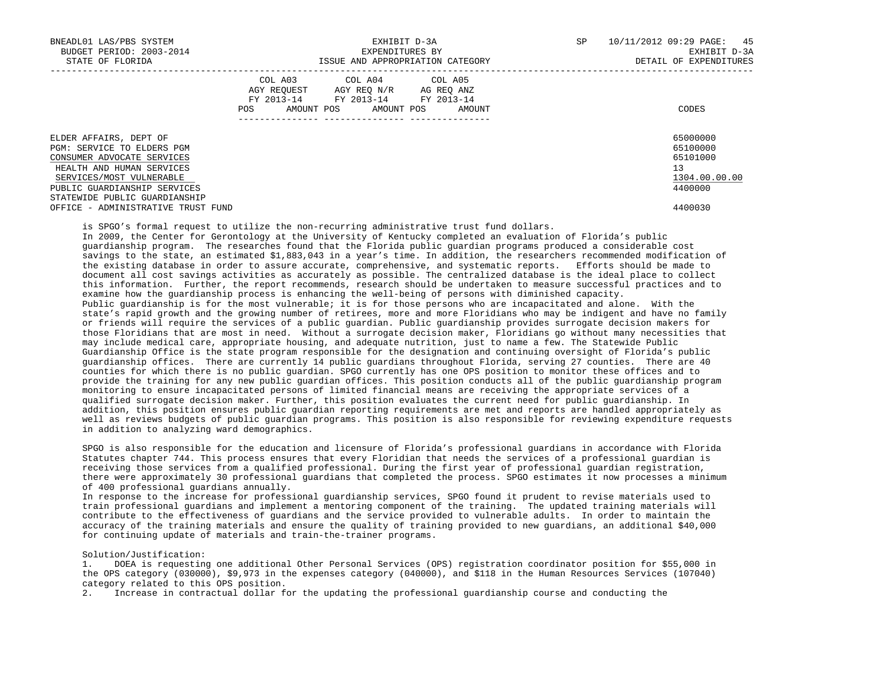| | COL A03 AGY REQUEST FY 2013-14 POS AMOUNT | COL A04 AGY REQ N/R FY 2013-14 POS AMOUNT | COL A05 AG REQ ANZ FY 2013-14 POS AMOUNT | CODES |
|---|---|---|---|---|
| ELDER AFFAIRS, DEPT OF | | | | 65000000 |
| PGM: SERVICE TO ELDERS PGM | | | | 65100000 |
| CONSUMER ADVOCATE SERVICES | | | | 65101000 |
| HEALTH AND HUMAN SERVICES | | | | 13 |
| SERVICES/MOST VULNERABLE | | | | 1304.00.00.00 |
| PUBLIC GUARDIANSHIP SERVICES | | | | 4400000 |
| STATEWIDE PUBLIC GUARDIANSHIP OFFICE - ADMINISTRATIVE TRUST FUND | | | | 4400030 |

is SPGO's formal request to utilize the non-recurring administrative trust fund dollars.

In 2009, the Center for Gerontology at the University of Kentucky completed an evaluation of Florida's public guardianship program. The researches found that the Florida public guardian programs produced a considerable cost savings to the state, an estimated $1,883,043 in a year's time. In addition, the researchers recommended modification of the existing database in order to assure accurate, comprehensive, and systematic reports. Efforts should be made to document all cost savings activities as accurately as possible. The centralized database is the ideal place to collect this information. Further, the report recommends, research should be undertaken to measure successful practices and to examine how the guardianship process is enhancing the well-being of persons with diminished capacity.

Public guardianship is for the most vulnerable; it is for those persons who are incapacitated and alone. With the state's rapid growth and the growing number of retirees, more and more Floridians who may be indigent and have no family or friends will require the services of a public guardian. Public guardianship provides surrogate decision makers for those Floridians that are most in need. Without a surrogate decision maker, Floridians go without many necessities that may include medical care, appropriate housing, and adequate nutrition, just to name a few. The Statewide Public Guardianship Office is the state program responsible for the designation and continuing oversight of Florida's public guardianship offices. There are currently 14 public guardians throughout Florida, serving 27 counties. There are 40 counties for which there is no public guardian. SPGO currently has one OPS position to monitor these offices and to provide the training for any new public guardian offices. This position conducts all of the public guardianship program monitoring to ensure incapacitated persons of limited financial means are receiving the appropriate services of a qualified surrogate decision maker. Further, this position evaluates the current need for public guardianship. In addition, this position ensures public guardian reporting requirements are met and reports are handled appropriately as well as reviews budgets of public guardian programs. This position is also responsible for reviewing expenditure requests in addition to analyzing ward demographics.

SPGO is also responsible for the education and licensure of Florida's professional guardians in accordance with Florida Statutes chapter 744. This process ensures that every Floridian that needs the services of a professional guardian is receiving those services from a qualified professional. During the first year of professional guardian registration, there were approximately 30 professional guardians that completed the process. SPGO estimates it now processes a minimum of 400 professional guardians annually.

In response to the increase for professional guardianship services, SPGO found it prudent to revise materials used to train professional guardians and implement a mentoring component of the training. The updated training materials will contribute to the effectiveness of guardians and the service provided to vulnerable adults. In order to maintain the accuracy of the training materials and ensure the quality of training provided to new guardians, an additional $40,000 for continuing update of materials and train-the-trainer programs.

Solution/Justification:

1. DOEA is requesting one additional Other Personal Services (OPS) registration coordinator position for $55,000 in the OPS category (030000), $9,973 in the expenses category (040000), and $118 in the Human Resources Services (107040) category related to this OPS position.
2. Increase in contractual dollar for the updating the professional guardianship course and conducting the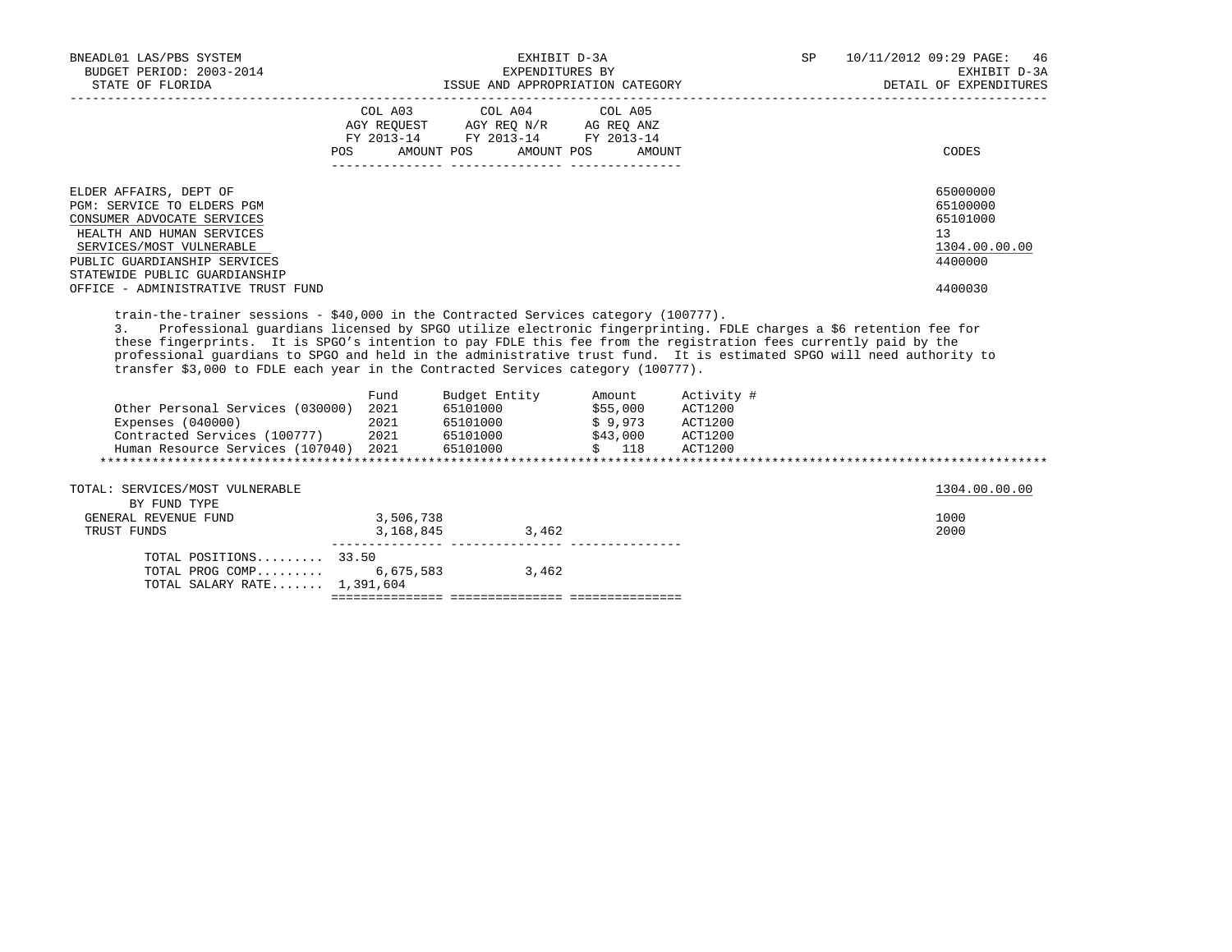| | COL A03 AGY REQUEST FY 2013-14 | | COL A04 AGY REQ N/R FY 2013-14 | | COL A05 AG REQ ANZ FY 2013-14 | | |
|---|---|---|---|---|---|---|---|
| | POS | AMOUNT | POS | AMOUNT | POS | AMOUNT | CODES |
| ELDER AFFAIRS, DEPT OF | | | | | | | 65000000 |
| PGM: SERVICE TO ELDERS PGM | | | | | | | 65100000 |
| CONSUMER ADVOCATE SERVICES | | | | | | | 65101000 |
| HEALTH AND HUMAN SERVICES | | | | | | | 13 |
| SERVICES/MOST VULNERABLE | | | | | | | 1304.00.00.00 |
| PUBLIC GUARDIANSHIP SERVICES | | | | | | | 4400000 |
| STATEWIDE PUBLIC GUARDIANSHIP OFFICE - ADMINISTRATIVE TRUST FUND | | | | | | | 4400030 |

train-the-trainer sessions - $40,000 in the Contracted Services category (100777).

3. Professional guardians licensed by SPGO utilize electronic fingerprinting. FDLE charges a $6 retention fee for these fingerprints. It is SPGO's intention to pay FDLE this fee from the registration fees currently paid by the professional guardians to SPGO and held in the administrative trust fund. It is estimated SPGO will need authority to transfer $3,000 to FDLE each year in the Contracted Services category (100777).

| | Fund | Budget Entity | Amount | Activity # |
|---|---|---|---|---|
| Other Personal Services (030000) | 2021 | 65101000 | $55,000 | ACT1200 |
| Expenses (040000) | 2021 | 65101000 | $ 9,973 | ACT1200 |
| Contracted Services (100777) | 2021 | 65101000 | $43,000 | ACT1200 |
| Human Resource Services (107040) | 2021 | 65101000 | $ 118 | ACT1200 |

*******************************************************************************************************************************

| | COL A03 | COL A04 | COL A05 | CODES |
|---|---|---|---|---|
| TOTAL: SERVICES/MOST VULNERABLE | | | | 1304.00.00.00 |
| BY FUND TYPE | | | | |
| GENERAL REVENUE FUND | 3,506,738 | | | 1000 |
| TRUST FUNDS | 3,168,845 | 3,462 | | 2000 |
| TOTAL POSITIONS......... | 33.50 | | | |
| TOTAL PROG COMP......... | 6,675,583 | 3,462 | | |
| TOTAL SALARY RATE....... | 1,391,604 | | | |